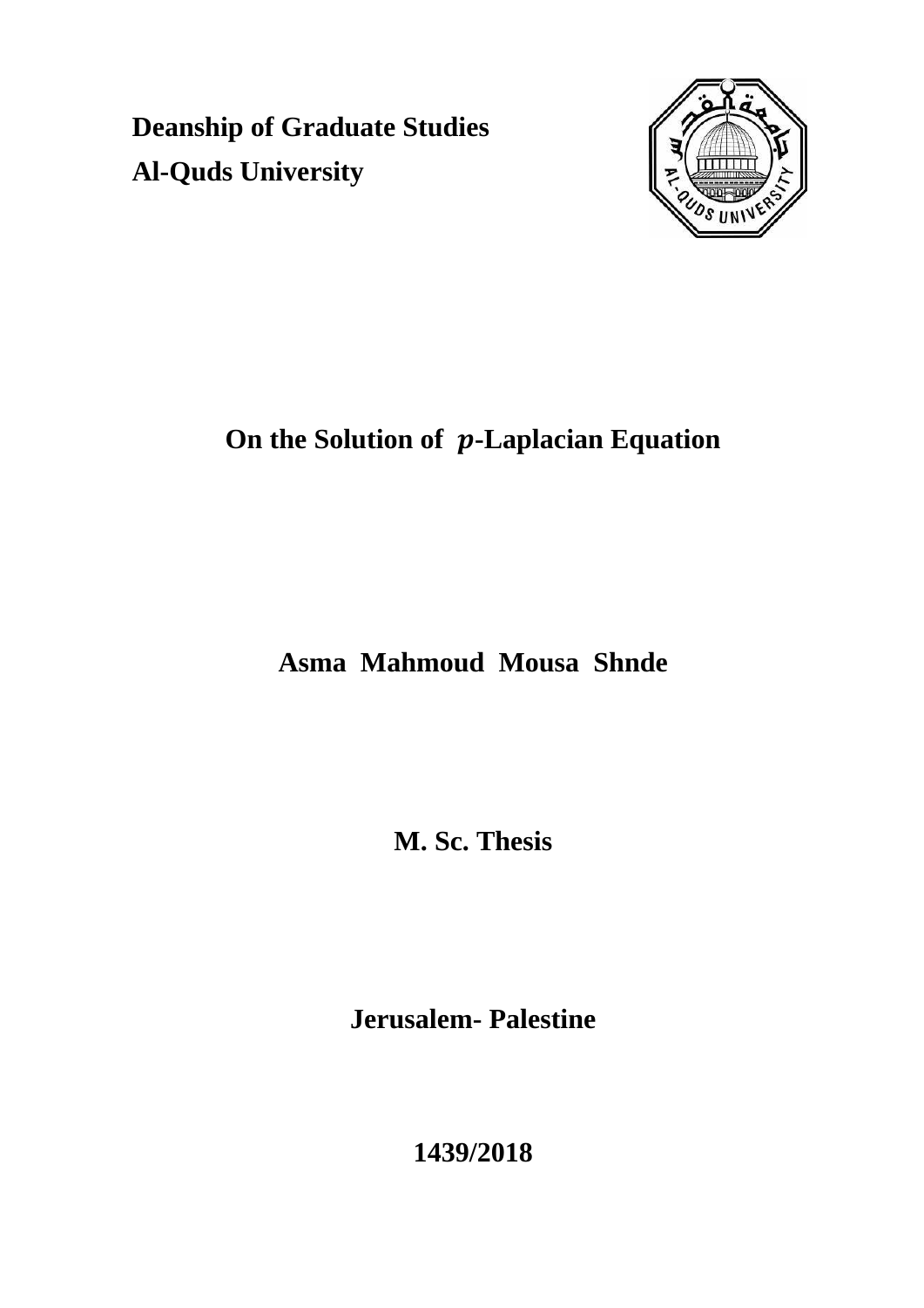**Deanship of Graduate Studies**

**Al-Quds University**

# On the Solution of $p$-Laplacian Equation

**Asma Mahmoud Mousa Shnde**

**M. Sc. Thesis**

**Jerusalem- Palestine**

**1439/2018**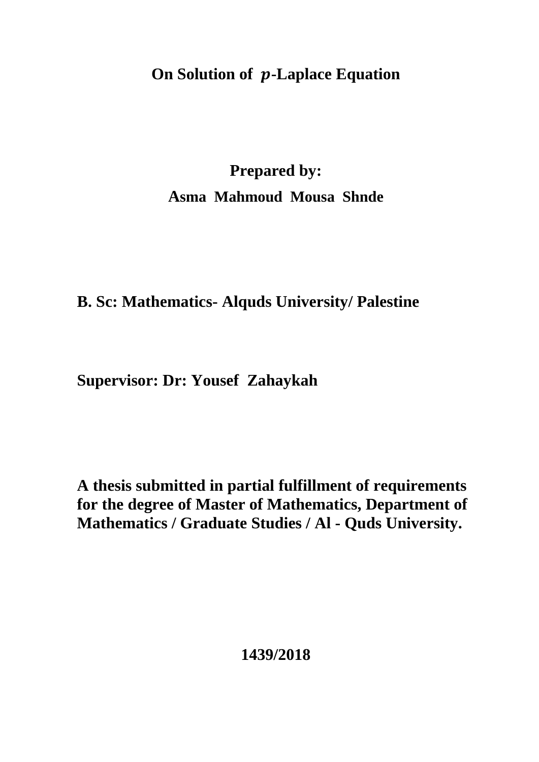# On Solution of $p$-Laplace Equation

**Prepared by:**

**Asma Mahmoud Mousa Shnde**

**B. Sc: Mathematics- Alquds University/ Palestine**

**Supervisor: Dr: Yousef Zahaykah**

**A thesis submitted in partial fulfillment of requirements for the degree of Master of Mathematics, Department of Mathematics / Graduate Studies / Al - Quds University.**

**1439/2018**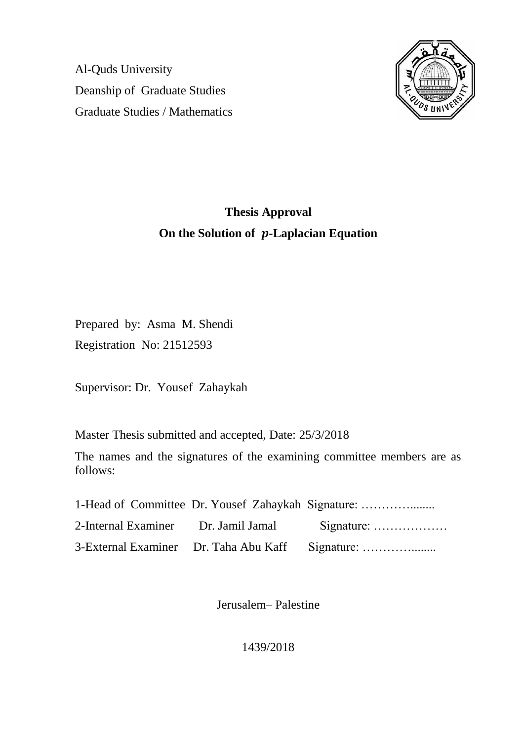Al-Quds University

Deanship of Graduate Studies

Graduate Studies / Mathematics

**Thesis Approval**

**On the Solution of $p$-Laplacian Equation**

Prepared by: Asma M. Shendi

Registration No: 21512593

Supervisor: Dr. Yousef Zahaykah

Master Thesis submitted and accepted, Date: 25/3/2018

The names and the signatures of the examining committee members are as follows:

1-Head of Committee Dr. Yousef Zahaykah Signature: ……………........

2-Internal Examiner Dr. Jamil Jamal Signature: ………………

3-External Examiner Dr. Taha Abu Kaff Signature: ……………........

Jerusalem– Palestine

1439/2018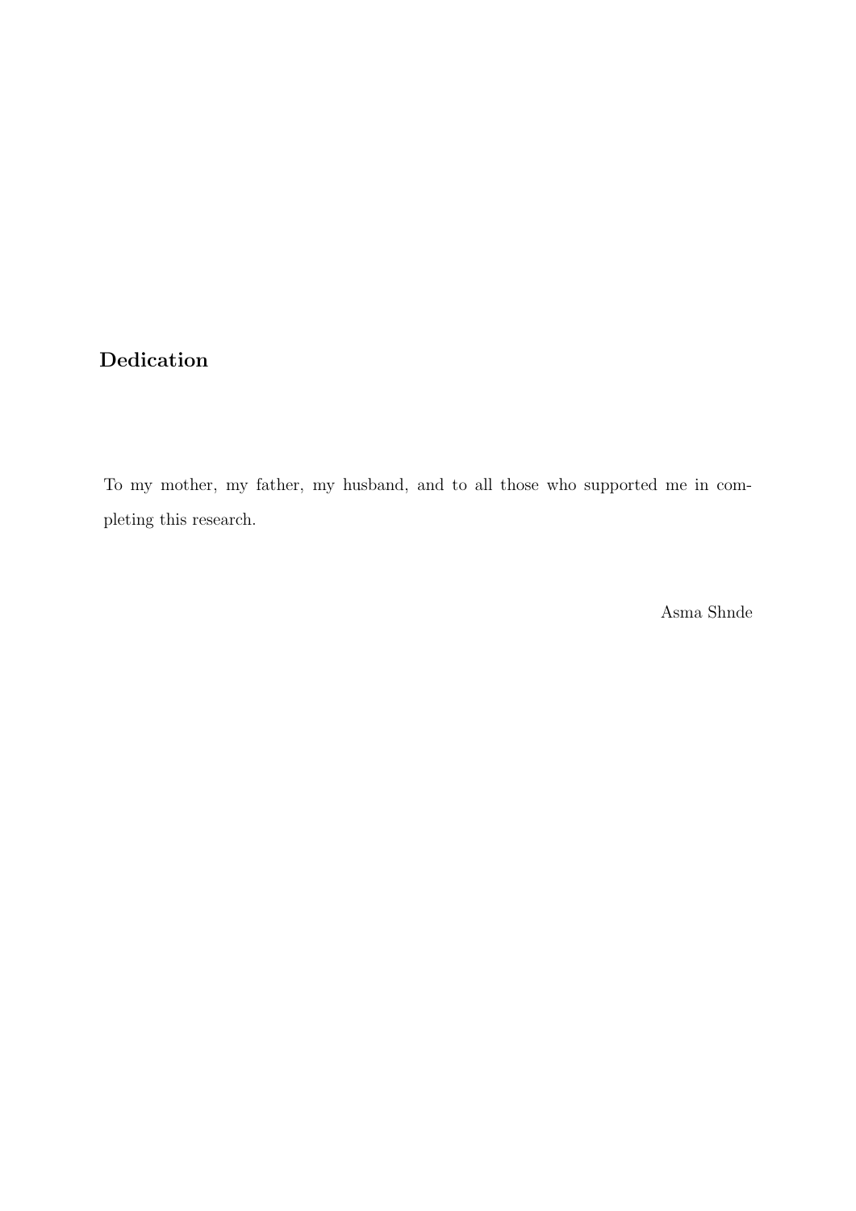## Dedication

To my mother, my father, my husband, and to all those who supported me in completing this research.

Asma Shnde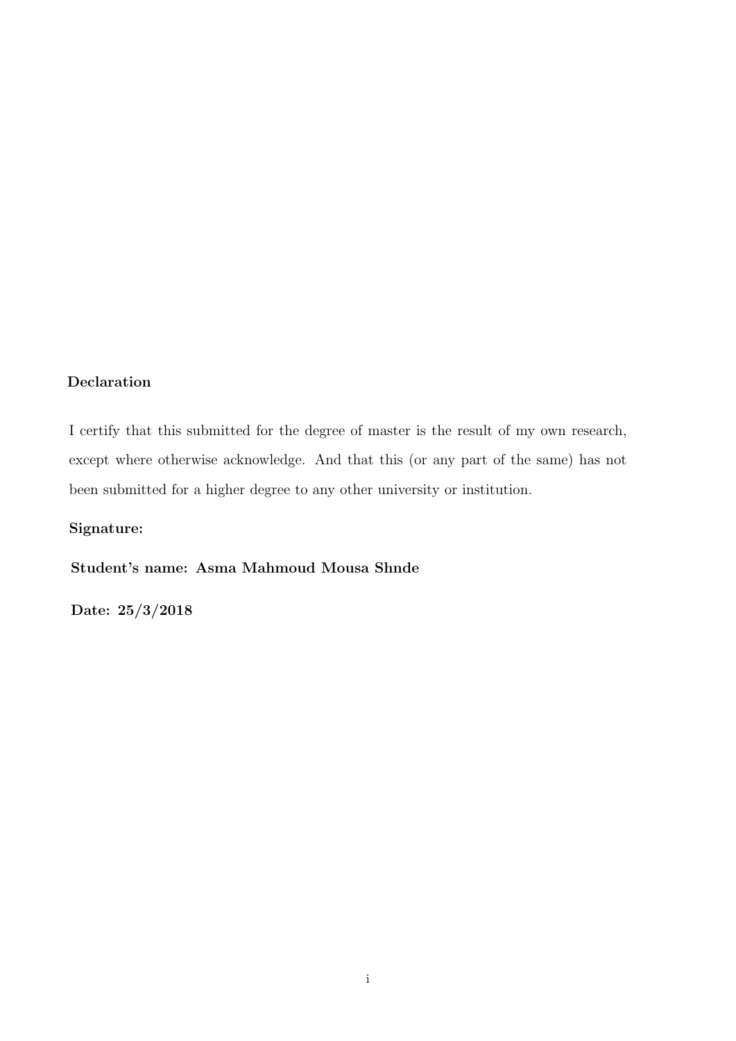**Declaration**

I certify that this submitted for the degree of master is the result of my own research, except where otherwise acknowledge. And that this (or any part of the same) has not been submitted for a higher degree to any other university or institution.

**Signature:**

**Student's name: Asma Mahmoud Mousa Shnde**

**Date: 25/3/2018**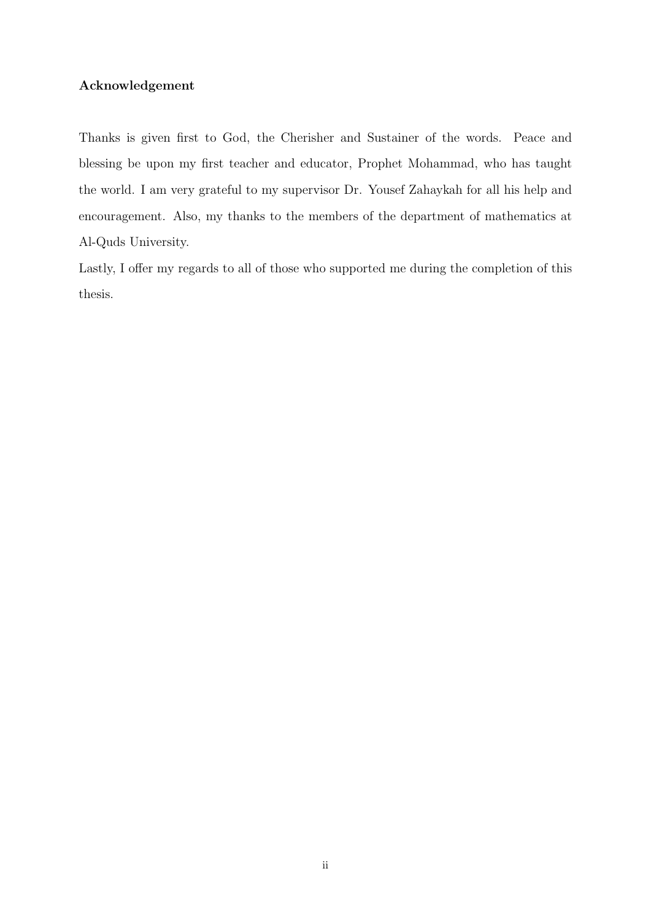**Acknowledgement**

Thanks is given first to God, the Cherisher and Sustainer of the words. Peace and blessing be upon my first teacher and educator, Prophet Mohammad, who has taught the world. I am very grateful to my supervisor Dr. Yousef Zahaykah for all his help and encouragement. Also, my thanks to the members of the department of mathematics at Al-Quds University.

Lastly, I offer my regards to all of those who supported me during the completion of this thesis.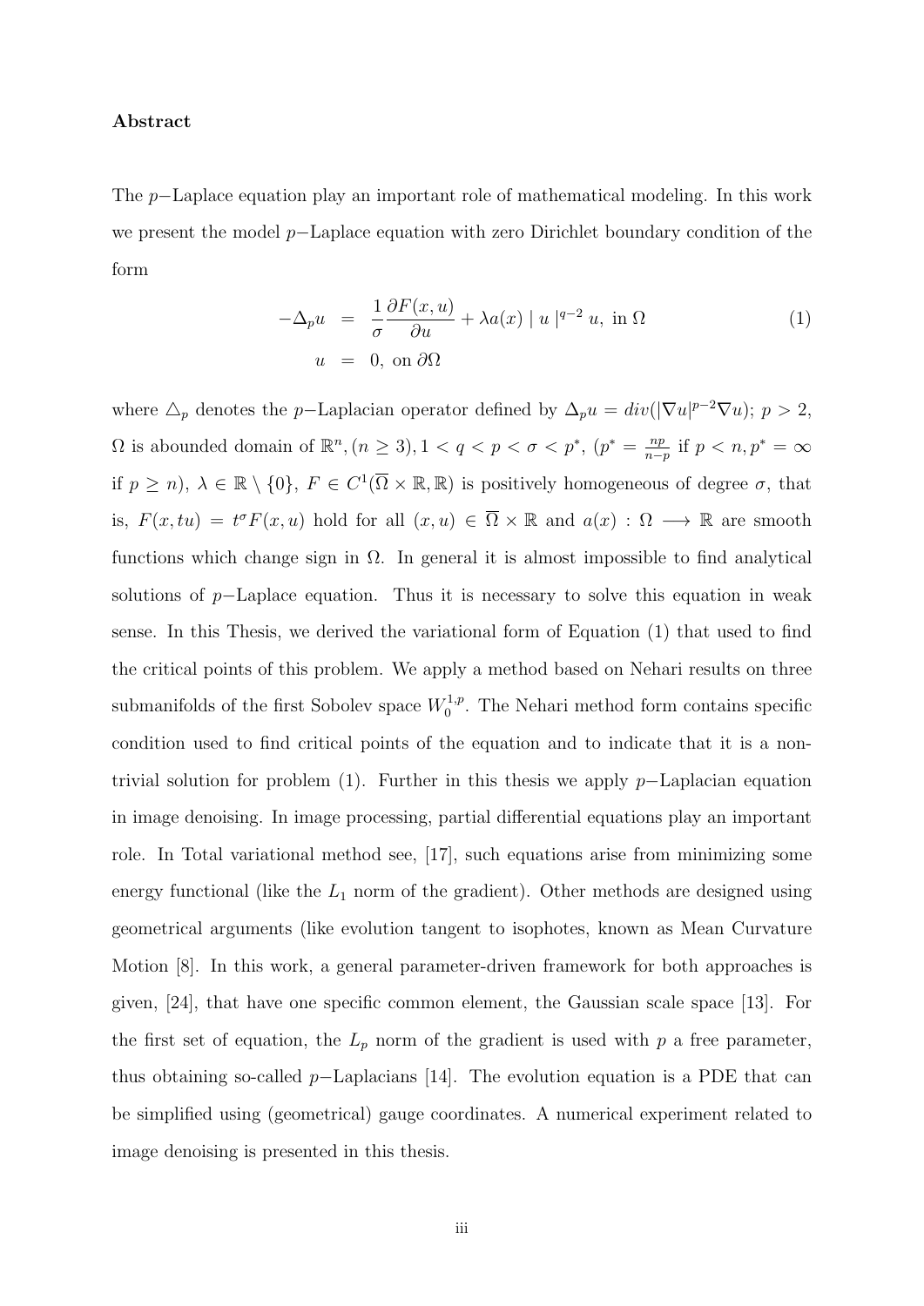**Abstract**

The $p-$Laplace equation play an important role of mathematical modeling. In this work we present the model $p-$Laplace equation with zero Dirichlet boundary condition of the form

$$
\begin{aligned}
-\Delta_p u &= \frac{1}{\sigma}\frac{\partial F(x,u)}{\partial u} + \lambda a(x) \mid u \mid^{q-2} u, \text{ in } \Omega \\
u &= 0, \text{ on } \partial\Omega
\end{aligned}
\tag{1}
$$

where $\triangle_p$ denotes the $p-$Laplacian operator defined by $\Delta_p u = div(|\nabla u|^{p-2}\nabla u)$; $p > 2$, $\Omega$ is abounded domain of $\mathbb{R}^n, (n \geq 3), 1 < q < p < \sigma < p^*$, ($p^* = \frac{np}{n-p}$ if $p < n, p^* = \infty$ if $p \geq n$), $\lambda \in \mathbb{R} \setminus \{0\}$, $F \in C^1(\overline{\Omega} \times \mathbb{R}, \mathbb{R})$ is positively homogeneous of degree $\sigma$, that is, $F(x, tu) = t^\sigma F(x, u)$ hold for all $(x, u) \in \overline{\Omega} \times \mathbb{R}$ and $a(x) : \Omega \longrightarrow \mathbb{R}$ are smooth functions which change sign in $\Omega$. In general it is almost impossible to find analytical solutions of $p-$Laplace equation. Thus it is necessary to solve this equation in weak sense. In this Thesis, we derived the variational form of Equation (1) that used to find the critical points of this problem. We apply a method based on Nehari results on three submanifolds of the first Sobolev space $W_0^{1,p}$. The Nehari method form contains specific condition used to find critical points of the equation and to indicate that it is a non-trivial solution for problem (1). Further in this thesis we apply $p-$Laplacian equation in image denoising. In image processing, partial differential equations play an important role. In Total variational method see, [17], such equations arise from minimizing some energy functional (like the $L_1$ norm of the gradient). Other methods are designed using geometrical arguments (like evolution tangent to isophotes, known as Mean Curvature Motion [8]. In this work, a general parameter-driven framework for both approaches is given, [24], that have one specific common element, the Gaussian scale space [13]. For the first set of equation, the $L_p$ norm of the gradient is used with $p$ a free parameter, thus obtaining so-called $p-$Laplacians [14]. The evolution equation is a PDE that can be simplified using (geometrical) gauge coordinates. A numerical experiment related to image denoising is presented in this thesis.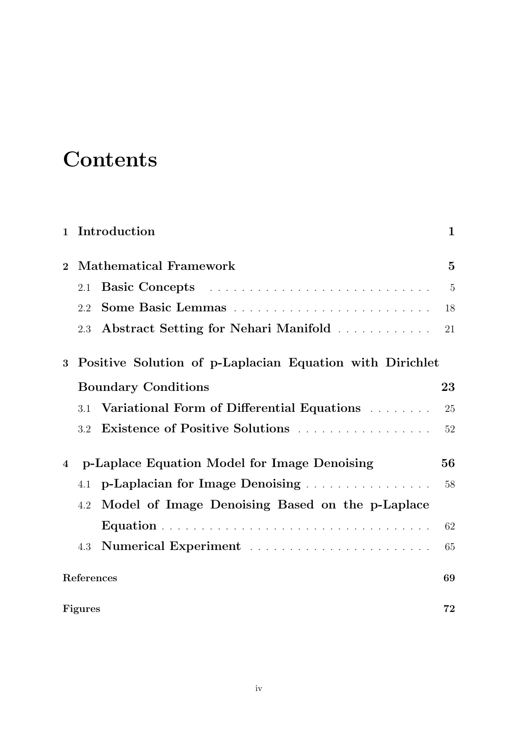# Contents

**1 Introduction** **1**

**2 Mathematical Framework** **5**

- 2.1 **Basic Concepts** ........ 5
- 2.2 **Some Basic Lemmas** ........ 18
- 2.3 **Abstract Setting for Nehari Manifold** ........ 21

**3 Positive Solution of p-Laplacian Equation with Dirichlet Boundary Conditions** **23**

- 3.1 **Variational Form of Differential Equations** ........ 25
- 3.2 **Existence of Positive Solutions** ........ 52

**4 p-Laplace Equation Model for Image Denoising** **56**

- 4.1 **p-Laplacian for Image Denoising** ........ 58
- 4.2 **Model of Image Denoising Based on the p-Laplace Equation** ........ 62
- 4.3 **Numerical Experiment** ........ 65

**References** **69**

**Figures** **72**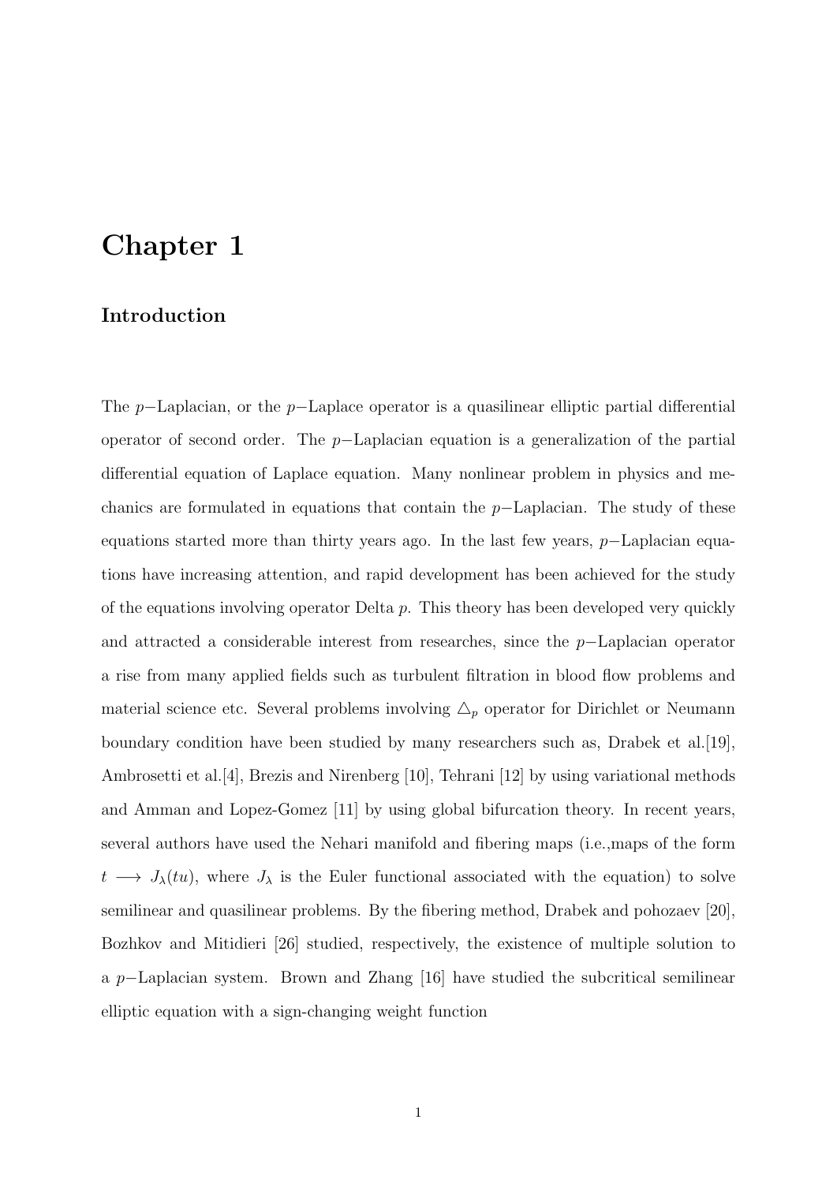# Chapter 1

## Introduction

The $p-$Laplacian, or the $p-$Laplace operator is a quasilinear elliptic partial differential operator of second order. The $p-$Laplacian equation is a generalization of the partial differential equation of Laplace equation. Many nonlinear problem in physics and mechanics are formulated in equations that contain the $p-$Laplacian. The study of these equations started more than thirty years ago. In the last few years, $p-$Laplacian equations have increasing attention, and rapid development has been achieved for the study of the equations involving operator Delta $p$. This theory has been developed very quickly and attracted a considerable interest from researches, since the $p-$Laplacian operator a rise from many applied fields such as turbulent filtration in blood flow problems and material science etc. Several problems involving $\triangle_p$ operator for Dirichlet or Neumann boundary condition have been studied by many researchers such as, Drabek et al.[19], Ambrosetti et al.[4], Brezis and Nirenberg [10], Tehrani [12] by using variational methods and Amman and Lopez-Gomez [11] by using global bifurcation theory. In recent years, several authors have used the Nehari manifold and fibering maps (i.e.,maps of the form $t \longrightarrow J_\lambda(tu)$, where $J_\lambda$ is the Euler functional associated with the equation) to solve semilinear and quasilinear problems. By the fibering method, Drabek and pohozaev [20], Bozhkov and Mitidieri [26] studied, respectively, the existence of multiple solution to a $p-$Laplacian system. Brown and Zhang [16] have studied the subcritical semilinear elliptic equation with a sign-changing weight function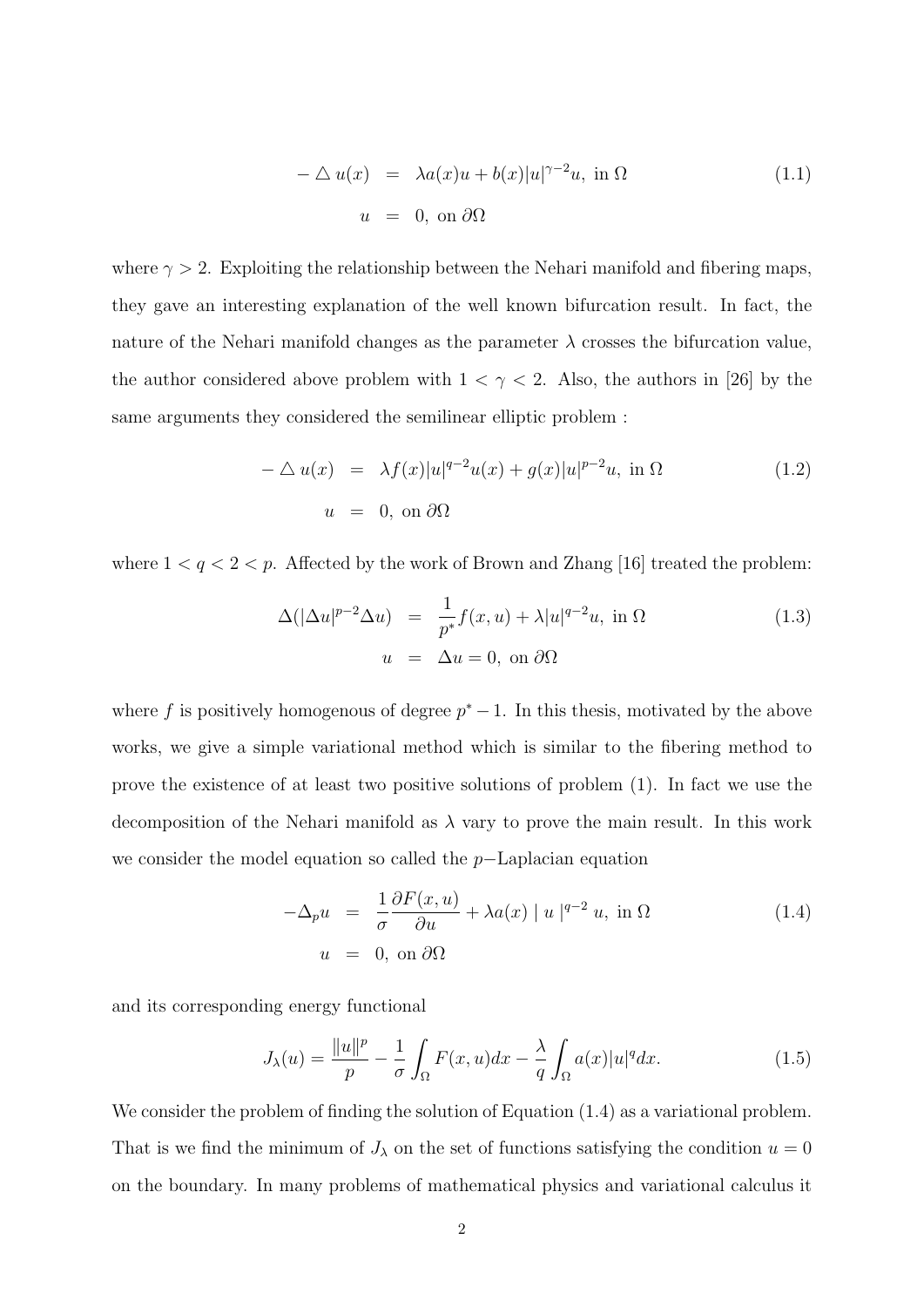$$
\begin{aligned}
-\triangle u(x) &= \lambda a(x)u + b(x)|u|^{\gamma-2}u, \text{ in } \Omega \qquad (1.1)\\
u &= 0, \text{ on } \partial\Omega
\end{aligned}
$$

where $\gamma > 2$. Exploiting the relationship between the Nehari manifold and fibering maps, they gave an interesting explanation of the well known bifurcation result. In fact, the nature of the Nehari manifold changes as the parameter $\lambda$ crosses the bifurcation value, the author considered above problem with $1 < \gamma < 2$. Also, the authors in [26] by the same arguments they considered the semilinear elliptic problem :

$$
\begin{aligned}
-\triangle u(x) &= \lambda f(x)|u|^{q-2}u(x) + g(x)|u|^{p-2}u, \text{ in } \Omega \qquad (1.2)\\
u &= 0, \text{ on } \partial\Omega
\end{aligned}
$$

where $1 < q < 2 < p$. Affected by the work of Brown and Zhang [16] treated the problem:

$$
\begin{aligned}
\Delta(|\Delta u|^{p-2}\Delta u) &= \frac{1}{p^*}f(x,u) + \lambda|u|^{q-2}u, \text{ in } \Omega \qquad (1.3)\\
u &= \Delta u = 0, \text{ on } \partial\Omega
\end{aligned}
$$

where $f$ is positively homogenous of degree $p^* - 1$. In this thesis, motivated by the above works, we give a simple variational method which is similar to the fibering method to prove the existence of at least two positive solutions of problem (1). In fact we use the decomposition of the Nehari manifold as $\lambda$ vary to prove the main result. In this work we consider the model equation so called the $p-$Laplacian equation

$$
\begin{aligned}
-\Delta_p u &= \frac{1}{\sigma}\frac{\partial F(x,u)}{\partial u} + \lambda a(x) \mid u \mid^{q-2} u, \text{ in } \Omega \qquad (1.4)\\
u &= 0, \text{ on } \partial\Omega
\end{aligned}
$$

and its corresponding energy functional

$$
J_\lambda(u) = \frac{\|u\|^p}{p} - \frac{1}{\sigma}\int_\Omega F(x,u)dx - \frac{\lambda}{q}\int_\Omega a(x)|u|^q dx. \qquad (1.5)
$$

We consider the problem of finding the solution of Equation (1.4) as a variational problem. That is we find the minimum of $J_\lambda$ on the set of functions satisfying the condition $u = 0$ on the boundary. In many problems of mathematical physics and variational calculus it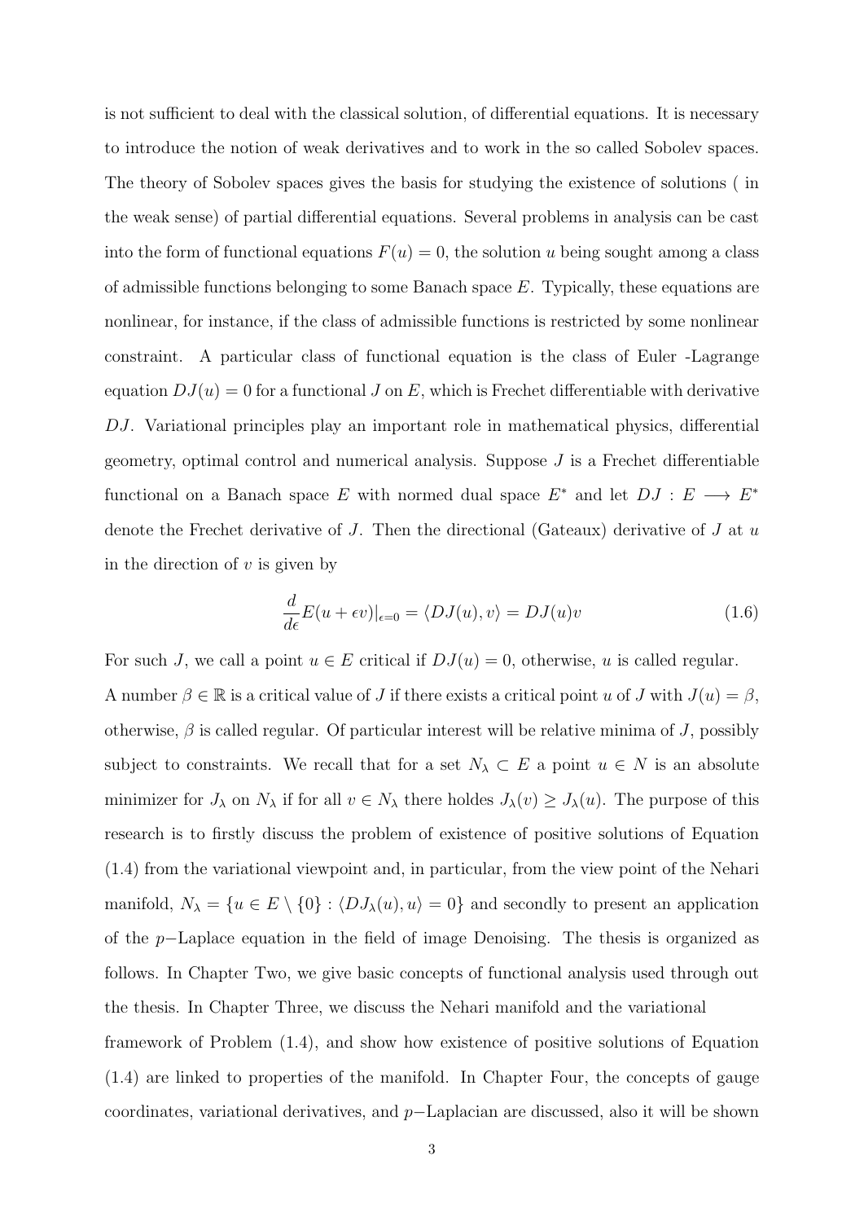is not sufficient to deal with the classical solution, of differential equations. It is necessary to introduce the notion of weak derivatives and to work in the so called Sobolev spaces. The theory of Sobolev spaces gives the basis for studying the existence of solutions ( in the weak sense) of partial differential equations. Several problems in analysis can be cast into the form of functional equations $F(u) = 0$, the solution $u$ being sought among a class of admissible functions belonging to some Banach space $E$. Typically, these equations are nonlinear, for instance, if the class of admissible functions is restricted by some nonlinear constraint. A particular class of functional equation is the class of Euler -Lagrange equation $DJ(u) = 0$ for a functional $J$ on $E$, which is Frechet differentiable with derivative $DJ$. Variational principles play an important role in mathematical physics, differential geometry, optimal control and numerical analysis. Suppose $J$ is a Frechet differentiable functional on a Banach space $E$ with normed dual space $E^*$ and let $DJ : E \longrightarrow E^*$ denote the Frechet derivative of $J$. Then the directional (Gateaux) derivative of $J$ at $u$ in the direction of $v$ is given by

$$\frac{d}{d\epsilon}E(u+\epsilon v)|_{\epsilon=0} = \langle DJ(u), v\rangle = DJ(u)v \tag{1.6}$$

For such $J$, we call a point $u \in E$ critical if $DJ(u) = 0$, otherwise, $u$ is called regular. A number $\beta \in \mathbb{R}$ is a critical value of $J$ if there exists a critical point $u$ of $J$ with $J(u) = \beta$, otherwise, $\beta$ is called regular. Of particular interest will be relative minima of $J$, possibly subject to constraints. We recall that for a set $N_\lambda \subset E$ a point $u \in N$ is an absolute minimizer for $J_\lambda$ on $N_\lambda$ if for all $v \in N_\lambda$ there holdes $J_\lambda(v) \geq J_\lambda(u)$. The purpose of this research is to firstly discuss the problem of existence of positive solutions of Equation (1.4) from the variational viewpoint and, in particular, from the view point of the Nehari manifold, $N_\lambda = \{u \in E \setminus \{0\} : \langle DJ_\lambda(u), u\rangle = 0\}$ and secondly to present an application of the $p-$Laplace equation in the field of image Denoising. The thesis is organized as follows. In Chapter Two, we give basic concepts of functional analysis used through out the thesis. In Chapter Three, we discuss the Nehari manifold and the variational framework of Problem (1.4), and show how existence of positive solutions of Equation (1.4) are linked to properties of the manifold. In Chapter Four, the concepts of gauge coordinates, variational derivatives, and $p-$Laplacian are discussed, also it will be shown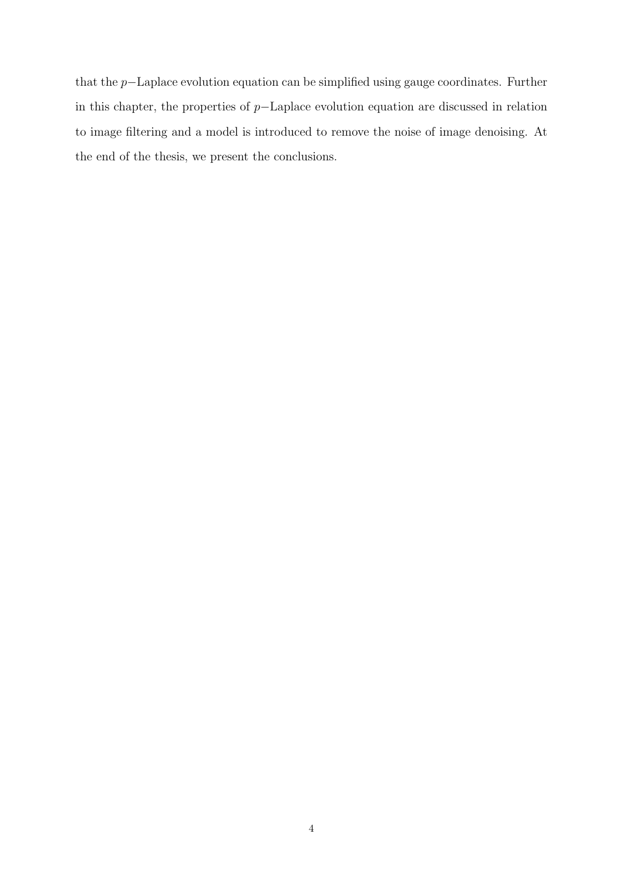that the $p-$Laplace evolution equation can be simplified using gauge coordinates. Further in this chapter, the properties of $p-$Laplace evolution equation are discussed in relation to image filtering and a model is introduced to remove the noise of image denoising. At the end of the thesis, we present the conclusions.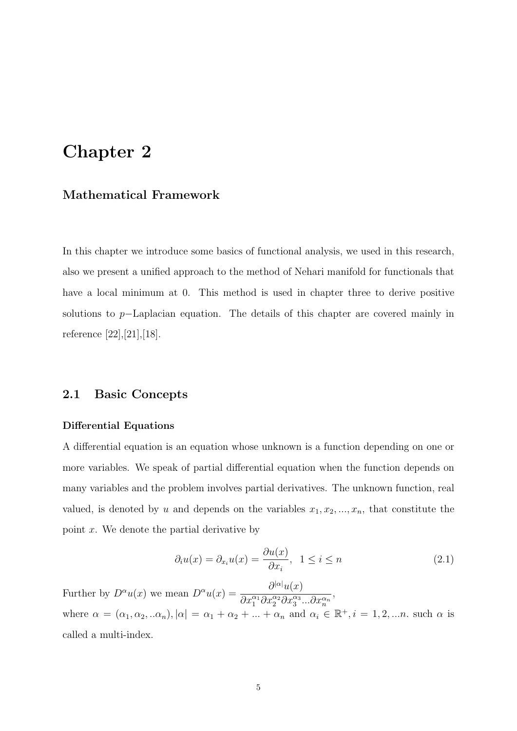# Chapter 2

## Mathematical Framework

In this chapter we introduce some basics of functional analysis, we used in this research, also we present a unified approach to the method of Nehari manifold for functionals that have a local minimum at 0. This method is used in chapter three to derive positive solutions to $p-$Laplacian equation. The details of this chapter are covered mainly in reference [22],[21],[18].

## 2.1 Basic Concepts

**Differential Equations**

A differential equation is an equation whose unknown is a function depending on one or more variables. We speak of partial differential equation when the function depends on many variables and the problem involves partial derivatives. The unknown function, real valued, is denoted by $u$ and depends on the variables $x_1, x_2, ..., x_n$, that constitute the point $x$. We denote the partial derivative by

$$\partial_i u(x) = \partial_{x_i} u(x) = \frac{\partial u(x)}{\partial x_i}, \ \ 1 \le i \le n \tag{2.1}$$

Further by $D^\alpha u(x)$ we mean $D^\alpha u(x) = \dfrac{\partial^{|\alpha|} u(x)}{\partial x_1^{\alpha_1} \partial x_2^{\alpha_2} \partial x_3^{\alpha_3} ... \partial x_n^{\alpha_n}}$,
where $\alpha = (\alpha_1, \alpha_2, ..\alpha_n), |\alpha| = \alpha_1 + \alpha_2 + ... + \alpha_n$ and $\alpha_i \in \mathbb{R}^+, i = 1, 2, ...n$. such $\alpha$ is called a multi-index.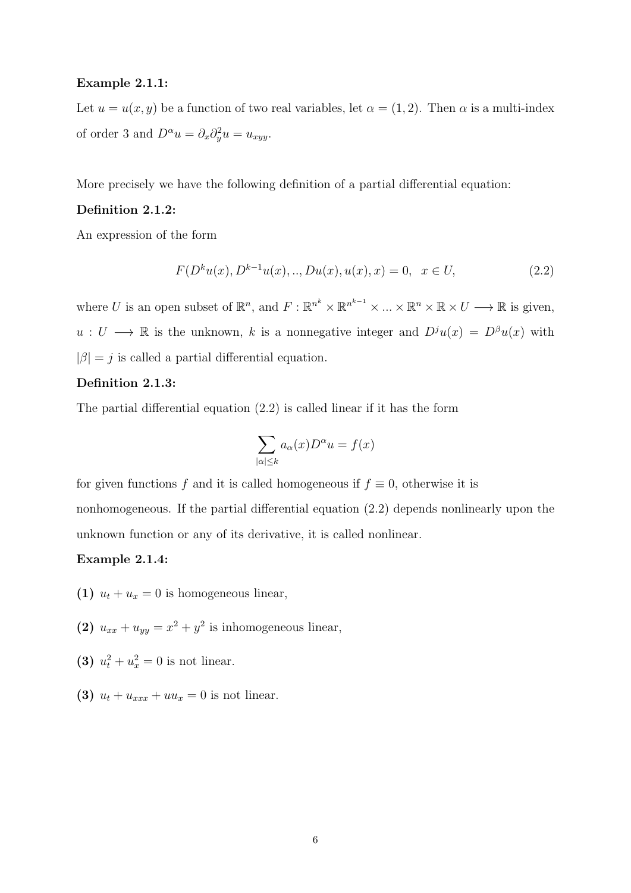**Example 2.1.1:**

Let $u = u(x, y)$ be a function of two real variables, let $\alpha = (1, 2)$. Then $\alpha$ is a multi-index of order 3 and $D^\alpha u = \partial_x \partial_y^2 u = u_{xyy}$.

More precisely we have the following definition of a partial differential equation:

**Definition 2.1.2:**

An expression of the form

$$F(D^k u(x), D^{k-1}u(x), .., Du(x), u(x), x) = 0, \;\; x \in U, \tag{2.2}$$

where $U$ is an open subset of $\mathbb{R}^n$, and $F : \mathbb{R}^{n^k} \times \mathbb{R}^{n^{k-1}} \times ... \times \mathbb{R}^n \times \mathbb{R} \times U \longrightarrow \mathbb{R}$ is given, $u : U \longrightarrow \mathbb{R}$ is the unknown, $k$ is a nonnegative integer and $D^j u(x) = D^\beta u(x)$ with $|\beta| = j$ is called a partial differential equation.

**Definition 2.1.3:**

The partial differential equation (2.2) is called linear if it has the form

$$\sum_{|\alpha| \leq k} a_\alpha(x) D^\alpha u = f(x)$$

for given functions $f$ and it is called homogeneous if $f \equiv 0$, otherwise it is nonhomogeneous. If the partial differential equation (2.2) depends nonlinearly upon the unknown function or any of its derivative, it is called nonlinear.

**Example 2.1.4:**

**(1)** $u_t + u_x = 0$ is homogeneous linear,

**(2)** $u_{xx} + u_{yy} = x^2 + y^2$ is inhomogeneous linear,

**(3)** $u_t^2 + u_x^2 = 0$ is not linear.

**(3)** $u_t + u_{xxx} + uu_x = 0$ is not linear.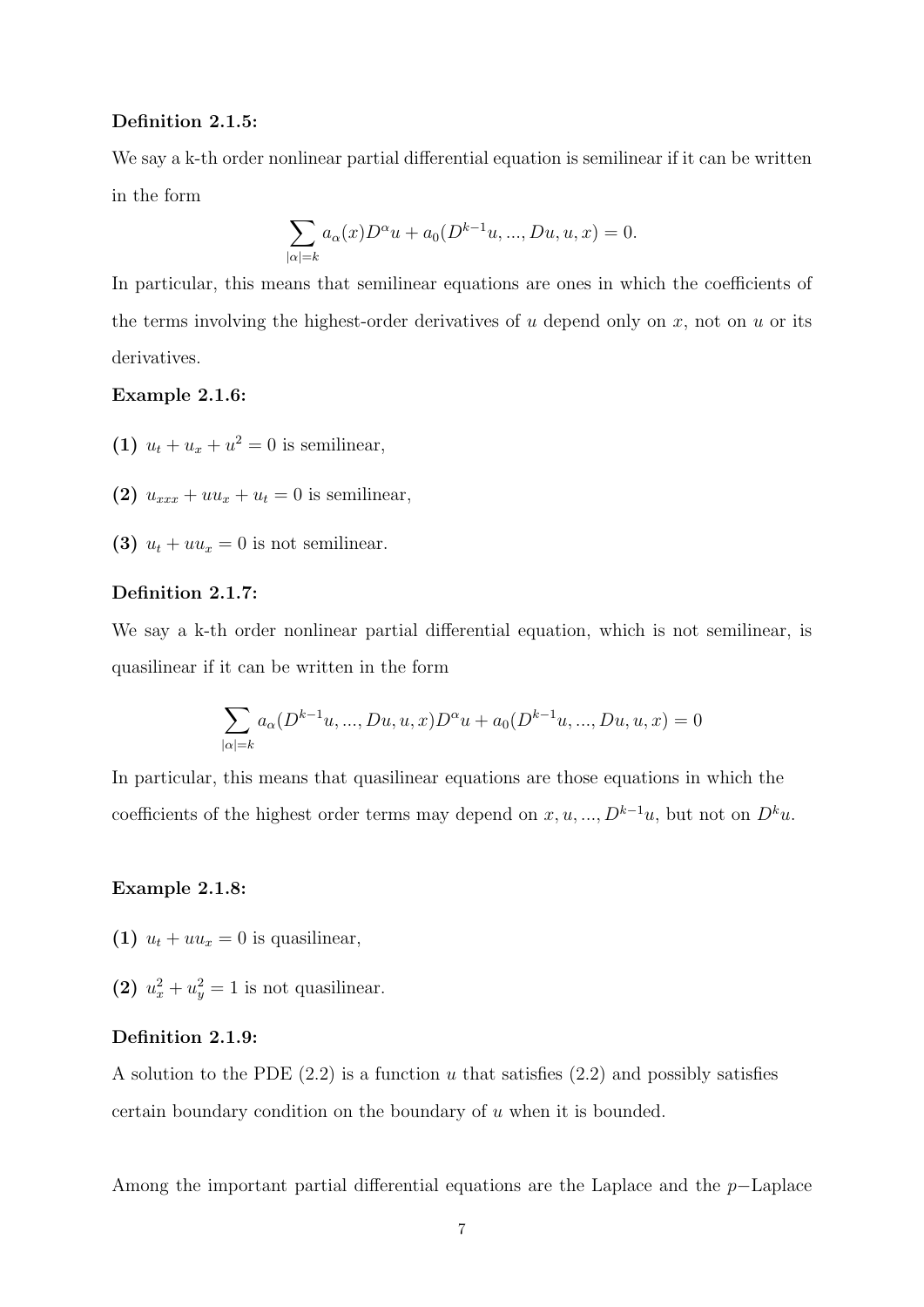**Definition 2.1.5:**

We say a k-th order nonlinear partial differential equation is semilinear if it can be written in the form

$$\sum_{|\alpha|=k} a_\alpha(x) D^\alpha u + a_0(D^{k-1}u, ..., Du, u, x) = 0.$$

In particular, this means that semilinear equations are ones in which the coefficients of the terms involving the highest-order derivatives of $u$ depend only on $x$, not on $u$ or its derivatives.

**Example 2.1.6:**

**(1)** $u_t + u_x + u^2 = 0$ is semilinear,

**(2)** $u_{xxx} + uu_x + u_t = 0$ is semilinear,

**(3)** $u_t + uu_x = 0$ is not semilinear.

**Definition 2.1.7:**

We say a k-th order nonlinear partial differential equation, which is not semilinear, is quasilinear if it can be written in the form

$$\sum_{|\alpha|=k} a_\alpha(D^{k-1}u, ..., Du, u, x) D^\alpha u + a_0(D^{k-1}u, ..., Du, u, x) = 0$$

In particular, this means that quasilinear equations are those equations in which the coefficients of the highest order terms may depend on $x, u, ..., D^{k-1}u$, but not on $D^k u$.

**Example 2.1.8:**

**(1)** $u_t + uu_x = 0$ is quasilinear,

**(2)** $u_x^2 + u_y^2 = 1$ is not quasilinear.

**Definition 2.1.9:**

A solution to the PDE (2.2) is a function $u$ that satisfies (2.2) and possibly satisfies certain boundary condition on the boundary of $u$ when it is bounded.

Among the important partial differential equations are the Laplace and the $p-$Laplace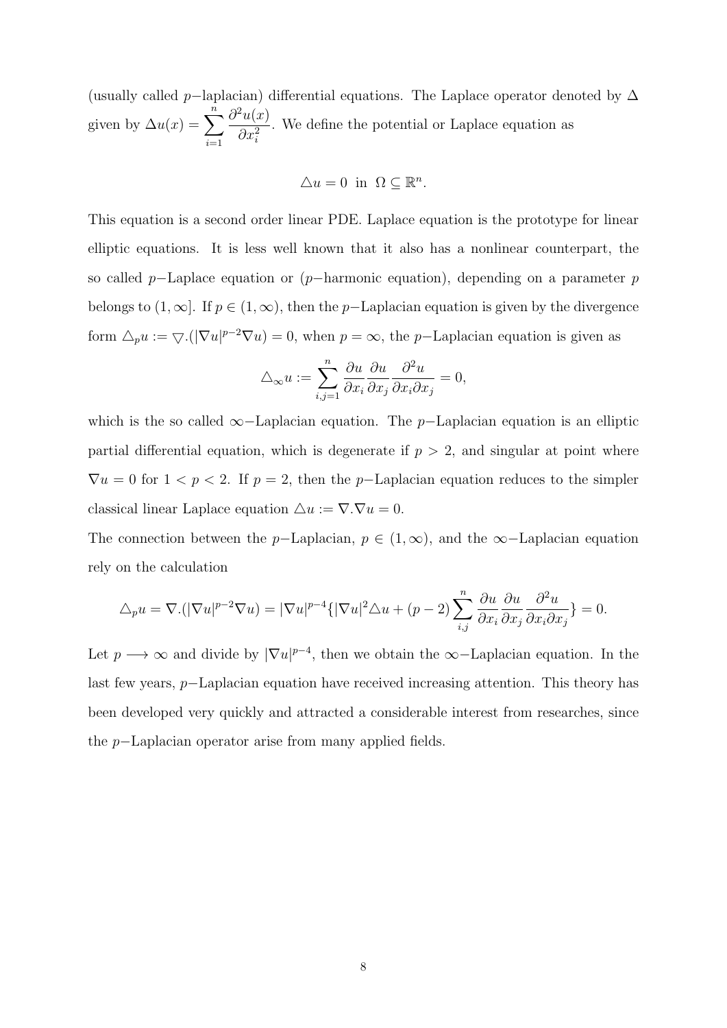(usually called $p-$laplacian) differential equations. The Laplace operator denoted by $\Delta$ given by $\Delta u(x) = \sum_{i=1}^{n} \frac{\partial^2 u(x)}{\partial x_i^2}$. We define the potential or Laplace equation as

$$\triangle u = 0 \ \text{ in } \ \Omega \subseteq \mathbb{R}^n.$$

This equation is a second order linear PDE. Laplace equation is the prototype for linear elliptic equations. It is less well known that it also has a nonlinear counterpart, the so called $p-$Laplace equation or ($p-$harmonic equation), depending on a parameter $p$ belongs to $(1, \infty]$. If $p \in (1, \infty)$, then the $p-$Laplacian equation is given by the divergence form $\triangle_p u := \bigtriangledown.(|\nabla u|^{p-2}\nabla u) = 0$, when $p = \infty$, the $p-$Laplacian equation is given as

$$\triangle_\infty u := \sum_{i,j=1}^{n} \frac{\partial u}{\partial x_i} \frac{\partial u}{\partial x_j} \frac{\partial^2 u}{\partial x_i \partial x_j} = 0,$$

which is the so called $\infty-$Laplacian equation. The $p-$Laplacian equation is an elliptic partial differential equation, which is degenerate if $p > 2$, and singular at point where $\nabla u = 0$ for $1 < p < 2$. If $p = 2$, then the $p-$Laplacian equation reduces to the simpler classical linear Laplace equation $\triangle u := \nabla.\nabla u = 0$.

The connection between the $p-$Laplacian, $p \in (1, \infty)$, and the $\infty-$Laplacian equation rely on the calculation

$$\triangle_p u = \nabla.(|\nabla u|^{p-2}\nabla u) = |\nabla u|^{p-4}\{|\nabla u|^2 \triangle u + (p-2)\sum_{i,j}^{n} \frac{\partial u}{\partial x_i} \frac{\partial u}{\partial x_j} \frac{\partial^2 u}{\partial x_i \partial x_j}\} = 0.$$

Let $p \longrightarrow \infty$ and divide by $|\nabla u|^{p-4}$, then we obtain the $\infty-$Laplacian equation. In the last few years, $p-$Laplacian equation have received increasing attention. This theory has been developed very quickly and attracted a considerable interest from researches, since the $p-$Laplacian operator arise from many applied fields.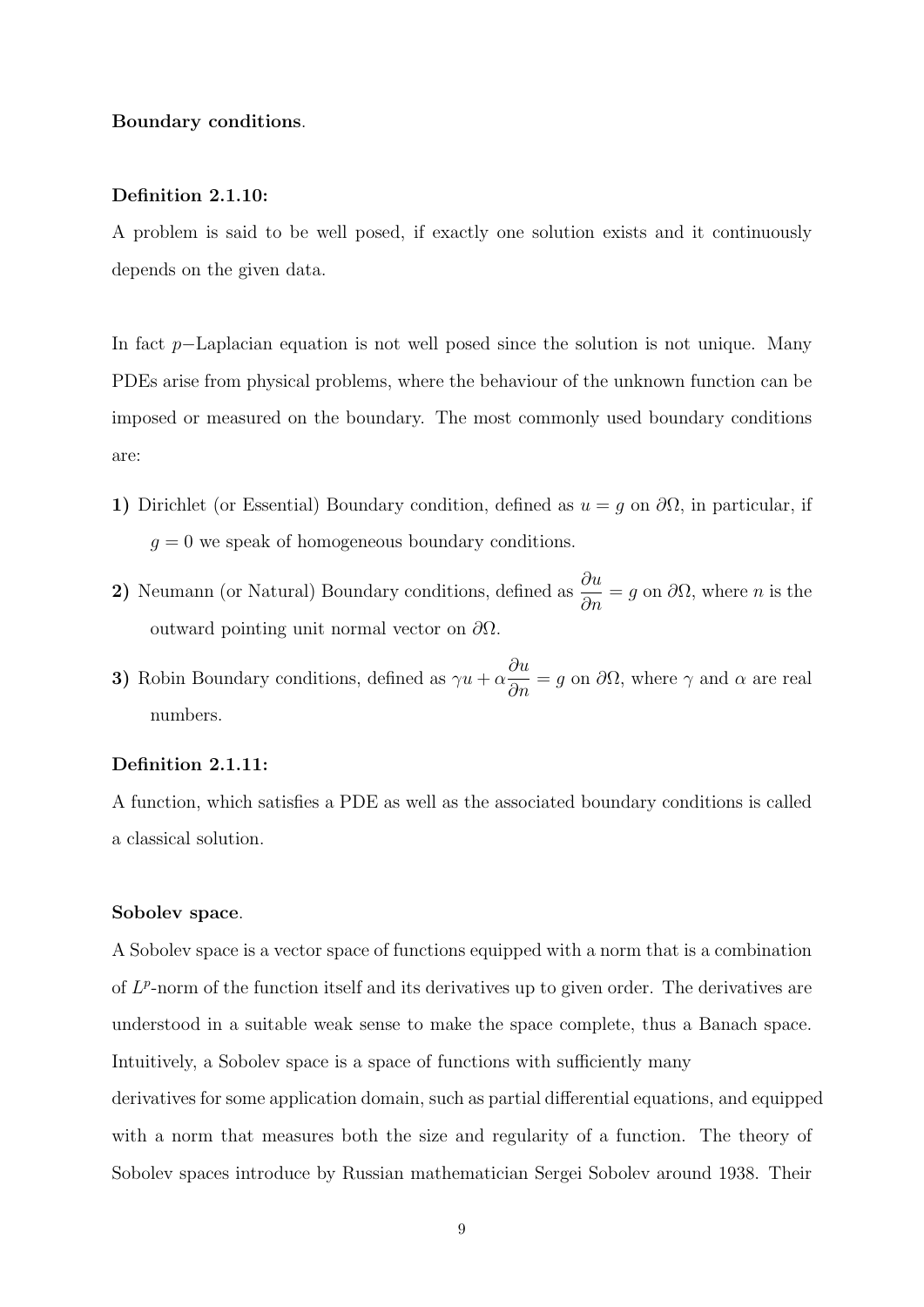**Boundary conditions**.

**Definition 2.1.10:**

A problem is said to be well posed, if exactly one solution exists and it continuously depends on the given data.

In fact $p-$Laplacian equation is not well posed since the solution is not unique. Many PDEs arise from physical problems, where the behaviour of the unknown function can be imposed or measured on the boundary. The most commonly used boundary conditions are:

**1)** Dirichlet (or Essential) Boundary condition, defined as $u = g$ on $\partial\Omega$, in particular, if $g = 0$ we speak of homogeneous boundary conditions.

**2)** Neumann (or Natural) Boundary conditions, defined as $\dfrac{\partial u}{\partial n} = g$ on $\partial\Omega$, where $n$ is the outward pointing unit normal vector on $\partial\Omega$.

**3)** Robin Boundary conditions, defined as $\gamma u + \alpha\dfrac{\partial u}{\partial n} = g$ on $\partial\Omega$, where $\gamma$ and $\alpha$ are real numbers.

**Definition 2.1.11:**

A function, which satisfies a PDE as well as the associated boundary conditions is called a classical solution.

**Sobolev space**.

A Sobolev space is a vector space of functions equipped with a norm that is a combination of $L^p$-norm of the function itself and its derivatives up to given order. The derivatives are understood in a suitable weak sense to make the space complete, thus a Banach space. Intuitively, a Sobolev space is a space of functions with sufficiently many derivatives for some application domain, such as partial differential equations, and equipped with a norm that measures both the size and regularity of a function. The theory of Sobolev spaces introduce by Russian mathematician Sergei Sobolev around 1938. Their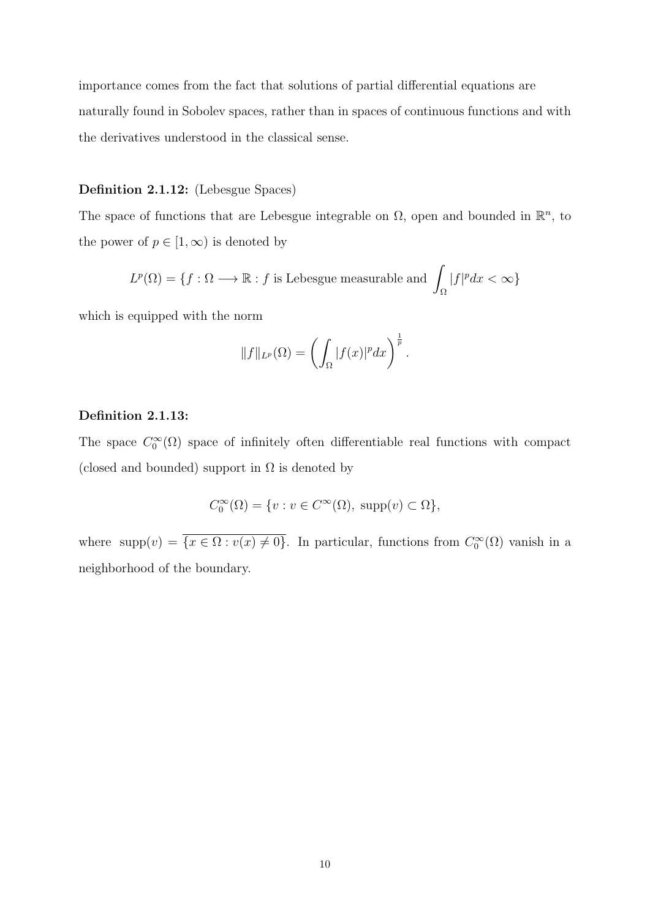importance comes from the fact that solutions of partial differential equations are naturally found in Sobolev spaces, rather than in spaces of continuous functions and with the derivatives understood in the classical sense.

**Definition 2.1.12:** (Lebesgue Spaces)

The space of functions that are Lebesgue integrable on $\Omega$, open and bounded in $\mathbb{R}^n$, to the power of $p \in [1, \infty)$ is denoted by

$$L^p(\Omega) = \{f : \Omega \longrightarrow \mathbb{R} : f \text{ is Lebesgue measurable and } \int_\Omega |f|^p dx < \infty\}$$

which is equipped with the norm

$$\|f\|_{L^p}(\Omega) = \left( \int_\Omega |f(x)|^p dx \right)^{\frac{1}{p}}.$$

**Definition 2.1.13:**

The space $C_0^\infty(\Omega)$ space of infinitely often differentiable real functions with compact (closed and bounded) support in $\Omega$ is denoted by

$$C_0^\infty(\Omega) = \{v : v \in C^\infty(\Omega),\ \text{supp}(v) \subset \Omega\},$$

where $\text{supp}(v) = \overline{\{x \in \Omega : v(x) \neq 0\}}$. In particular, functions from $C_0^\infty(\Omega)$ vanish in a neighborhood of the boundary.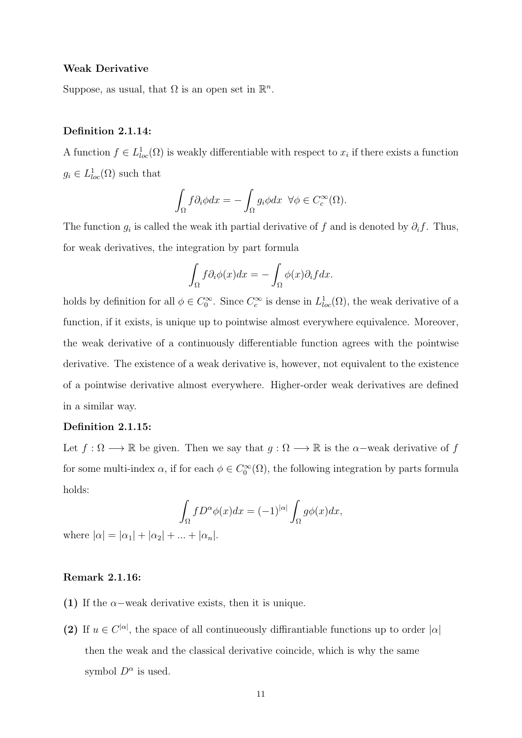**Weak Derivative**

Suppose, as usual, that $\Omega$ is an open set in $\mathbb{R}^n$.

**Definition 2.1.14:**

A function $f \in L^1_{loc}(\Omega)$ is weakly differentiable with respect to $x_i$ if there exists a function $g_i \in L^1_{loc}(\Omega)$ such that

$$\int_\Omega f \partial_i \phi dx = -\int_\Omega g_i \phi dx \ \ \forall \phi \in C_c^\infty(\Omega).$$

The function $g_i$ is called the weak ith partial derivative of $f$ and is denoted by $\partial_i f$. Thus, for weak derivatives, the integration by part formula

$$\int_\Omega f \partial_i \phi(x) dx = -\int_\Omega \phi(x) \partial_i f dx.$$

holds by definition for all $\phi \in C_0^\infty$. Since $C_c^\infty$ is dense in $L^1_{loc}(\Omega)$, the weak derivative of a function, if it exists, is unique up to pointwise almost everywhere equivalence. Moreover, the weak derivative of a continuously differentiable function agrees with the pointwise derivative. The existence of a weak derivative is, however, not equivalent to the existence of a pointwise derivative almost everywhere. Higher-order weak derivatives are defined in a similar way.

**Definition 2.1.15:**

Let $f : \Omega \longrightarrow \mathbb{R}$ be given. Then we say that $g : \Omega \longrightarrow \mathbb{R}$ is the $\alpha-$weak derivative of $f$ for some multi-index $\alpha$, if for each $\phi \in C_0^\infty(\Omega)$, the following integration by parts formula holds:

$$\int_\Omega f D^\alpha \phi(x) dx = (-1)^{|\alpha|} \int_\Omega g \phi(x) dx,$$

where $|\alpha| = |\alpha_1| + |\alpha_2| + ... + |\alpha_n|$.

**Remark 2.1.16:**

**(1)** If the $\alpha-$weak derivative exists, then it is unique.

**(2)** If $u \in C^{|\alpha|}$, the space of all continueously diffirantiable functions up to order $|\alpha|$ then the weak and the classical derivative coincide, which is why the same symbol $D^\alpha$ is used.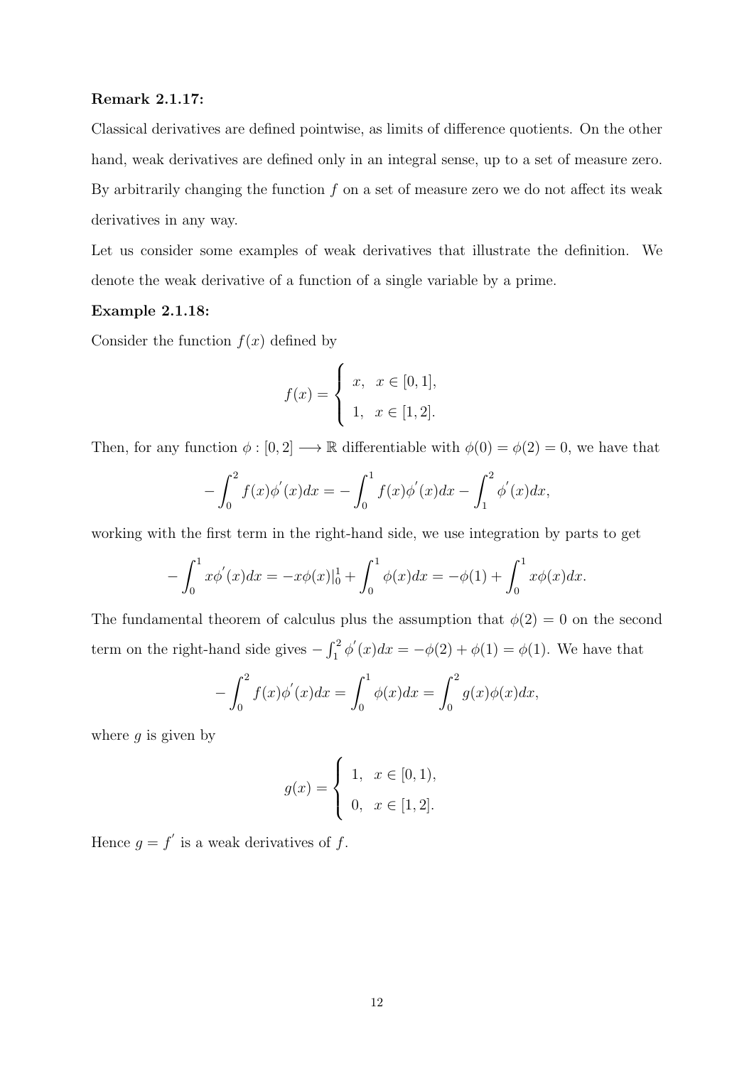**Remark 2.1.17:**

Classical derivatives are defined pointwise, as limits of difference quotients. On the other hand, weak derivatives are defined only in an integral sense, up to a set of measure zero. By arbitrarily changing the function $f$ on a set of measure zero we do not affect its weak derivatives in any way.

Let us consider some examples of weak derivatives that illustrate the definition. We denote the weak derivative of a function of a single variable by a prime.

**Example 2.1.18:**

Consider the function $f(x)$ defined by

$$f(x) = \begin{cases} x, & x \in [0,1], \\ 1, & x \in [1,2]. \end{cases}$$

Then, for any function $\phi : [0,2] \longrightarrow \mathbb{R}$ differentiable with $\phi(0) = \phi(2) = 0$, we have that

$$-\int_0^2 f(x)\phi^{'}(x)dx = -\int_0^1 f(x)\phi^{'}(x)dx - \int_1^2 \phi^{'}(x)dx,$$

working with the first term in the right-hand side, we use integration by parts to get

$$-\int_0^1 x\phi^{'}(x)dx = -x\phi(x)|_0^1 + \int_0^1 \phi(x)dx = -\phi(1) + \int_0^1 x\phi(x)dx.$$

The fundamental theorem of calculus plus the assumption that $\phi(2) = 0$ on the second term on the right-hand side gives $-\int_1^2 \phi^{'}(x)dx = -\phi(2) + \phi(1) = \phi(1)$. We have that

$$-\int_0^2 f(x)\phi^{'}(x)dx = \int_0^1 \phi(x)dx = \int_0^2 g(x)\phi(x)dx,$$

where $g$ is given by

$$g(x) = \begin{cases} 1, & x \in [0,1), \\ 0, & x \in [1,2]. \end{cases}$$

Hence $g = f^{'}$ is a weak derivatives of $f$.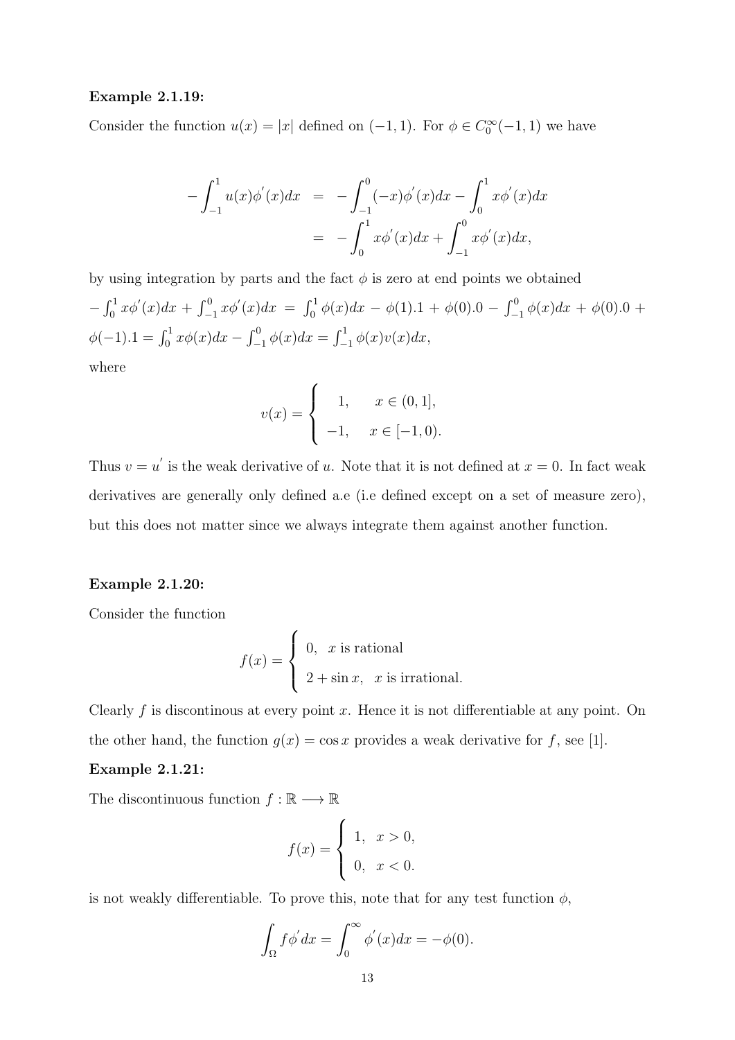**Example 2.1.19:**

Consider the function $u(x) = |x|$ defined on $(-1, 1)$. For $\phi \in C_0^\infty(-1, 1)$ we have

$$
\begin{aligned}
-\int_{-1}^{1} u(x)\phi^{'}(x)dx &= -\int_{-1}^{0}(-x)\phi^{'}(x)dx - \int_{0}^{1} x\phi^{'}(x)dx \\
&= -\int_{0}^{1} x\phi^{'}(x)dx + \int_{-1}^{0} x\phi^{'}(x)dx,
\end{aligned}
$$

by using integration by parts and the fact $\phi$ is zero at end points we obtained $-\int_0^1 x\phi^{'}(x)dx + \int_{-1}^0 x\phi^{'}(x)dx = \int_0^1 \phi(x)dx - \phi(1).1 + \phi(0).0 - \int_{-1}^0 \phi(x)dx + \phi(0).0 + \phi(-1).1 = \int_0^1 x\phi(x)dx - \int_{-1}^0 \phi(x)dx = \int_{-1}^1 \phi(x)v(x)dx$,

where

$$
v(x) = \begin{cases} 1, & x \in (0, 1], \\ -1, & x \in [-1, 0). \end{cases}
$$

Thus $v = u^{'}$ is the weak derivative of $u$. Note that it is not defined at $x = 0$. In fact weak derivatives are generally only defined a.e (i.e defined except on a set of measure zero), but this does not matter since we always integrate them against another function.

**Example 2.1.20:**

Consider the function

$$
f(x) = \begin{cases} 0, & x \text{ is rational} \\ 2 + \sin x, & x \text{ is irrational.} \end{cases}
$$

Clearly $f$ is discontinous at every point $x$. Hence it is not differentiable at any point. On the other hand, the function $g(x) = \cos x$ provides a weak derivative for $f$, see [1].

**Example 2.1.21:**

The discontinuous function $f : \mathbb{R} \longrightarrow \mathbb{R}$

$$
f(x) = \begin{cases} 1, & x > 0, \\ 0, & x < 0. \end{cases}
$$

is not weakly differentiable. To prove this, note that for any test function $\phi$,

$$
\int_{\Omega} f\phi^{'}dx = \int_{0}^{\infty} \phi^{'}(x)dx = -\phi(0).
$$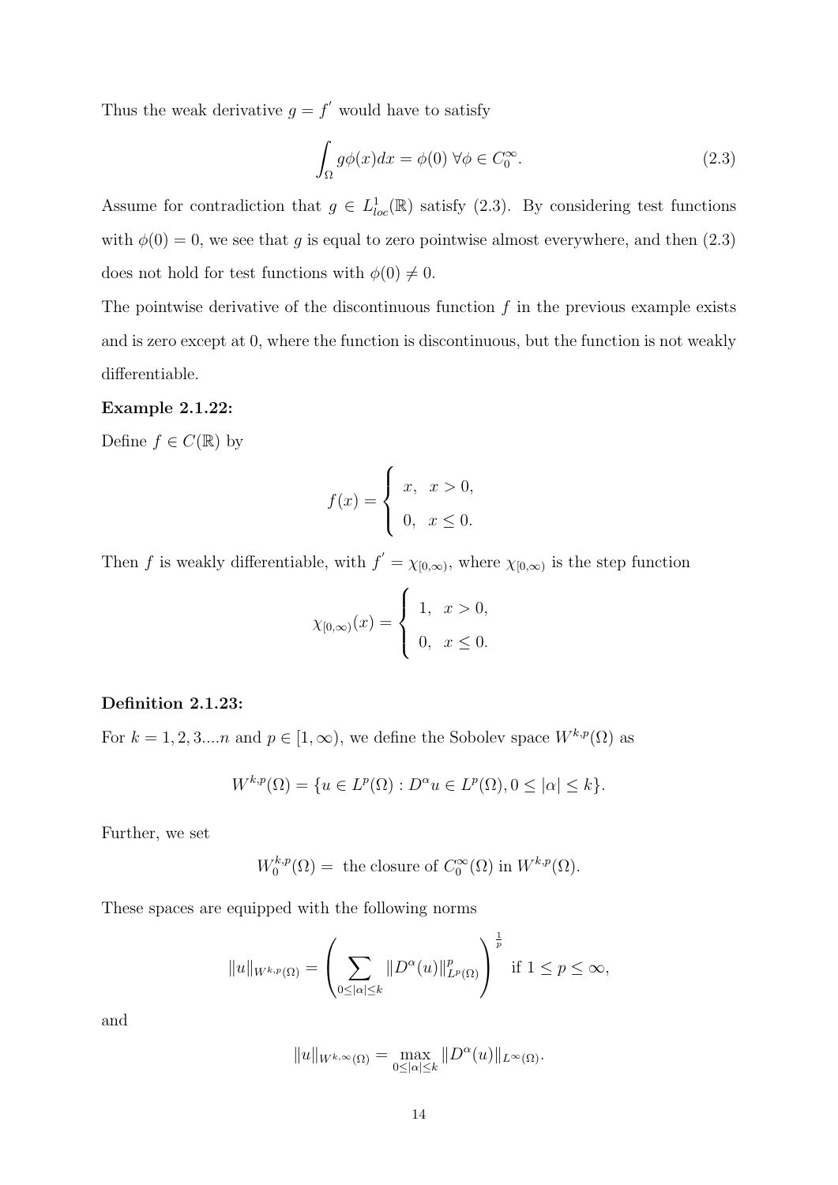Thus the weak derivative $g = f'$ would have to satisfy

$$\int_{\Omega} g\phi(x)dx = \phi(0) \; \forall \phi \in C_0^{\infty}. \tag{2.3}$$

Assume for contradiction that $g \in L^1_{loc}(\mathbb{R})$ satisfy (2.3). By considering test functions with $\phi(0) = 0$, we see that $g$ is equal to zero pointwise almost everywhere, and then (2.3) does not hold for test functions with $\phi(0) \neq 0$.

The pointwise derivative of the discontinuous function $f$ in the previous example exists and is zero except at 0, where the function is discontinuous, but the function is not weakly differentiable.

**Example 2.1.22:**

Define $f \in C(\mathbb{R})$ by

$$f(x) = \begin{cases} x, & x > 0, \\ 0, & x \leq 0. \end{cases}$$

Then $f$ is weakly differentiable, with $f' = \chi_{[0,\infty)}$, where $\chi_{[0,\infty)}$ is the step function

$$\chi_{[0,\infty)}(x) = \begin{cases} 1, & x > 0, \\ 0, & x \leq 0. \end{cases}$$

**Definition 2.1.23:**

For $k = 1, 2, 3....n$ and $p \in [1, \infty)$, we define the Sobolev space $W^{k,p}(\Omega)$ as

$$W^{k,p}(\Omega) = \{u \in L^p(\Omega) : D^{\alpha}u \in L^p(\Omega), 0 \leq |\alpha| \leq k\}.$$

Further, we set

$$W_0^{k,p}(\Omega) = \text{ the closure of } C_0^{\infty}(\Omega) \text{ in } W^{k,p}(\Omega).$$

These spaces are equipped with the following norms

$$\|u\|_{W^{k,p}(\Omega)} = \left( \sum_{0 \leq |\alpha| \leq k} \|D^{\alpha}(u)\|^p_{L^p(\Omega)} \right)^{\frac{1}{p}} \text{ if } 1 \leq p \leq \infty,$$

and

$$\|u\|_{W^{k,\infty}(\Omega)} = \max_{0 \leq |\alpha| \leq k} \|D^{\alpha}(u)\|_{L^{\infty}(\Omega)}.$$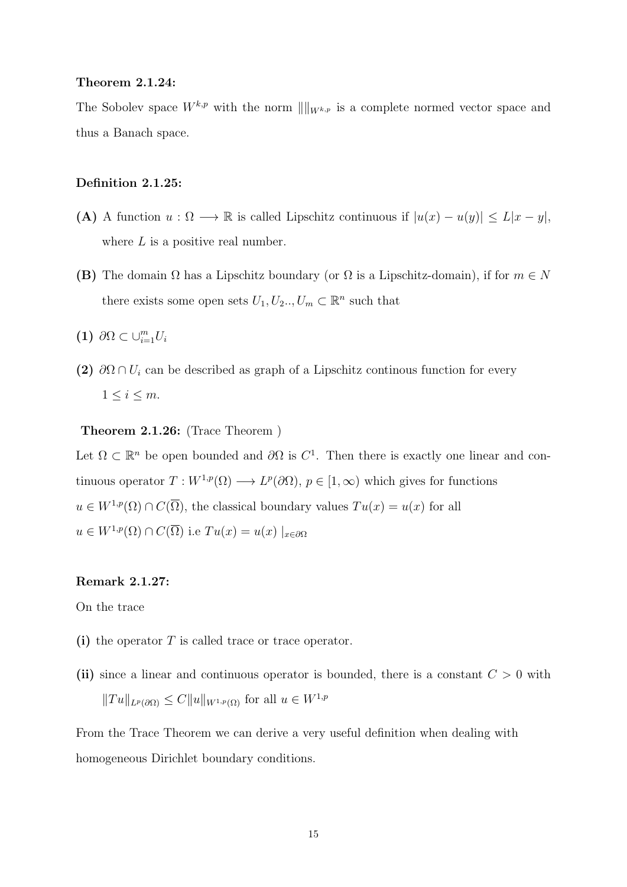**Theorem 2.1.24:**

The Sobolev space $W^{k,p}$ with the norm $\|\|_{W^{k,p}}$ is a complete normed vector space and thus a Banach space.

**Definition 2.1.25:**

**(A)** A function $u : \Omega \longrightarrow \mathbb{R}$ is called Lipschitz continuous if $|u(x) - u(y)| \leq L|x - y|$, where $L$ is a positive real number.

**(B)** The domain $\Omega$ has a Lipschitz boundary (or $\Omega$ is a Lipschitz-domain), if for $m \in N$ there exists some open sets $U_1, U_2.., U_m \subset \mathbb{R}^n$ such that

**(1)** $\partial\Omega \subset \cup_{i=1}^{m} U_i$

**(2)** $\partial\Omega \cap U_i$ can be described as graph of a Lipschitz continous function for every $1 \leq i \leq m$.

**Theorem 2.1.26:** (Trace Theorem )

Let $\Omega \subset \mathbb{R}^n$ be open bounded and $\partial\Omega$ is $C^1$. Then there is exactly one linear and continuous operator $T : W^{1,p}(\Omega) \longrightarrow L^p(\partial\Omega)$, $p \in [1, \infty)$ which gives for functions $u \in W^{1,p}(\Omega) \cap C(\overline{\Omega})$, the classical boundary values $Tu(x) = u(x)$ for all $u \in W^{1,p}(\Omega) \cap C(\overline{\Omega})$ i.e $Tu(x) = u(x) \mid_{x \in \partial\Omega}$

**Remark 2.1.27:**

On the trace

**(i)** the operator $T$ is called trace or trace operator.

**(ii)** since a linear and continuous operator is bounded, there is a constant $C > 0$ with $\|Tu\|_{L^p(\partial\Omega)} \leq C\|u\|_{W^{1,p}(\Omega)}$ for all $u \in W^{1,p}$

From the Trace Theorem we can derive a very useful definition when dealing with homogeneous Dirichlet boundary conditions.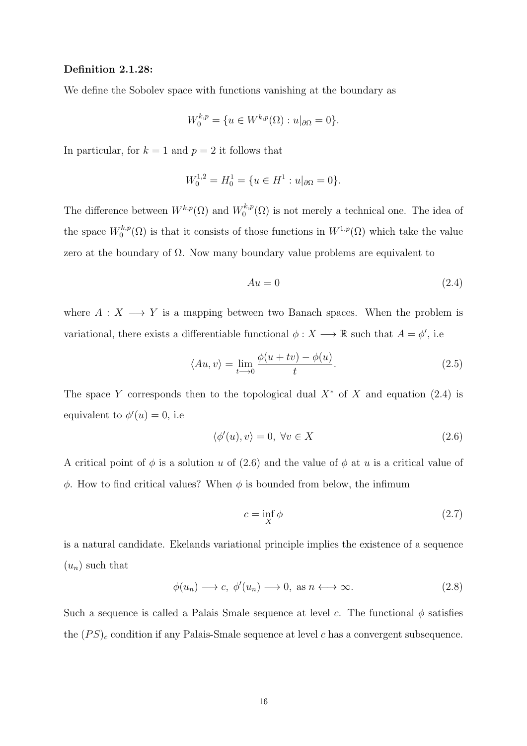**Definition 2.1.28:**

We define the Sobolev space with functions vanishing at the boundary as

$$W_0^{k,p} = \{u \in W^{k,p}(\Omega) : u|_{\partial\Omega} = 0\}.$$

In particular, for $k = 1$ and $p = 2$ it follows that

$$W_0^{1,2} = H_0^1 = \{u \in H^1 : u|_{\partial\Omega} = 0\}.$$

The difference between $W^{k,p}(\Omega)$ and $W_0^{k,p}(\Omega)$ is not merely a technical one. The idea of the space $W_0^{k,p}(\Omega)$ is that it consists of those functions in $W^{1,p}(\Omega)$ which take the value zero at the boundary of $\Omega$. Now many boundary value problems are equivalent to

$$Au = 0 \tag{2.4}$$

where $A : X \longrightarrow Y$ is a mapping between two Banach spaces. When the problem is variational, there exists a differentiable functional $\phi : X \longrightarrow \mathbb{R}$ such that $A = \phi'$, i.e

$$\langle Au, v\rangle = \lim_{t \longrightarrow 0} \frac{\phi(u + tv) - \phi(u)}{t}. \tag{2.5}$$

The space $Y$ corresponds then to the topological dual $X^*$ of $X$ and equation (2.4) is equivalent to $\phi'(u) = 0$, i.e

$$\langle \phi'(u), v\rangle = 0,\ \forall v \in X \tag{2.6}$$

A critical point of $\phi$ is a solution $u$ of (2.6) and the value of $\phi$ at $u$ is a critical value of $\phi$. How to find critical values? When $\phi$ is bounded from below, the infimum

$$c = \inf_X \phi \tag{2.7}$$

is a natural candidate. Ekelands variational principle implies the existence of a sequence $(u_n)$ such that

$$\phi(u_n) \longrightarrow c,\ \phi'(u_n) \longrightarrow 0,\ \text{as } n \longleftrightarrow \infty. \tag{2.8}$$

Such a sequence is called a Palais Smale sequence at level $c$. The functional $\phi$ satisfies the $(PS)_c$ condition if any Palais-Smale sequence at level $c$ has a convergent subsequence.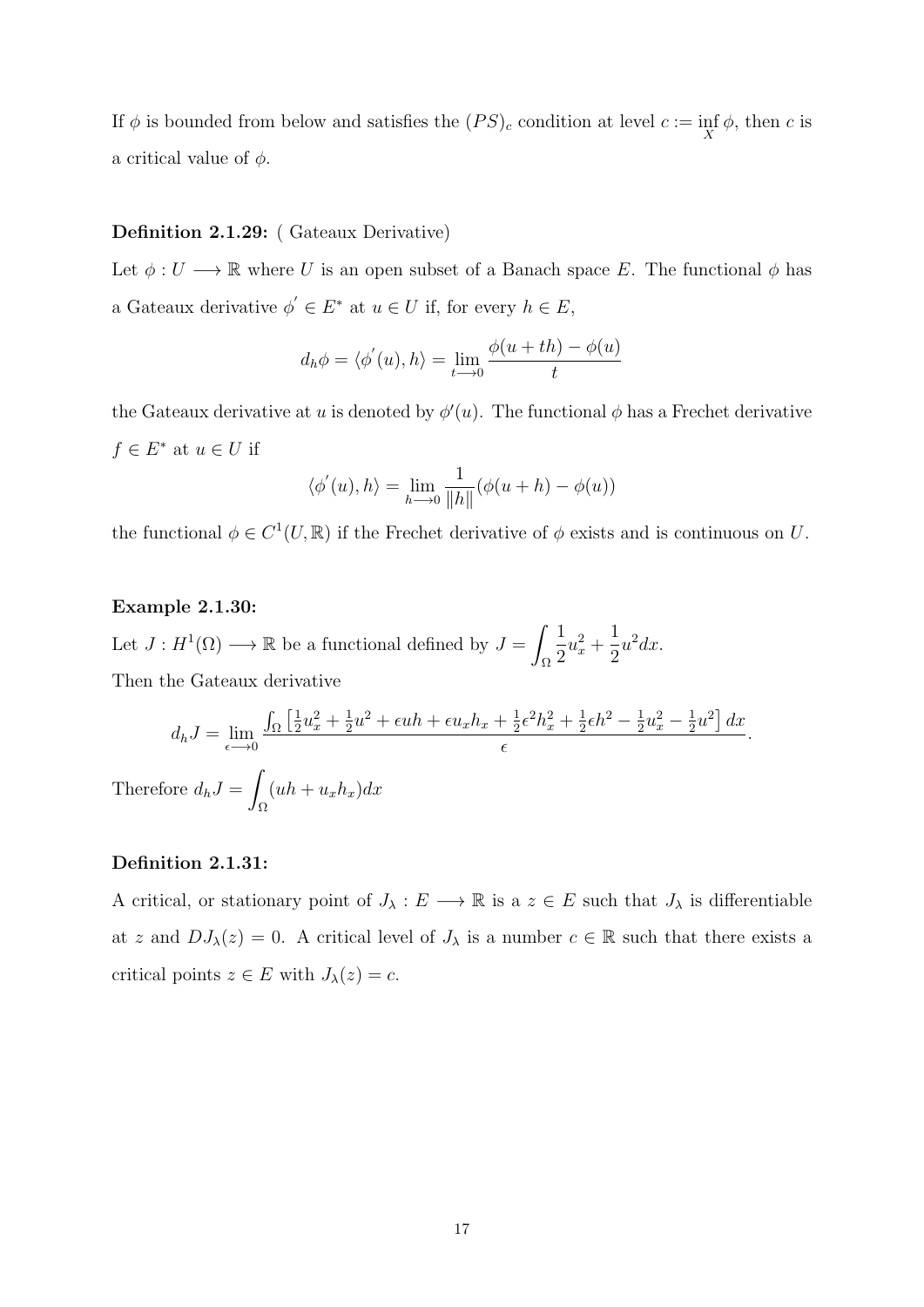If $\phi$ is bounded from below and satisfies the $(PS)_c$ condition at level $c := \inf_X \phi$, then $c$ is a critical value of $\phi$.

**Definition 2.1.29:** ( Gateaux Derivative)

Let $\phi : U \longrightarrow \mathbb{R}$ where $U$ is an open subset of a Banach space $E$. The functional $\phi$ has a Gateaux derivative $\phi^{'} \in E^*$ at $u \in U$ if, for every $h \in E$,

$$d_h\phi = \langle \phi^{'}(u), h\rangle = \lim_{t \longrightarrow 0} \frac{\phi(u + th) - \phi(u)}{t}$$

the Gateaux derivative at $u$ is denoted by $\phi'(u)$. The functional $\phi$ has a Frechet derivative $f \in E^*$ at $u \in U$ if

$$\langle \phi^{'}(u), h\rangle = \lim_{h \longrightarrow 0} \frac{1}{\|h\|}(\phi(u + h) - \phi(u))$$

the functional $\phi \in C^1(U, \mathbb{R})$ if the Frechet derivative of $\phi$ exists and is continuous on $U$.

**Example 2.1.30:**

Let $J : H^1(\Omega) \longrightarrow \mathbb{R}$ be a functional defined by $J = \displaystyle\int_\Omega \frac{1}{2}u_x^2 + \frac{1}{2}u^2 dx$.

Then the Gateaux derivative

$$d_hJ = \lim_{\epsilon \longrightarrow 0} \frac{\int_\Omega \left[\frac{1}{2}u_x^2 + \frac{1}{2}u^2 + \epsilon uh + \epsilon u_x h_x + \frac{1}{2}\epsilon^2 h_x^2 + \frac{1}{2}\epsilon h^2 - \frac{1}{2}u_x^2 - \frac{1}{2}u^2\right] dx}{\epsilon}.$$

Therefore $d_hJ = \displaystyle\int_\Omega (uh + u_x h_x)dx$

**Definition 2.1.31:**

A critical, or stationary point of $J_\lambda : E \longrightarrow \mathbb{R}$ is a $z \in E$ such that $J_\lambda$ is differentiable at $z$ and $DJ_\lambda(z) = 0$. A critical level of $J_\lambda$ is a number $c \in \mathbb{R}$ such that there exists a critical points $z \in E$ with $J_\lambda(z) = c$.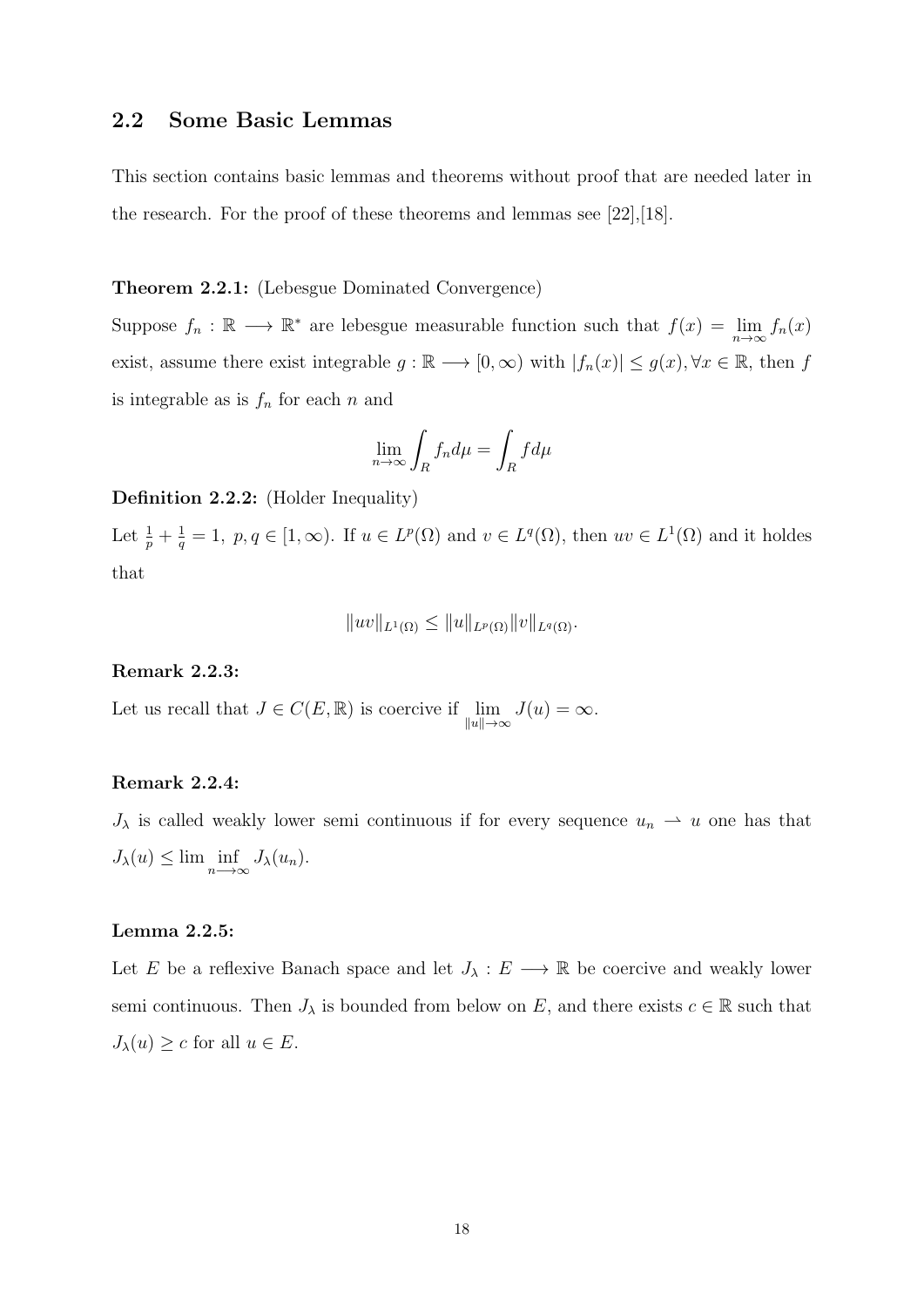## 2.2 Some Basic Lemmas

This section contains basic lemmas and theorems without proof that are needed later in the research. For the proof of these theorems and lemmas see [22],[18].

**Theorem 2.2.1:** (Lebesgue Dominated Convergence)

Suppose $f_n : \mathbb{R} \longrightarrow \mathbb{R}^*$ are lebesgue measurable function such that $f(x) = \lim_{n\to\infty} f_n(x)$ exist, assume there exist integrable $g : \mathbb{R} \longrightarrow [0, \infty)$ with $|f_n(x)| \leq g(x), \forall x \in \mathbb{R}$, then $f$ is integrable as is $f_n$ for each $n$ and

$$\lim_{n\to\infty} \int_R f_n d\mu = \int_R f d\mu$$

**Definition 2.2.2:** (Holder Inequality)

Let $\frac{1}{p} + \frac{1}{q} = 1,\ p, q \in [1, \infty)$. If $u \in L^p(\Omega)$ and $v \in L^q(\Omega)$, then $uv \in L^1(\Omega)$ and it holdes that

$$\|uv\|_{L^1(\Omega)} \leq \|u\|_{L^p(\Omega)} \|v\|_{L^q(\Omega)}.$$

**Remark 2.2.3:**

Let us recall that $J \in C(E, \mathbb{R})$ is coercive if $\lim_{\|u\|\to\infty} J(u) = \infty$.

**Remark 2.2.4:**

$J_\lambda$ is called weakly lower semi continuous if for every sequence $u_n \rightharpoonup u$ one has that $J_\lambda(u) \leq \lim \inf_{n\longrightarrow\infty} J_\lambda(u_n)$.

**Lemma 2.2.5:**

Let $E$ be a reflexive Banach space and let $J_\lambda : E \longrightarrow \mathbb{R}$ be coercive and weakly lower semi continuous. Then $J_\lambda$ is bounded from below on $E$, and there exists $c \in \mathbb{R}$ such that $J_\lambda(u) \geq c$ for all $u \in E$.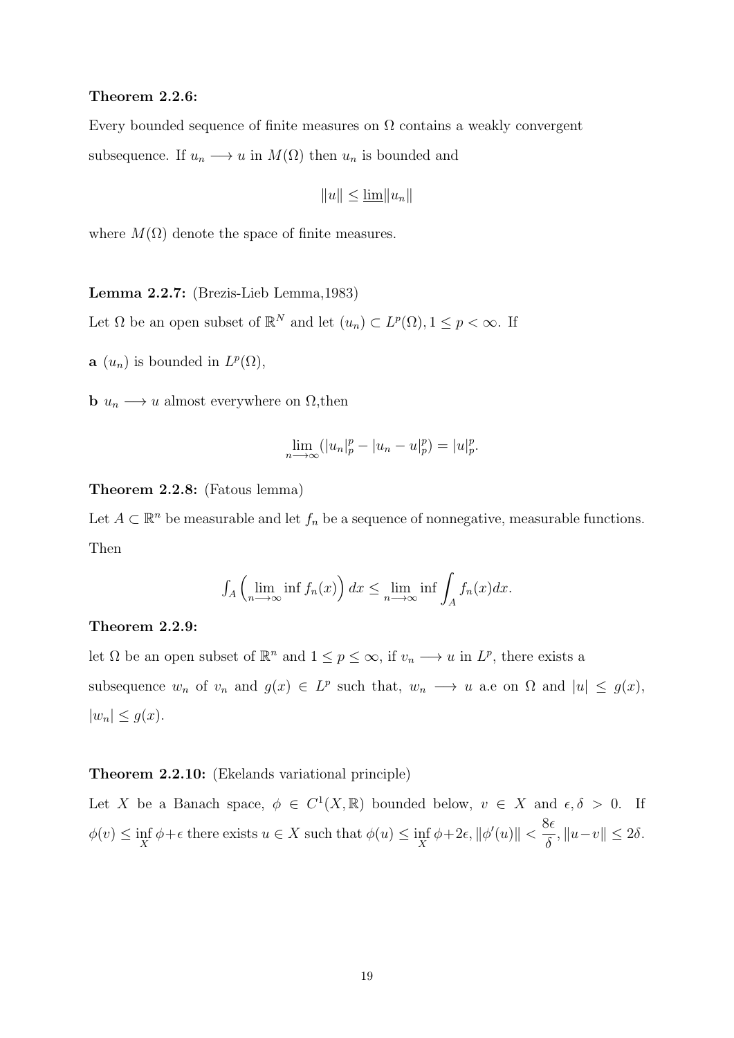**Theorem 2.2.6:**

Every bounded sequence of finite measures on $\Omega$ contains a weakly convergent subsequence. If $u_n \longrightarrow u$ in $M(\Omega)$ then $u_n$ is bounded and

$$\|u\| \leq \underline{\lim}\|u_n\|$$

where $M(\Omega)$ denote the space of finite measures.

**Lemma 2.2.7:** (Brezis-Lieb Lemma,1983)

Let $\Omega$ be an open subset of $\mathbb{R}^N$ and let $(u_n) \subset L^p(\Omega), 1 \leq p < \infty$. If

**a** $(u_n)$ is bounded in $L^p(\Omega)$,

**b** $u_n \longrightarrow u$ almost everywhere on $\Omega$,then

$$\lim_{n \longrightarrow \infty}(|u_n|_p^p - |u_n - u|_p^p) = |u|_p^p.$$

**Theorem 2.2.8:** (Fatous lemma)

Let $A \subset \mathbb{R}^n$ be measurable and let $f_n$ be a sequence of nonnegative, measurable functions. Then

$$\int_A \left(\lim_{n \longrightarrow \infty} \inf f_n(x)\right) dx \leq \lim_{n \longrightarrow \infty} \inf \int_A f_n(x) dx.$$

**Theorem 2.2.9:**

let $\Omega$ be an open subset of $\mathbb{R}^n$ and $1 \leq p \leq \infty$, if $v_n \longrightarrow u$ in $L^p$, there exists a subsequence $w_n$ of $v_n$ and $g(x) \in L^p$ such that, $w_n \longrightarrow u$ a.e on $\Omega$ and $|u| \leq g(x)$, $|w_n| \leq g(x)$.

**Theorem 2.2.10:** (Ekelands variational principle)

Let $X$ be a Banach space, $\phi \in C^1(X, \mathbb{R})$ bounded below, $v \in X$ and $\epsilon, \delta > 0$. If $\phi(v) \leq \inf_X \phi + \epsilon$ there exists $u \in X$ such that $\phi(u) \leq \inf_X \phi + 2\epsilon$, $\|\phi'(u)\| < \dfrac{8\epsilon}{\delta}$, $\|u - v\| \leq 2\delta$.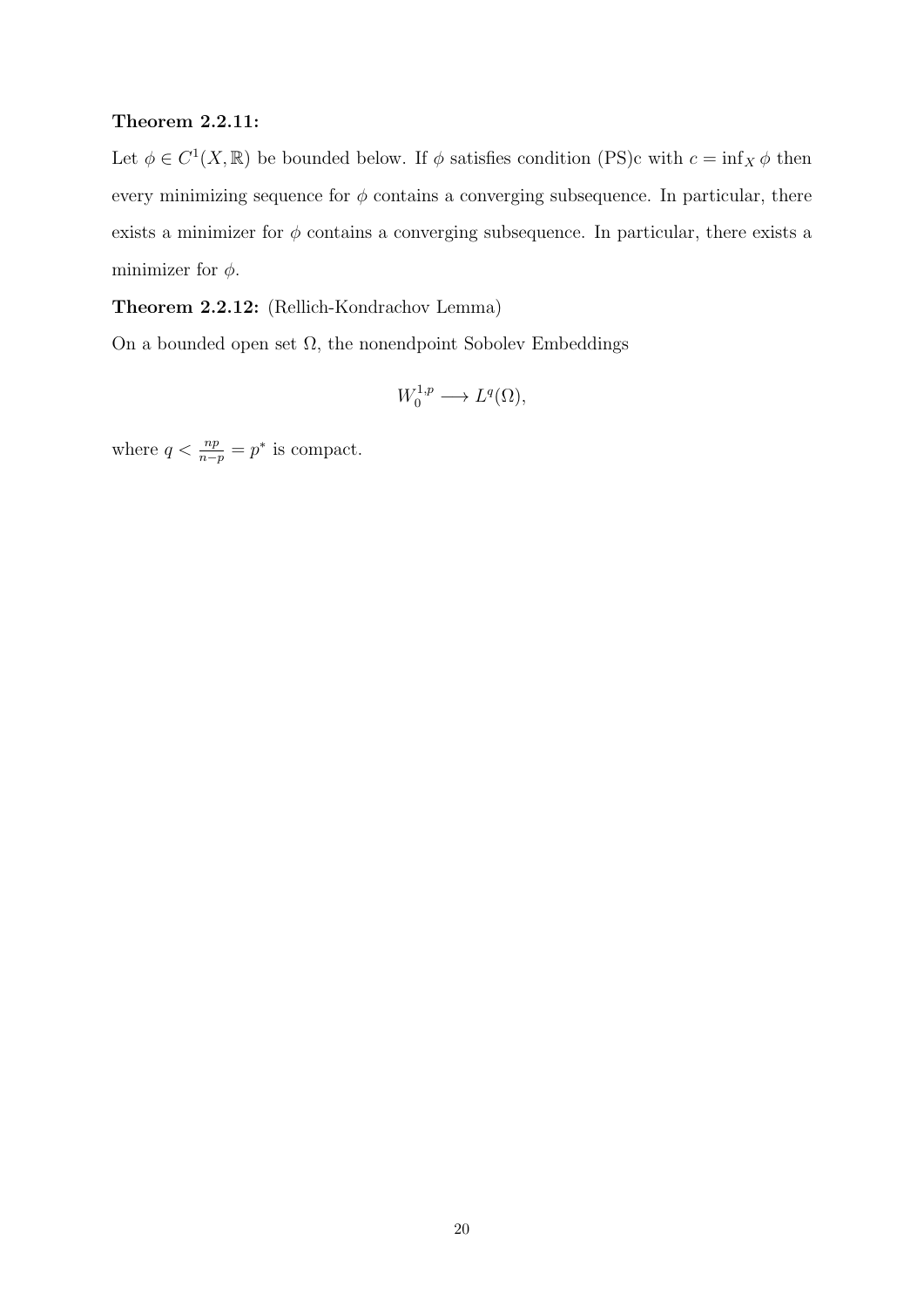**Theorem 2.2.11:**

Let $\phi \in C^1(X, \mathbb{R})$ be bounded below. If $\phi$ satisfies condition (PS)c with $c = \inf_X \phi$ then every minimizing sequence for $\phi$ contains a converging subsequence. In particular, there exists a minimizer for $\phi$ contains a converging subsequence. In particular, there exists a minimizer for $\phi$.

**Theorem 2.2.12:** (Rellich-Kondrachov Lemma)

On a bounded open set $\Omega$, the nonendpoint Sobolev Embeddings

$$W_0^{1,p} \longrightarrow L^q(\Omega),$$

where $q < \frac{np}{n-p} = p^*$ is compact.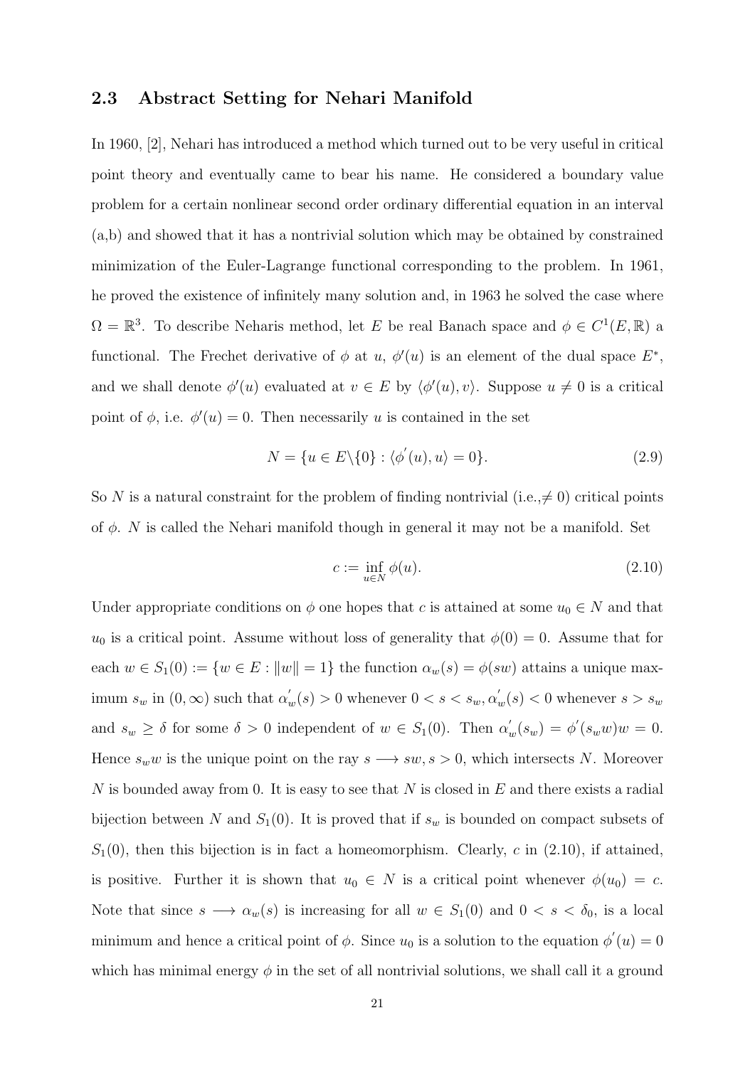### 2.3 Abstract Setting for Nehari Manifold

In 1960, [2], Nehari has introduced a method which turned out to be very useful in critical point theory and eventually came to bear his name. He considered a boundary value problem for a certain nonlinear second order ordinary differential equation in an interval (a,b) and showed that it has a nontrivial solution which may be obtained by constrained minimization of the Euler-Lagrange functional corresponding to the problem. In 1961, he proved the existence of infinitely many solution and, in 1963 he solved the case where $\Omega = \mathbb{R}^3$. To describe Neharis method, let $E$ be real Banach space and $\phi \in C^1(E, \mathbb{R})$ a functional. The Frechet derivative of $\phi$ at $u$, $\phi'(u)$ is an element of the dual space $E^*$, and we shall denote $\phi'(u)$ evaluated at $v \in E$ by $\langle \phi'(u), v \rangle$. Suppose $u \neq 0$ is a critical point of $\phi$, i.e. $\phi'(u) = 0$. Then necessarily $u$ is contained in the set

$$N = \{u \in E \backslash \{0\} : \langle \phi^{'}(u), u \rangle = 0\}. \tag{2.9}$$

So $N$ is a natural constraint for the problem of finding nontrivial (i.e.,$\neq 0$) critical points of $\phi$. $N$ is called the Nehari manifold though in general it may not be a manifold. Set

$$c := \inf_{u \in N} \phi(u). \tag{2.10}$$

Under appropriate conditions on $\phi$ one hopes that $c$ is attained at some $u_0 \in N$ and that $u_0$ is a critical point. Assume without loss of generality that $\phi(0) = 0$. Assume that for each $w \in S_1(0) := \{w \in E : \|w\| = 1\}$ the function $\alpha_w(s) = \phi(sw)$ attains a unique maximum $s_w$ in $(0, \infty)$ such that $\alpha_w^{'}(s) > 0$ whenever $0 < s < s_w, \alpha_w^{'}(s) < 0$ whenever $s > s_w$ and $s_w \geq \delta$ for some $\delta > 0$ independent of $w \in S_1(0)$. Then $\alpha_w^{'}(s_w) = \phi^{'}(s_w w)w = 0$. Hence $s_w w$ is the unique point on the ray $s \longrightarrow sw, s > 0$, which intersects $N$. Moreover $N$ is bounded away from 0. It is easy to see that $N$ is closed in $E$ and there exists a radial bijection between $N$ and $S_1(0)$. It is proved that if $s_w$ is bounded on compact subsets of $S_1(0)$, then this bijection is in fact a homeomorphism. Clearly, $c$ in (2.10), if attained, is positive. Further it is shown that $u_0 \in N$ is a critical point whenever $\phi(u_0) = c$. Note that since $s \longrightarrow \alpha_w(s)$ is increasing for all $w \in S_1(0)$ and $0 < s < \delta_0$, is a local minimum and hence a critical point of $\phi$. Since $u_0$ is a solution to the equation $\phi^{'}(u) = 0$ which has minimal energy $\phi$ in the set of all nontrivial solutions, we shall call it a ground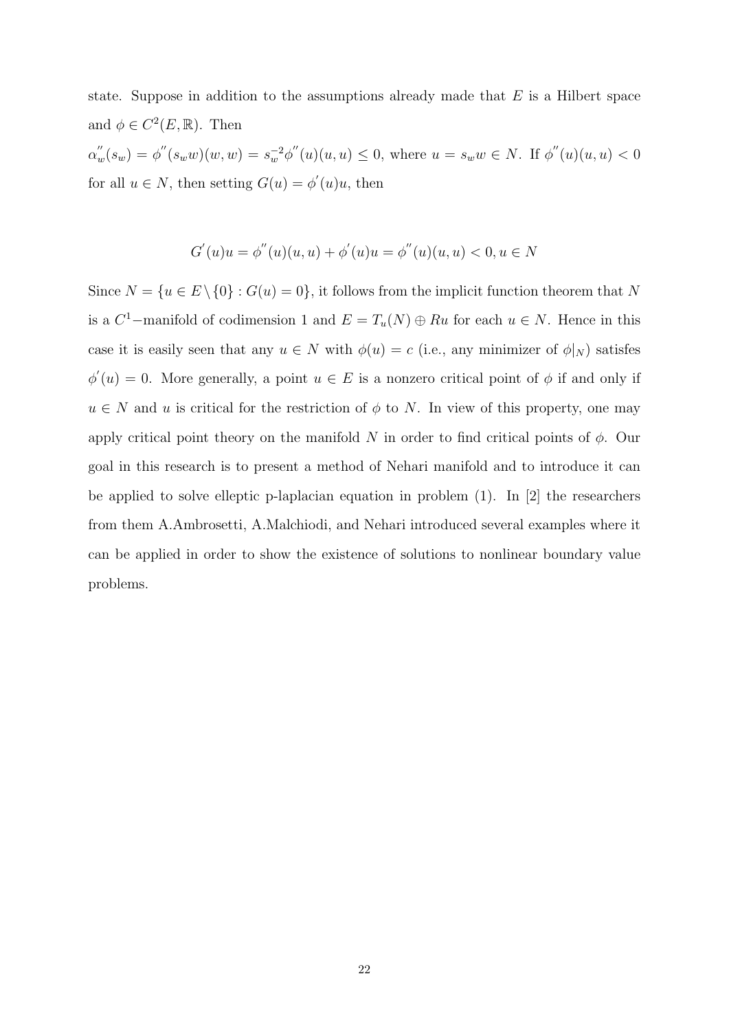state. Suppose in addition to the assumptions already made that $E$ is a Hilbert space and $\phi \in C^2(E, \mathbb{R})$. Then

$\alpha_w^{''}(s_w) = \phi^{''}(s_w w)(w, w) = s_w^{-2}\phi^{''}(u)(u, u) \leq 0$, where $u = s_w w \in N$. If $\phi^{''}(u)(u, u) < 0$ for all $u \in N$, then setting $G(u) = \phi^{'}(u)u$, then

$$G^{'}(u)u = \phi^{''}(u)(u, u) + \phi^{'}(u)u = \phi^{''}(u)(u, u) < 0, u \in N$$

Since $N = \{u \in E \setminus \{0\} : G(u) = 0\}$, it follows from the implicit function theorem that $N$ is a $C^1-$manifold of codimension 1 and $E = T_u(N) \oplus Ru$ for each $u \in N$. Hence in this case it is easily seen that any $u \in N$ with $\phi(u) = c$ (i.e., any minimizer of $\phi|_N$) satisfes $\phi^{'}(u) = 0$. More generally, a point $u \in E$ is a nonzero critical point of $\phi$ if and only if $u \in N$ and $u$ is critical for the restriction of $\phi$ to $N$. In view of this property, one may apply critical point theory on the manifold $N$ in order to find critical points of $\phi$. Our goal in this research is to present a method of Nehari manifold and to introduce it can be applied to solve elleptic p-laplacian equation in problem (1). In [2] the researchers from them A.Ambrosetti, A.Malchiodi, and Nehari introduced several examples where it can be applied in order to show the existence of solutions to nonlinear boundary value problems.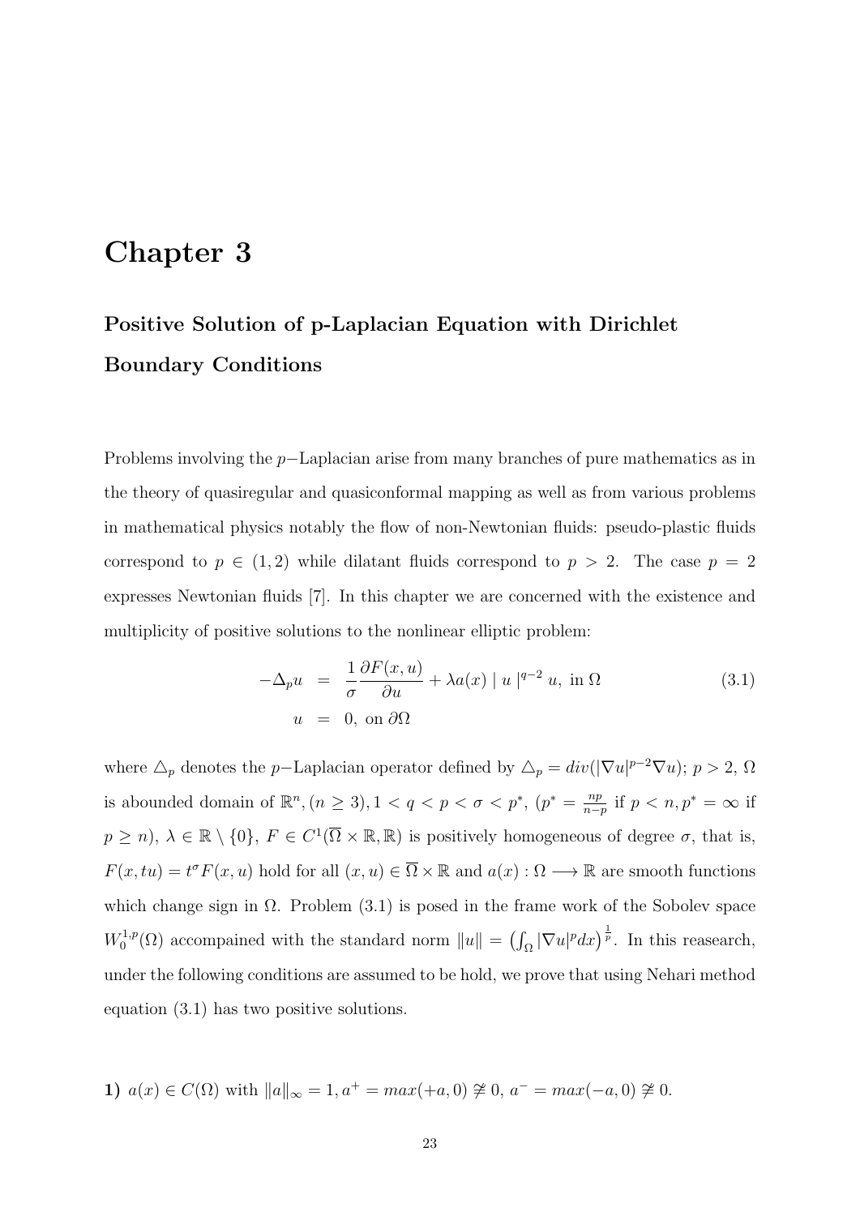# Chapter 3

## Positive Solution of p-Laplacian Equation with Dirichlet Boundary Conditions

Problems involving the $p-$Laplacian arise from many branches of pure mathematics as in the theory of quasiregular and quasiconformal mapping as well as from various problems in mathematical physics notably the flow of non-Newtonian fluids: pseudo-plastic fluids correspond to $p \in (1, 2)$ while dilatant fluids correspond to $p > 2$. The case $p = 2$ expresses Newtonian fluids [7]. In this chapter we are concerned with the existence and multiplicity of positive solutions to the nonlinear elliptic problem:

$$
\begin{aligned}
-\Delta_p u &= \frac{1}{\sigma}\frac{\partial F(x,u)}{\partial u} + \lambda a(x) \mid u \mid^{q-2} u, \text{ in } \Omega \\
u &= 0, \text{ on } \partial\Omega
\end{aligned}
\tag{3.1}
$$

where $\triangle_p$ denotes the $p-$Laplacian operator defined by $\triangle_p = div(|\nabla u|^{p-2}\nabla u)$; $p > 2$, $\Omega$ is abounded domain of $\mathbb{R}^n, (n \geq 3), 1 < q < p < \sigma < p^*$, ($p^* = \frac{np}{n-p}$ if $p < n, p^* = \infty$ if $p \geq n$), $\lambda \in \mathbb{R} \setminus \{0\}$, $F \in C^1(\overline{\Omega} \times \mathbb{R}, \mathbb{R})$ is positively homogeneous of degree $\sigma$, that is, $F(x, tu) = t^\sigma F(x, u)$ hold for all $(x, u) \in \overline{\Omega} \times \mathbb{R}$ and $a(x) : \Omega \longrightarrow \mathbb{R}$ are smooth functions which change sign in $\Omega$. Problem (3.1) is posed in the frame work of the Sobolev space $W_0^{1,p}(\Omega)$ accompained with the standard norm $\|u\| = \left(\int_\Omega |\nabla u|^p dx\right)^{\frac{1}{p}}$. In this reasearch, under the following conditions are assumed to be hold, we prove that using Nehari method equation (3.1) has two positive solutions.

**1)** $a(x) \in C(\Omega)$ with $\|a\|_\infty = 1, a^+ = max(+a, 0) \ngeqq 0,\ a^- = max(-a, 0) \ngeqq 0.$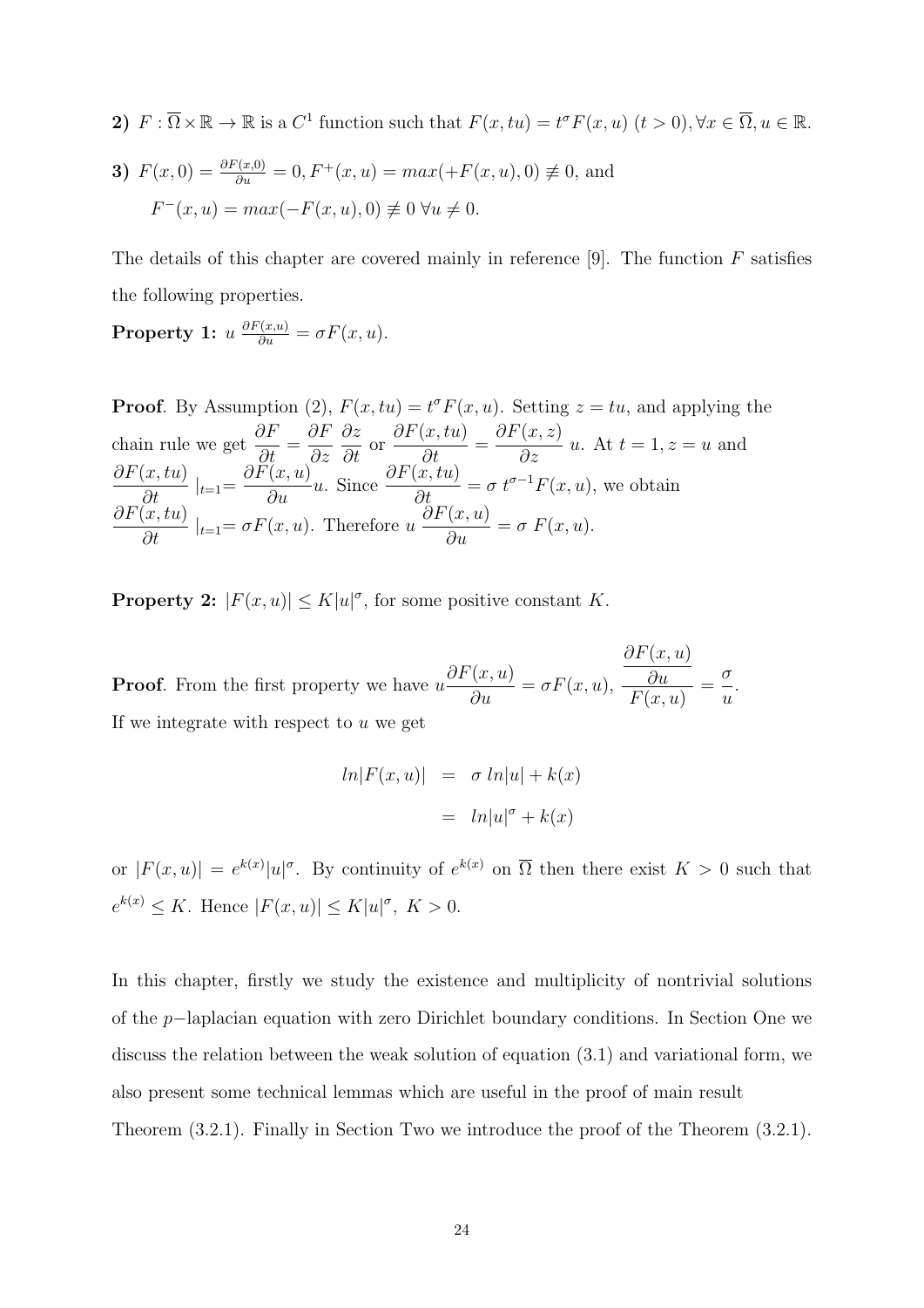**2)** $F : \overline{\Omega} \times \mathbb{R} \to \mathbb{R}$ is a $C^1$ function such that $F(x, tu) = t^\sigma F(x, u)$ $(t > 0), \forall x \in \overline{\Omega}, u \in \mathbb{R}$.

**3)** $F(x, 0) = \frac{\partial F(x,0)}{\partial u} = 0, F^+(x, u) = max(+F(x, u), 0) \not\equiv 0$, and

$F^-(x, u) = max(-F(x, u), 0) \not\equiv 0$ $\forall u \neq 0$.

The details of this chapter are covered mainly in reference [9]. The function $F$ satisfies the following properties.

**Property 1:** $u \, \frac{\partial F(x,u)}{\partial u} = \sigma F(x, u)$.

**Proof**. By Assumption (2), $F(x, tu) = t^\sigma F(x, u)$. Setting $z = tu$, and applying the chain rule we get $\dfrac{\partial F}{\partial t} = \dfrac{\partial F}{\partial z} \, \dfrac{\partial z}{\partial t}$ or $\dfrac{\partial F(x, tu)}{\partial t} = \dfrac{\partial F(x, z)}{\partial z} \, u$. At $t = 1, z = u$ and $\dfrac{\partial F(x, tu)}{\partial t} \,|_{t=1} = \dfrac{\partial F(x, u)}{\partial u} u$. Since $\dfrac{\partial F(x, tu)}{\partial t} = \sigma \, t^{\sigma - 1} F(x, u)$, we obtain $\dfrac{\partial F(x, tu)}{\partial t} \,|_{t=1} = \sigma F(x, u)$. Therefore $u \, \dfrac{\partial F(x, u)}{\partial u} = \sigma \, F(x, u)$.

**Property 2:** $|F(x, u)| \leq K|u|^\sigma$, for some positive constant $K$.

**Proof**. From the first property we have $u \dfrac{\partial F(x, u)}{\partial u} = \sigma F(x, u)$, $\dfrac{\dfrac{\partial F(x, u)}{\partial u}}{F(x, u)} = \dfrac{\sigma}{u}$.
If we integrate with respect to $u$ we get

$$
\begin{aligned}
ln|F(x, u)| &= \sigma \, ln|u| + k(x) \\
&= ln|u|^\sigma + k(x)
\end{aligned}
$$

or $|F(x, u)| = e^{k(x)}|u|^\sigma$. By continuity of $e^{k(x)}$ on $\overline{\Omega}$ then there exist $K > 0$ such that $e^{k(x)} \leq K$. Hence $|F(x, u)| \leq K|u|^\sigma, \; K > 0$.

In this chapter, firstly we study the existence and multiplicity of nontrivial solutions of the $p-$laplacian equation with zero Dirichlet boundary conditions. In Section One we discuss the relation between the weak solution of equation (3.1) and variational form, we also present some technical lemmas which are useful in the proof of main result Theorem (3.2.1). Finally in Section Two we introduce the proof of the Theorem (3.2.1).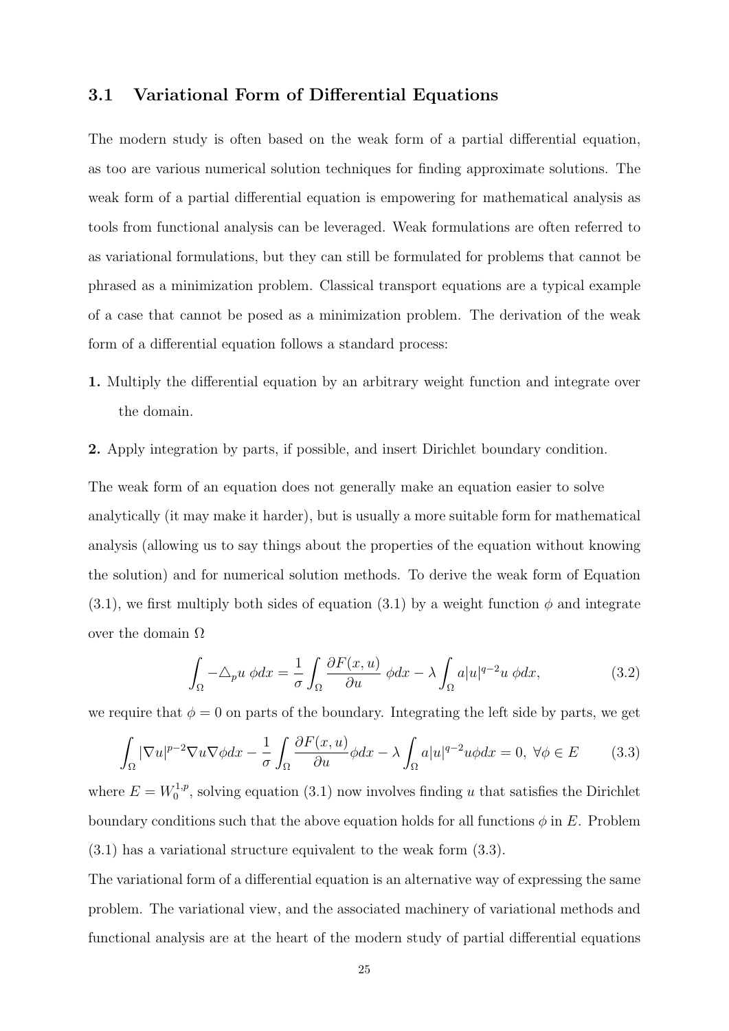## 3.1 Variational Form of Differential Equations

The modern study is often based on the weak form of a partial differential equation, as too are various numerical solution techniques for finding approximate solutions. The weak form of a partial differential equation is empowering for mathematical analysis as tools from functional analysis can be leveraged. Weak formulations are often referred to as variational formulations, but they can still be formulated for problems that cannot be phrased as a minimization problem. Classical transport equations are a typical example of a case that cannot be posed as a minimization problem. The derivation of the weak form of a differential equation follows a standard process:

**1.** Multiply the differential equation by an arbitrary weight function and integrate over the domain.

**2.** Apply integration by parts, if possible, and insert Dirichlet boundary condition.

The weak form of an equation does not generally make an equation easier to solve analytically (it may make it harder), but is usually a more suitable form for mathematical analysis (allowing us to say things about the properties of the equation without knowing the solution) and for numerical solution methods. To derive the weak form of Equation (3.1), we first multiply both sides of equation (3.1) by a weight function $\phi$ and integrate over the domain $\Omega$

$$\int_\Omega -\triangle_p u \; \phi dx = \frac{1}{\sigma}\int_\Omega \frac{\partial F(x,u)}{\partial u} \; \phi dx - \lambda \int_\Omega a|u|^{q-2}u \; \phi dx, \tag{3.2}$$

we require that $\phi = 0$ on parts of the boundary. Integrating the left side by parts, we get

$$\int_\Omega |\nabla u|^{p-2}\nabla u \nabla \phi dx - \frac{1}{\sigma}\int_\Omega \frac{\partial F(x,u)}{\partial u}\phi dx - \lambda \int_\Omega a|u|^{q-2}u\phi dx = 0, \; \forall \phi \in E \tag{3.3}$$

where $E = W_0^{1,p}$, solving equation (3.1) now involves finding $u$ that satisfies the Dirichlet boundary conditions such that the above equation holds for all functions $\phi$ in $E$. Problem (3.1) has a variational structure equivalent to the weak form (3.3).

The variational form of a differential equation is an alternative way of expressing the same problem. The variational view, and the associated machinery of variational methods and functional analysis are at the heart of the modern study of partial differential equations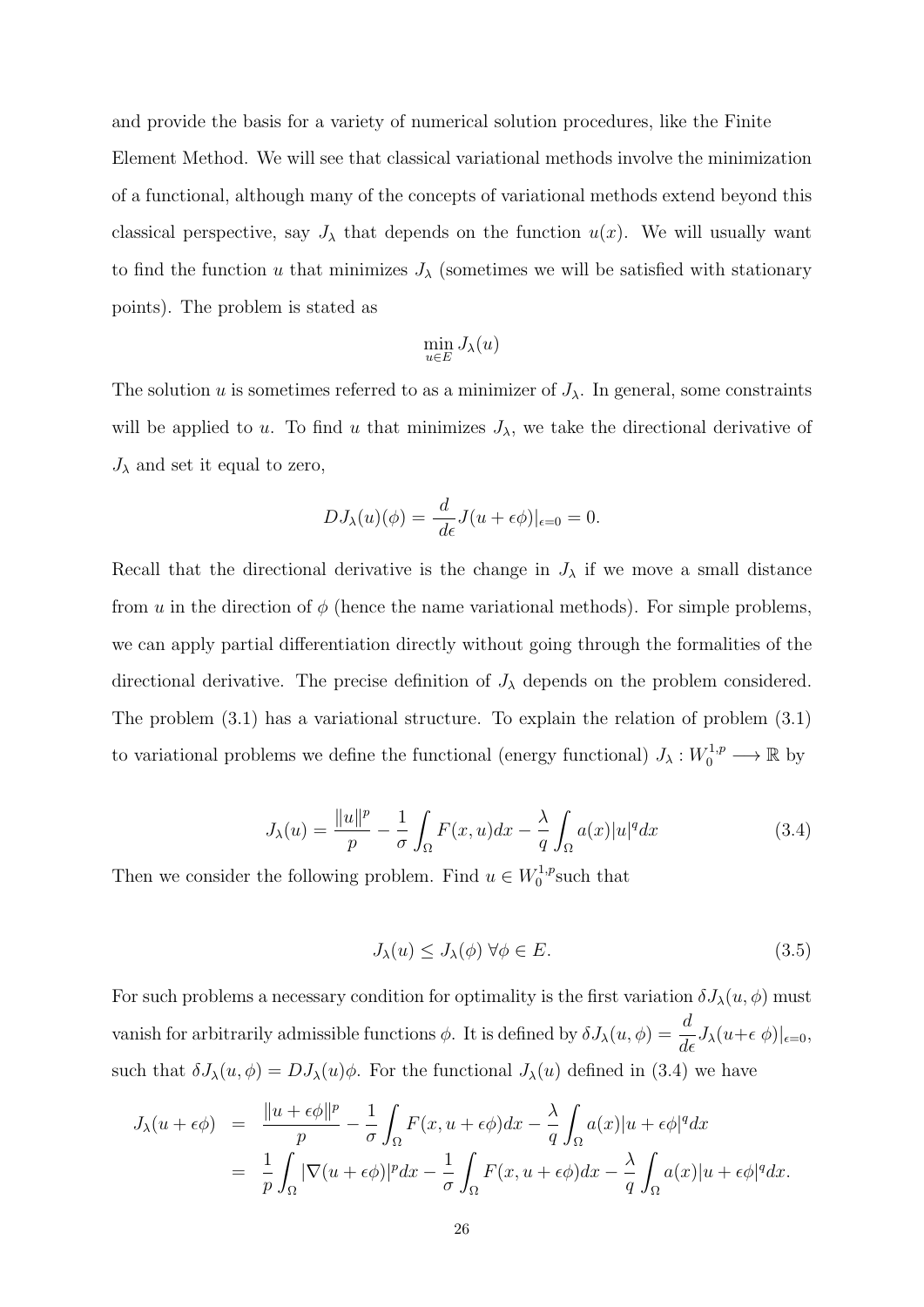and provide the basis for a variety of numerical solution procedures, like the Finite Element Method. We will see that classical variational methods involve the minimization of a functional, although many of the concepts of variational methods extend beyond this classical perspective, say $J_\lambda$ that depends on the function $u(x)$. We will usually want to find the function $u$ that minimizes $J_\lambda$ (sometimes we will be satisfied with stationary points). The problem is stated as

$$\min_{u \in E} J_\lambda(u)$$

The solution $u$ is sometimes referred to as a minimizer of $J_\lambda$. In general, some constraints will be applied to $u$. To find $u$ that minimizes $J_\lambda$, we take the directional derivative of $J_\lambda$ and set it equal to zero,

$$DJ_\lambda(u)(\phi) = \frac{d}{d\epsilon} J(u + \epsilon\phi)|_{\epsilon=0} = 0.$$

Recall that the directional derivative is the change in $J_\lambda$ if we move a small distance from $u$ in the direction of $\phi$ (hence the name variational methods). For simple problems, we can apply partial differentiation directly without going through the formalities of the directional derivative. The precise definition of $J_\lambda$ depends on the problem considered. The problem (3.1) has a variational structure. To explain the relation of problem (3.1) to variational problems we define the functional (energy functional) $J_\lambda : W_0^{1,p} \longrightarrow \mathbb{R}$ by

$$J_\lambda(u) = \frac{\|u\|^p}{p} - \frac{1}{\sigma} \int_\Omega F(x,u)dx - \frac{\lambda}{q} \int_\Omega a(x)|u|^q dx \tag{3.4}$$

Then we consider the following problem. Find $u \in W_0^{1,p}$such that

$$J_\lambda(u) \leq J_\lambda(\phi) \; \forall \phi \in E. \tag{3.5}$$

For such problems a necessary condition for optimality is the first variation $\delta J_\lambda(u, \phi)$ must vanish for arbitrarily admissible functions $\phi$. It is defined by $\delta J_\lambda(u, \phi) = \dfrac{d}{d\epsilon} J_\lambda(u + \epsilon \; \phi)|_{\epsilon=0}$, such that $\delta J_\lambda(u, \phi) = DJ_\lambda(u)\phi$. For the functional $J_\lambda(u)$ defined in (3.4) we have

$$\begin{aligned}
J_\lambda(u + \epsilon\phi) &= \frac{\|u + \epsilon\phi\|^p}{p} - \frac{1}{\sigma} \int_\Omega F(x, u + \epsilon\phi)dx - \frac{\lambda}{q} \int_\Omega a(x)|u + \epsilon\phi|^q dx \\
&= \frac{1}{p} \int_\Omega |\nabla(u + \epsilon\phi)|^p dx - \frac{1}{\sigma} \int_\Omega F(x, u + \epsilon\phi)dx - \frac{\lambda}{q} \int_\Omega a(x)|u + \epsilon\phi|^q dx.
\end{aligned}$$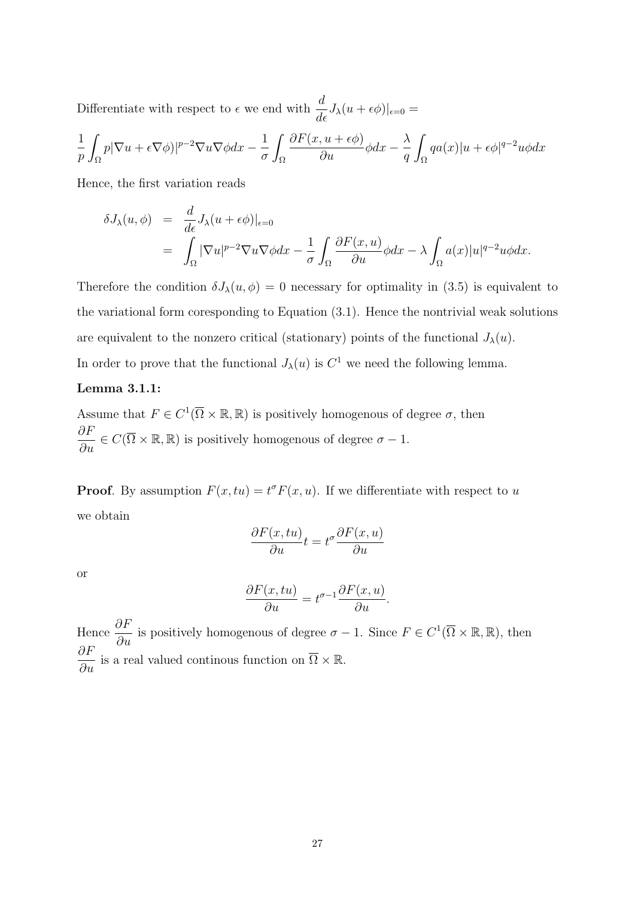Differentiate with respect to $\epsilon$ we end with $\dfrac{d}{d\epsilon}J_\lambda(u+\epsilon\phi)|_{\epsilon=0} =$

$$\frac{1}{p}\int_\Omega p|\nabla u+\epsilon\nabla\phi)|^{p-2}\nabla u\nabla\phi dx - \frac{1}{\sigma}\int_\Omega \frac{\partial F(x,u+\epsilon\phi)}{\partial u}\phi dx - \frac{\lambda}{q}\int_\Omega qa(x)|u+\epsilon\phi|^{q-2}u\phi dx$$

Hence, the first variation reads

$$\begin{aligned} \delta J_\lambda(u,\phi) &= \frac{d}{d\epsilon}J_\lambda(u+\epsilon\phi)|_{\epsilon=0} \\ &= \int_\Omega |\nabla u|^{p-2}\nabla u\nabla\phi dx - \frac{1}{\sigma}\int_\Omega \frac{\partial F(x,u)}{\partial u}\phi dx - \lambda\int_\Omega a(x)|u|^{q-2}u\phi dx. \end{aligned}$$

Therefore the condition $\delta J_\lambda(u,\phi) = 0$ necessary for optimality in (3.5) is equivalent to the variational form coresponding to Equation (3.1). Hence the nontrivial weak solutions are equivalent to the nonzero critical (stationary) points of the functional $J_\lambda(u)$.

In order to prove that the functional $J_\lambda(u)$ is $C^1$ we need the following lemma.

**Lemma 3.1.1:**

Assume that $F \in C^1(\overline{\Omega}\times\mathbb{R},\mathbb{R})$ is positively homogenous of degree $\sigma$, then $\dfrac{\partial F}{\partial u} \in C(\overline{\Omega}\times\mathbb{R},\mathbb{R})$ is positively homogenous of degree $\sigma - 1$.

**Proof**. By assumption $F(x,tu) = t^\sigma F(x,u)$. If we differentiate with respect to $u$ we obtain

$$\frac{\partial F(x,tu)}{\partial u}t = t^\sigma \frac{\partial F(x,u)}{\partial u}$$

or

$$\frac{\partial F(x,tu)}{\partial u} = t^{\sigma-1}\frac{\partial F(x,u)}{\partial u}.$$

Hence $\dfrac{\partial F}{\partial u}$ is positively homogenous of degree $\sigma - 1$. Since $F \in C^1(\overline{\Omega}\times\mathbb{R},\mathbb{R})$, then $\dfrac{\partial F}{\partial u}$ is a real valued continous function on $\overline{\Omega}\times\mathbb{R}$.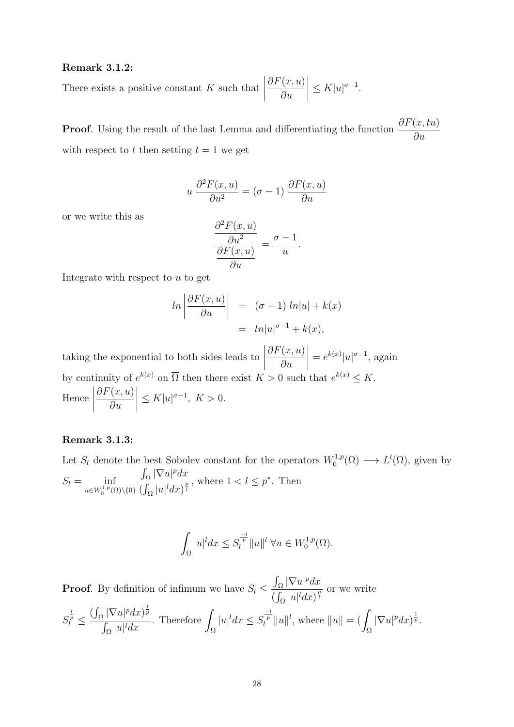**Remark 3.1.2:**

There exists a positive constant $K$ such that $\left|\dfrac{\partial F(x,u)}{\partial u}\right| \leq K|u|^{\sigma-1}$.

**Proof**. Using the result of the last Lemma and differentiating the function $\dfrac{\partial F(x,tu)}{\partial u}$ with respect to $t$ then setting $t = 1$ we get

$$u \,\frac{\partial^2 F(x,u)}{\partial u^2} = (\sigma - 1)\,\frac{\partial F(x,u)}{\partial u}$$

or we write this as

$$\frac{\dfrac{\partial^2 F(x,u)}{\partial u^2}}{\dfrac{\partial F(x,u)}{\partial u}} = \frac{\sigma - 1}{u}.$$

Integrate with respect to $u$ to get

$$\begin{aligned} ln\left|\frac{\partial F(x,u)}{\partial u}\right| &= (\sigma - 1)\; ln|u| + k(x) \\ &= ln|u|^{\sigma-1} + k(x), \end{aligned}$$

taking the exponential to both sides leads to $\left|\dfrac{\partial F(x,u)}{\partial u}\right| = e^{k(x)}|u|^{\sigma-1}$, again by continuity of $e^{k(x)}$ on $\overline{\Omega}$ then there exist $K > 0$ such that $e^{k(x)} \leq K$.

Hence $\left|\dfrac{\partial F(x,u)}{\partial u}\right| \leq K|u|^{\sigma-1},\ K > 0.$

**Remark 3.1.3:**

Let $S_l$ denote the best Sobolev constant for the operators $W_0^{1,p}(\Omega) \longrightarrow L^l(\Omega)$, given by $S_l = \inf\limits_{u \in W_0^{1,p}(\Omega)\setminus\{0\}} \dfrac{\int_\Omega |\nabla u|^p dx}{(\int_\Omega |u|^l dx)^{\frac{p}{l}}}$, where $1 < l \leq p^*$. Then

$$\int_\Omega |u|^l dx \leq S_l^{\frac{-l}{p}} \|u\|^l \ \forall u \in W_0^{1,p}(\Omega).$$

**Proof**. By definition of infimum we have $S_l \leq \dfrac{\int_\Omega |\nabla u|^p dx}{(\int_\Omega |u|^l dx)^{\frac{p}{l}}}$ or we write $S_l^{\frac{l}{p}} \leq \dfrac{(\int_\Omega |\nabla u|^p dx)^{\frac{l}{p}}}{\int_\Omega |u|^l dx}$. Therefore $\displaystyle\int_\Omega |u|^l dx \leq S_l^{\frac{-l}{p}} \|u\|^l$, where $\|u\| = (\displaystyle\int_\Omega |\nabla u|^p dx)^{\frac{1}{p}}$.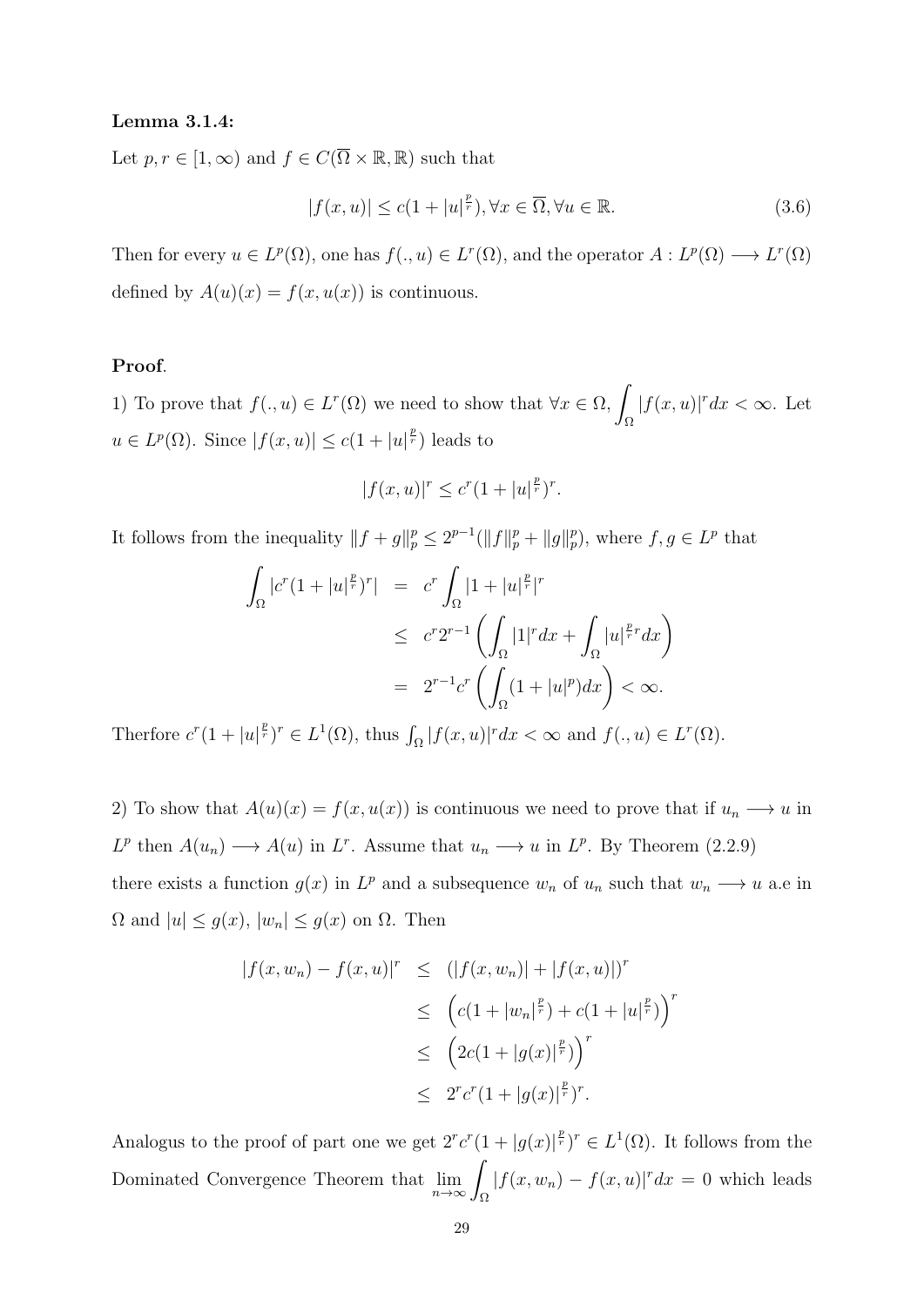**Lemma 3.1.4:**

Let $p, r \in [1, \infty)$ and $f \in C(\overline{\Omega} \times \mathbb{R}, \mathbb{R})$ such that

$$|f(x,u)| \leq c(1 + |u|^{\frac{p}{r}}), \forall x \in \overline{\Omega}, \forall u \in \mathbb{R}. \tag{3.6}$$

Then for every $u \in L^p(\Omega)$, one has $f(.,u) \in L^r(\Omega)$, and the operator $A : L^p(\Omega) \longrightarrow L^r(\Omega)$ defined by $A(u)(x) = f(x, u(x))$ is continuous.

**Proof**.

1) To prove that $f(.,u) \in L^r(\Omega)$ we need to show that $\forall x \in \Omega, \displaystyle\int_\Omega |f(x,u)|^r dx < \infty$. Let $u \in L^p(\Omega)$. Since $|f(x,u)| \leq c(1 + |u|^{\frac{p}{r}})$ leads to

$$|f(x,u)|^r \leq c^r(1 + |u|^{\frac{p}{r}})^r.$$

It follows from the inequality $\|f + g\|_p^p \leq 2^{p-1}(\|f\|_p^p + \|g\|_p^p)$, where $f, g \in L^p$ that

$$\begin{aligned}
\int_\Omega |c^r(1 + |u|^{\frac{p}{r}})^r| &= c^r \int_\Omega |1 + |u|^{\frac{p}{r}}|^r \\
&\leq c^r 2^{r-1} \left( \int_\Omega |1|^r dx + \int_\Omega |u|^{\frac{p}{r}r} dx \right) \\
&= 2^{r-1} c^r \left( \int_\Omega (1 + |u|^p) dx \right) < \infty.
\end{aligned}$$

Therfore $c^r(1 + |u|^{\frac{p}{r}})^r \in L^1(\Omega)$, thus $\int_\Omega |f(x,u)|^r dx < \infty$ and $f(.,u) \in L^r(\Omega)$.

2) To show that $A(u)(x) = f(x, u(x))$ is continuous we need to prove that if $u_n \longrightarrow u$ in $L^p$ then $A(u_n) \longrightarrow A(u)$ in $L^r$. Assume that $u_n \longrightarrow u$ in $L^p$. By Theorem (2.2.9) there exists a function $g(x)$ in $L^p$ and a subsequence $w_n$ of $u_n$ such that $w_n \longrightarrow u$ a.e in $\Omega$ and $|u| \leq g(x)$, $|w_n| \leq g(x)$ on $\Omega$. Then

$$\begin{aligned}
|f(x, w_n) - f(x,u)|^r &\leq (|f(x,w_n)| + |f(x,u)|)^r \\
&\leq \left( c(1 + |w_n|^{\frac{p}{r}}) + c(1 + |u|^{\frac{p}{r}}) \right)^r \\
&\leq \left( 2c(1 + |g(x)|^{\frac{p}{r}}) \right)^r \\
&\leq 2^r c^r (1 + |g(x)|^{\frac{p}{r}})^r.
\end{aligned}$$

Analogus to the proof of part one we get $2^r c^r (1 + |g(x)|^{\frac{p}{r}})^r \in L^1(\Omega)$. It follows from the Dominated Convergence Theorem that $\displaystyle\lim_{n \to \infty} \int_\Omega |f(x, w_n) - f(x,u)|^r dx = 0$ which leads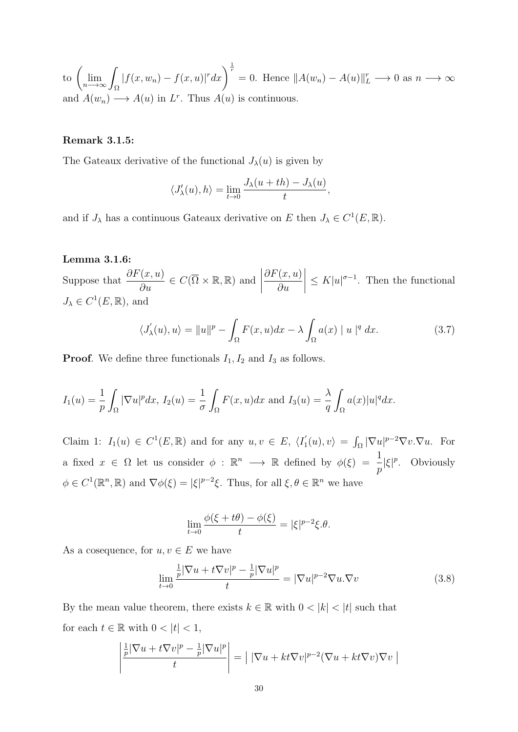to $\left(\lim_{n\longrightarrow\infty}\int_\Omega |f(x,w_n)-f(x,u)|^r dx\right)^{\frac{1}{r}}=0$. Hence $\|A(w_n)-A(u)\|_L^r \longrightarrow 0$ as $n\longrightarrow\infty$ and $A(w_n)\longrightarrow A(u)$ in $L^r$. Thus $A(u)$ is continuous.

**Remark 3.1.5:**

The Gateaux derivative of the functional $J_\lambda(u)$ is given by

$$\langle J_\lambda'(u),h\rangle=\lim_{t\to 0}\frac{J_\lambda(u+th)-J_\lambda(u)}{t},$$

and if $J_\lambda$ has a continuous Gateaux derivative on $E$ then $J_\lambda\in C^1(E,\mathbb{R})$.

**Lemma 3.1.6:**

Suppose that $\dfrac{\partial F(x,u)}{\partial u}\in C(\overline{\Omega}\times\mathbb{R},\mathbb{R})$ and $\left|\dfrac{\partial F(x,u)}{\partial u}\right|\leq K|u|^{\sigma-1}$. Then the functional $J_\lambda\in C^1(E,\mathbb{R})$, and

$$\langle J_\lambda^{'}(u),u\rangle=\|u\|^p-\int_\Omega F(x,u)dx-\lambda\int_\Omega a(x)\mid u\mid^q dx. \tag{3.7}$$

**Proof**. We define three functionals $I_1, I_2$ and $I_3$ as follows.

$$I_1(u)=\frac{1}{p}\int_\Omega|\nabla u|^p dx,\ I_2(u)=\frac{1}{\sigma}\int_\Omega F(x,u)dx \text{ and } I_3(u)=\frac{\lambda}{q}\int_\Omega a(x)|u|^q dx.$$

Claim 1: $I_1(u)\in C^1(E,\mathbb{R})$ and for any $u,v\in E$, $\langle I_1^{'}(u),v\rangle=\int_\Omega|\nabla u|^{p-2}\nabla v.\nabla u$. For a fixed $x\in\Omega$ let us consider $\phi:\mathbb{R}^n\longrightarrow\mathbb{R}$ defined by $\phi(\xi)=\dfrac{1}{p}|\xi|^p$. Obviously $\phi\in C^1(\mathbb{R}^n,\mathbb{R})$ and $\nabla\phi(\xi)=|\xi|^{p-2}\xi$. Thus, for all $\xi,\theta\in\mathbb{R}^n$ we have

$$\lim_{t\to 0}\frac{\phi(\xi+t\theta)-\phi(\xi)}{t}=|\xi|^{p-2}\xi.\theta.$$

As a cosequence, for $u,v\in E$ we have

$$\lim_{t\to 0}\frac{\frac{1}{p}|\nabla u+t\nabla v|^p-\frac{1}{p}|\nabla u|^p}{t}=|\nabla u|^{p-2}\nabla u.\nabla v \tag{3.8}$$

By the mean value theorem, there exists $k\in\mathbb{R}$ with $0<|k|<|t|$ such that for each $t\in\mathbb{R}$ with $0<|t|<1$,

$$\left|\frac{\frac{1}{p}|\nabla u+t\nabla v|^p-\frac{1}{p}|\nabla u|^p}{t}\right|=\left|\ |\nabla u+kt\nabla v|^{p-2}(\nabla u+kt\nabla v)\nabla v\ \right|$$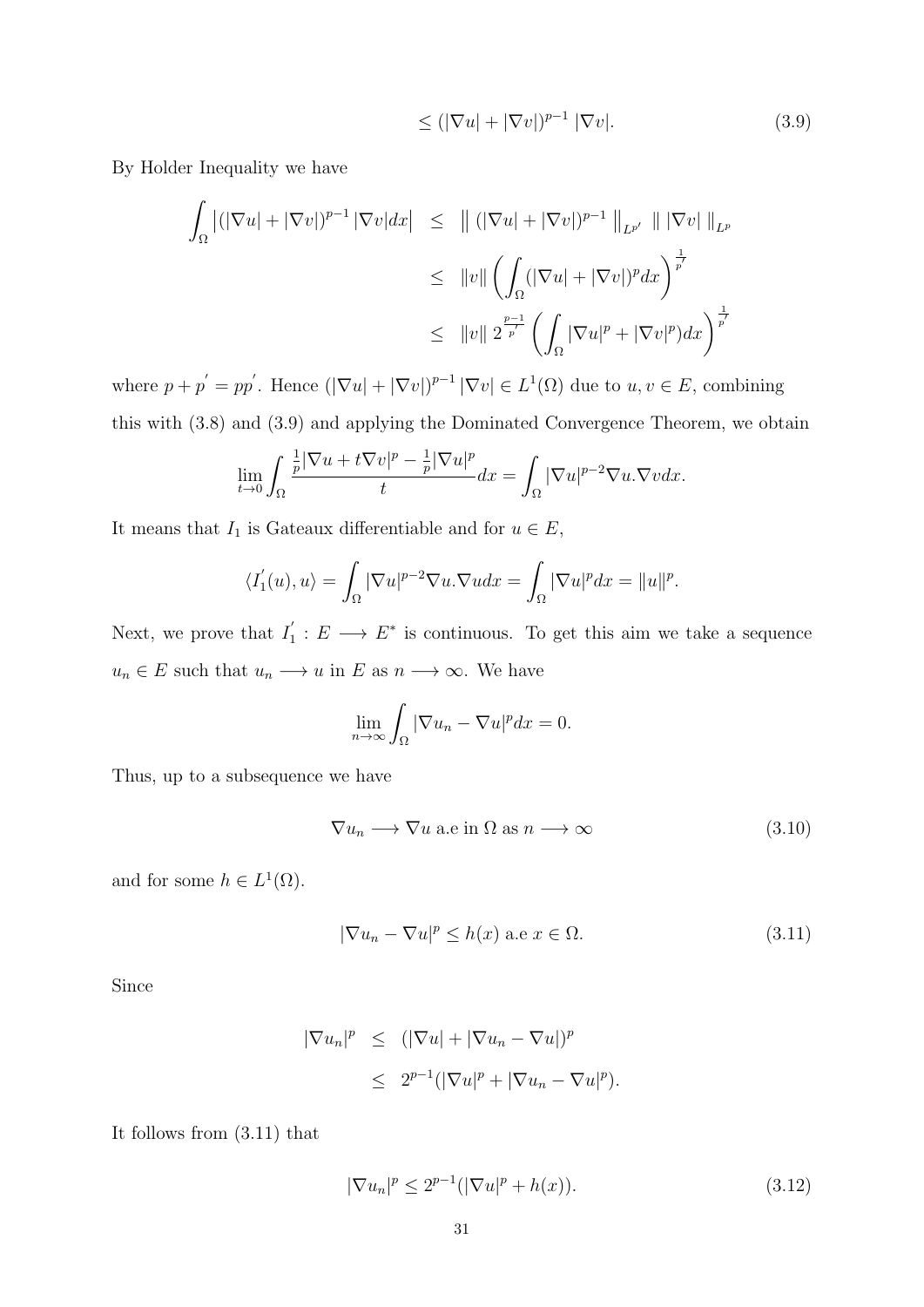$$\leq (|\nabla u| + |\nabla v|)^{p-1} \, |\nabla v|. \tag{3.9}$$

By Holder Inequality we have

$$\begin{aligned}
\int_\Omega \left|(|\nabla u| + |\nabla v|)^{p-1} \, |\nabla v| dx\right| &\leq \left\| \, (|\nabla u| + |\nabla v|)^{p-1} \, \right\|_{L^{p'}} \, \| \, |\nabla v| \, \|_{L^p} \\
&\leq \|v\| \left( \int_\Omega (|\nabla u| + |\nabla v|)^p dx \right)^{\frac{1}{p'}} \\
&\leq \|v\| \, 2^{\frac{p-1}{p'}} \left( \int_\Omega |\nabla u|^p + |\nabla v|^p) dx \right)^{\frac{1}{p'}}
\end{aligned}$$

where $p + p^{'} = pp^{'}$. Hence $(|\nabla u| + |\nabla v|)^{p-1} \, |\nabla v| \in L^1(\Omega)$ due to $u, v \in E$, combining this with (3.8) and (3.9) and applying the Dominated Convergence Theorem, we obtain

$$\lim_{t \to 0} \int_\Omega \frac{\frac{1}{p}|\nabla u + t\nabla v|^p - \frac{1}{p}|\nabla u|^p}{t} dx = \int_\Omega |\nabla u|^{p-2} \nabla u . \nabla v dx.$$

It means that $I_1$ is Gateaux differentiable and for $u \in E$,

$$\langle I_1^{'}(u), u \rangle = \int_\Omega |\nabla u|^{p-2} \nabla u . \nabla u dx = \int_\Omega |\nabla u|^p dx = \|u\|^p.$$

Next, we prove that $I_1^{'} : E \longrightarrow E^*$ is continuous. To get this aim we take a sequence $u_n \in E$ such that $u_n \longrightarrow u$ in $E$ as $n \longrightarrow \infty$. We have

$$\lim_{n \to \infty} \int_\Omega |\nabla u_n - \nabla u|^p dx = 0.$$

Thus, up to a subsequence we have

$$\nabla u_n \longrightarrow \nabla u \text{ a.e in } \Omega \text{ as } n \longrightarrow \infty \tag{3.10}$$

and for some $h \in L^1(\Omega)$.

$$|\nabla u_n - \nabla u|^p \leq h(x) \text{ a.e } x \in \Omega. \tag{3.11}$$

Since

$$\begin{aligned}
|\nabla u_n|^p &\leq (|\nabla u| + |\nabla u_n - \nabla u|)^p \\
&\leq 2^{p-1}(|\nabla u|^p + |\nabla u_n - \nabla u|^p).
\end{aligned}$$

It follows from (3.11) that

$$|\nabla u_n|^p \leq 2^{p-1}(|\nabla u|^p + h(x)). \tag{3.12}$$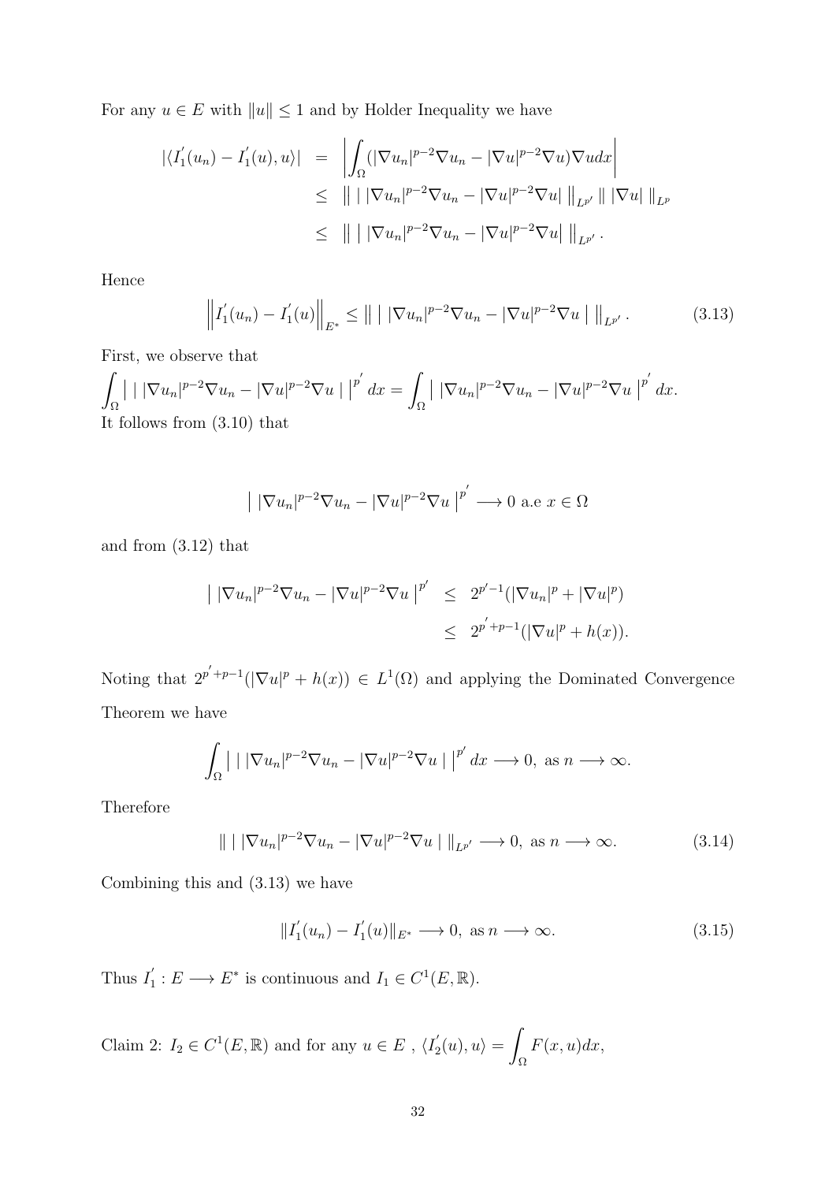For any $u \in E$ with $\|u\| \leq 1$ and by Holder Inequality we have

$$
\begin{aligned}
|\langle I_1^{'}(u_n) - I_1^{'}(u), u\rangle| &= \left| \int_\Omega (|\nabla u_n|^{p-2}\nabla u_n - |\nabla u|^{p-2}\nabla u)\nabla u dx \right| \\
&\leq \left\| \, | \, |\nabla u_n|^{p-2}\nabla u_n - |\nabla u|^{p-2}\nabla u| \, \right\|_{L^{p'}} \| \, |\nabla u| \, \|_{L^p} \\
&\leq \left\| \, | \, |\nabla u_n|^{p-2}\nabla u_n - |\nabla u|^{p-2}\nabla u| \, \right\|_{L^{p'}}.
\end{aligned}
$$

Hence

$$
\left\| I_1^{'}(u_n) - I_1^{'}(u) \right\|_{E^*} \leq \left\| \, | \, |\nabla u_n|^{p-2}\nabla u_n - |\nabla u|^{p-2}\nabla u \, | \, \right\|_{L^{p'}}. \tag{3.13}
$$

First, we observe that

$$
\int_\Omega \left| \, | \, |\nabla u_n|^{p-2}\nabla u_n - |\nabla u|^{p-2}\nabla u \, | \, \right|^{p'} dx = \int_\Omega \left| \, |\nabla u_n|^{p-2}\nabla u_n - |\nabla u|^{p-2}\nabla u \, \right|^{p'} dx.
$$

It follows from (3.10) that

$$
\left| \, |\nabla u_n|^{p-2}\nabla u_n - |\nabla u|^{p-2}\nabla u \, \right|^{p'} \longrightarrow 0 \text{ a.e } x \in \Omega
$$

and from (3.12) that

$$
\begin{aligned}
\left| \, |\nabla u_n|^{p-2}\nabla u_n - |\nabla u|^{p-2}\nabla u \, \right|^{p'} &\leq 2^{p'-1}(|\nabla u_n|^p + |\nabla u|^p) \\
&\leq 2^{p'+p-1}(|\nabla u|^p + h(x)).
\end{aligned}
$$

Noting that $2^{p'+p-1}(|\nabla u|^p + h(x)) \in L^1(\Omega)$ and applying the Dominated Convergence Theorem we have

$$
\int_\Omega \left| \, | \, |\nabla u_n|^{p-2}\nabla u_n - |\nabla u|^{p-2}\nabla u \, | \, \right|^{p'} dx \longrightarrow 0, \text{ as } n \longrightarrow \infty.
$$

Therefore

$$
\| \, | \, |\nabla u_n|^{p-2}\nabla u_n - |\nabla u|^{p-2}\nabla u \, | \, \|_{L^{p'}} \longrightarrow 0, \text{ as } n \longrightarrow \infty. \tag{3.14}
$$

Combining this and (3.13) we have

$$
\|I_1^{'}(u_n) - I_1^{'}(u)\|_{E^*} \longrightarrow 0, \text{ as } n \longrightarrow \infty. \tag{3.15}
$$

Thus $I_1^{'} : E \longrightarrow E^*$ is continuous and $I_1 \in C^1(E, \mathbb{R})$.

Claim 2: $I_2 \in C^1(E, \mathbb{R})$ and for any $u \in E$ , $\langle I_2^{'}(u), u\rangle = \int_\Omega F(x, u)dx$,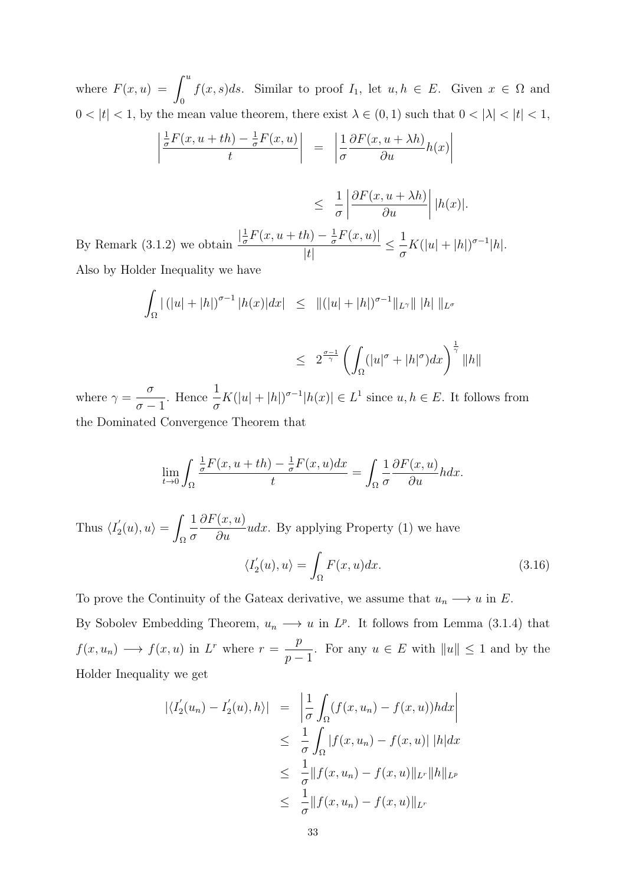where $F(x,u) = \displaystyle\int_0^u f(x,s)ds$. Similar to proof $I_1$, let $u, h \in E$. Given $x \in \Omega$ and $0 < |t| < 1$, by the mean value theorem, there exist $\lambda \in (0,1)$ such that $0 < |\lambda| < |t| < 1$,

$$
\begin{aligned}
\left| \frac{\frac{1}{\sigma}F(x,u+th) - \frac{1}{\sigma}F(x,u)}{t} \right| &= \left| \frac{1}{\sigma} \frac{\partial F(x,u+\lambda h)}{\partial u} h(x) \right| \\
&\leq \frac{1}{\sigma} \left| \frac{\partial F(x,u+\lambda h)}{\partial u} \right| |h(x)|.
\end{aligned}
$$

By Remark (3.1.2) we obtain $\dfrac{|\frac{1}{\sigma}F(x,u+th) - \frac{1}{\sigma}F(x,u)|}{|t|} \leq \dfrac{1}{\sigma} K(|u|+|h|)^{\sigma-1}|h|$.

Also by Holder Inequality we have

$$
\begin{aligned}
\int_\Omega |\left(|u|+|h|\right)^{\sigma-1}|h(x)|dx| &\leq \|(|u|+|h|)^{\sigma-1}\|_{L^\gamma}\| \, |h| \, \|_{L^\sigma} \\
&\leq 2^{\frac{\sigma-1}{\gamma}} \left( \int_\Omega (|u|^\sigma + |h|^\sigma)dx \right)^{\frac{1}{\gamma}} \|h\|
\end{aligned}
$$

where $\gamma = \dfrac{\sigma}{\sigma-1}$. Hence $\dfrac{1}{\sigma}K(|u|+|h|)^{\sigma-1}|h(x)| \in L^1$ since $u, h \in E$. It follows from the Dominated Convergence Theorem that

$$
\lim_{t \to 0} \int_\Omega \frac{\frac{1}{\sigma}F(x,u+th) - \frac{1}{\sigma}F(x,u)dx}{t} = \int_\Omega \frac{1}{\sigma} \frac{\partial F(x,u)}{\partial u} h dx.
$$

Thus $\langle I_2'(u), u\rangle = \displaystyle\int_\Omega \frac{1}{\sigma} \frac{\partial F(x,u)}{\partial u} u dx$. By applying Property (1) we have

$$
\langle I_2'(u), u\rangle = \int_\Omega F(x,u)dx. \tag{3.16}
$$

To prove the Continuity of the Gateax derivative, we assume that $u_n \longrightarrow u$ in $E$. By Sobolev Embedding Theorem, $u_n \longrightarrow u$ in $L^p$. It follows from Lemma (3.1.4) that $f(x,u_n) \longrightarrow f(x,u)$ in $L^r$ where $r = \dfrac{p}{p-1}$. For any $u \in E$ with $\|u\| \leq 1$ and by the Holder Inequality we get

$$
\begin{aligned}
|\langle I_2'(u_n) - I_2'(u), h\rangle| &= \left| \frac{1}{\sigma} \int_\Omega (f(x,u_n) - f(x,u))h dx \right| \\
&\leq \frac{1}{\sigma} \int_\Omega |f(x,u_n) - f(x,u)| \, |h| dx \\
&\leq \frac{1}{\sigma} \|f(x,u_n) - f(x,u)\|_{L^r} \|h\|_{L^p} \\
&\leq \frac{1}{\sigma} \|f(x,u_n) - f(x,u)\|_{L^r}
\end{aligned}
$$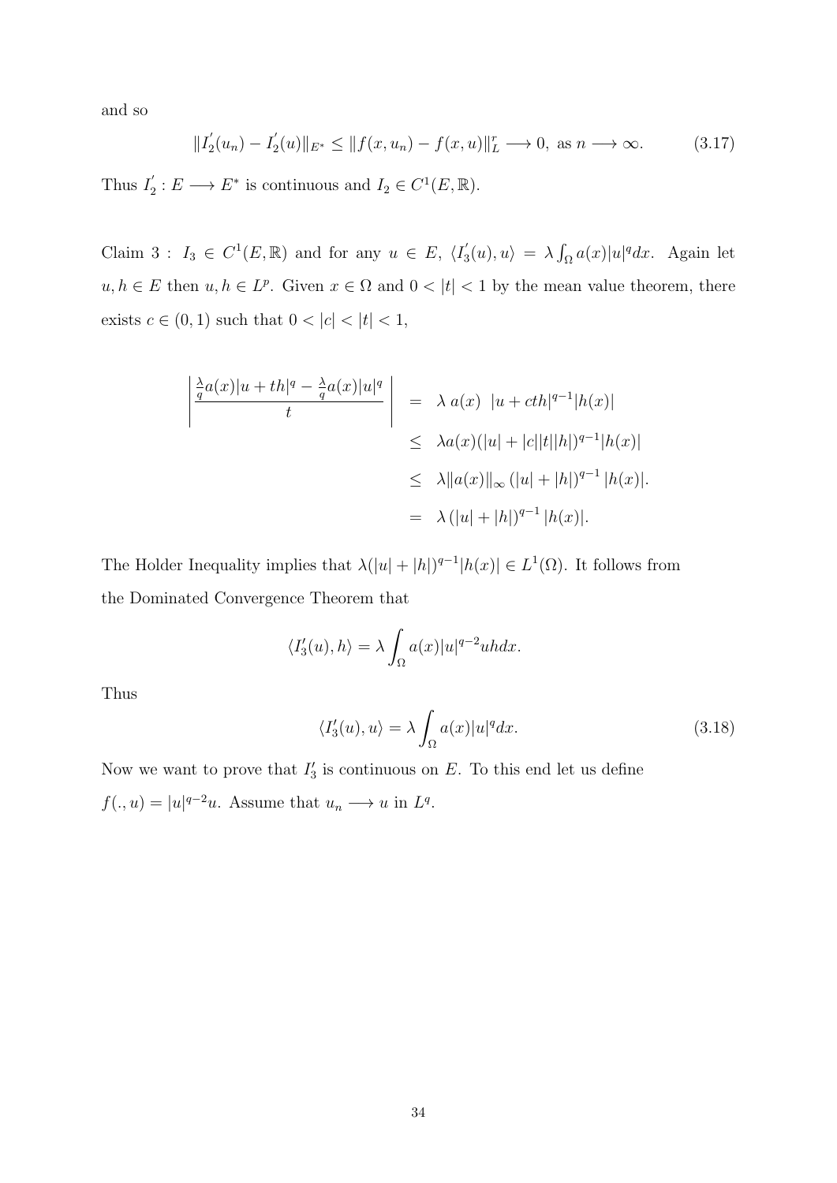and so

$$\|I_2^{'}(u_n) - I_2^{'}(u)\|_{E^*} \leq \|f(x,u_n) - f(x,u)\|_L^r \longrightarrow 0, \text{ as } n \longrightarrow \infty. \tag{3.17}$$

Thus $I_2^{'} : E \longrightarrow E^*$ is continuous and $I_2 \in C^1(E, \mathbb{R})$.

Claim 3 : $I_3 \in C^1(E, \mathbb{R})$ and for any $u \in E$, $\langle I_3^{'}(u), u\rangle = \lambda \int_\Omega a(x)|u|^q dx$. Again let $u, h \in E$ then $u, h \in L^p$. Given $x \in \Omega$ and $0 < |t| < 1$ by the mean value theorem, there exists $c \in (0,1)$ such that $0 < |c| < |t| < 1$,

$$\begin{aligned}
\left| \frac{\frac{\lambda}{q}a(x)|u+th|^q - \frac{\lambda}{q}a(x)|u|^q}{t} \right| &= \lambda\, a(x)\ \ |u + cth|^{q-1}|h(x)| \\
&\leq \lambda a(x)(|u| + |c||t||h|)^{q-1}|h(x)| \\
&\leq \lambda \|a(x)\|_\infty \left(|u| + |h|\right)^{q-1} |h(x)|. \\
&= \lambda \left(|u| + |h|\right)^{q-1} |h(x)|.
\end{aligned}$$

The Holder Inequality implies that $\lambda(|u| + |h|)^{q-1}|h(x)| \in L^1(\Omega)$. It follows from the Dominated Convergence Theorem that

$$\langle I_3'(u), h\rangle = \lambda \int_\Omega a(x)|u|^{q-2}uh dx.$$

Thus

$$\langle I_3'(u), u\rangle = \lambda \int_\Omega a(x)|u|^q dx. \tag{3.18}$$

Now we want to prove that $I_3'$ is continuous on $E$. To this end let us define $f(.,u) = |u|^{q-2}u$. Assume that $u_n \longrightarrow u$ in $L^q$.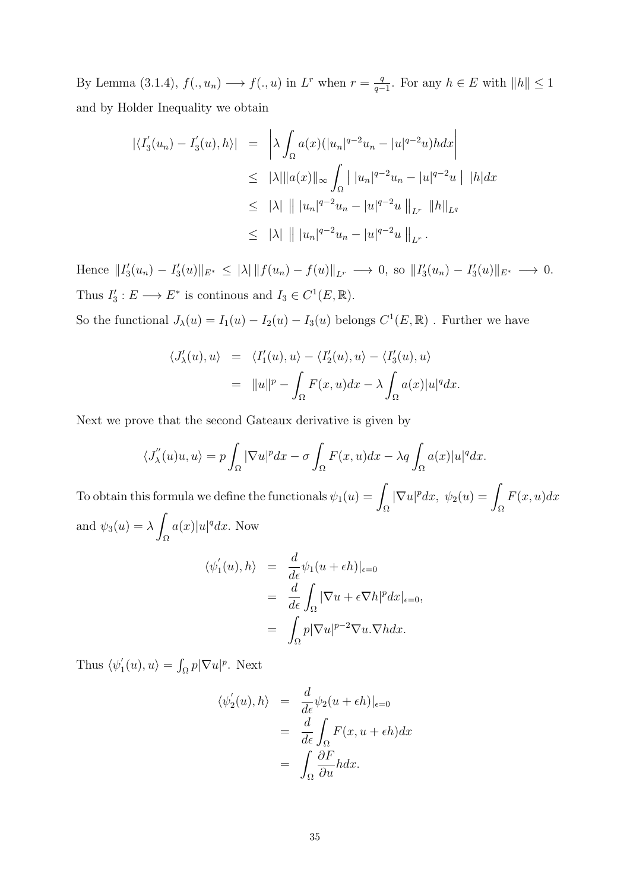By Lemma (3.1.4), $f(.,u_n) \longrightarrow f(.,u)$ in $L^r$ when $r = \frac{q}{q-1}$. For any $h \in E$ with $\|h\| \leq 1$ and by Holder Inequality we obtain

$$
\begin{aligned}
|\langle I_3'(u_n) - I_3'(u), h\rangle| &= \left|\lambda \int_\Omega a(x)(|u_n|^{q-2}u_n - |u|^{q-2}u)h dx\right| \\
&\leq |\lambda| \|a(x)\|_\infty \int_\Omega \big|\ |u_n|^{q-2}u_n - |u|^{q-2}u\ \big|\ |h| dx \\
&\leq |\lambda|\ \big\|\ |u_n|^{q-2}u_n - |u|^{q-2}u\ \big\|_{L^r}\ \|h\|_{L^q} \\
&\leq |\lambda|\ \big\|\ |u_n|^{q-2}u_n - |u|^{q-2}u\ \big\|_{L^r}.
\end{aligned}
$$

Hence $\|I_3'(u_n) - I_3'(u)\|_{E^*} \leq |\lambda| \|f(u_n) - f(u)\|_{L^r} \longrightarrow 0$, so $\|I_3'(u_n) - I_3'(u)\|_{E^*} \longrightarrow 0$. Thus $I_3' : E \longrightarrow E^*$ is continous and $I_3 \in C^1(E, \mathbb{R})$.

So the functional $J_\lambda(u) = I_1(u) - I_2(u) - I_3(u)$ belongs $C^1(E, \mathbb{R})$ . Further we have

$$
\begin{aligned}
\langle J_\lambda'(u), u\rangle &= \langle I_1'(u), u\rangle - \langle I_2'(u), u\rangle - \langle I_3'(u), u\rangle \\
&= \|u\|^p - \int_\Omega F(x,u)dx - \lambda \int_\Omega a(x)|u|^q dx.
\end{aligned}
$$

Next we prove that the second Gateaux derivative is given by

$$
\langle J_\lambda''(u)u, u\rangle = p \int_\Omega |\nabla u|^p dx - \sigma \int_\Omega F(x,u)dx - \lambda q \int_\Omega a(x)|u|^q dx.
$$

To obtain this formula we define the functionals $\psi_1(u) = \displaystyle\int_\Omega |\nabla u|^p dx$, $\psi_2(u) = \displaystyle\int_\Omega F(x,u)dx$ and $\psi_3(u) = \lambda \displaystyle\int_\Omega a(x)|u|^q dx$. Now

$$
\begin{aligned}
\langle \psi_1'(u), h\rangle &= \frac{d}{d\epsilon}\psi_1(u + \epsilon h)|_{\epsilon=0} \\
&= \frac{d}{d\epsilon}\int_\Omega |\nabla u + \epsilon \nabla h|^p dx|_{\epsilon=0}, \\
&= \int_\Omega p|\nabla u|^{p-2}\nabla u . \nabla h dx.
\end{aligned}
$$

Thus $\langle \psi_1'(u), u\rangle = \int_\Omega p|\nabla u|^p$. Next

$$
\begin{aligned}
\langle \psi_2'(u), h\rangle &= \frac{d}{d\epsilon}\psi_2(u + \epsilon h)|_{\epsilon=0} \\
&= \frac{d}{d\epsilon}\int_\Omega F(x, u + \epsilon h)dx \\
&= \int_\Omega \frac{\partial F}{\partial u} h dx.
\end{aligned}
$$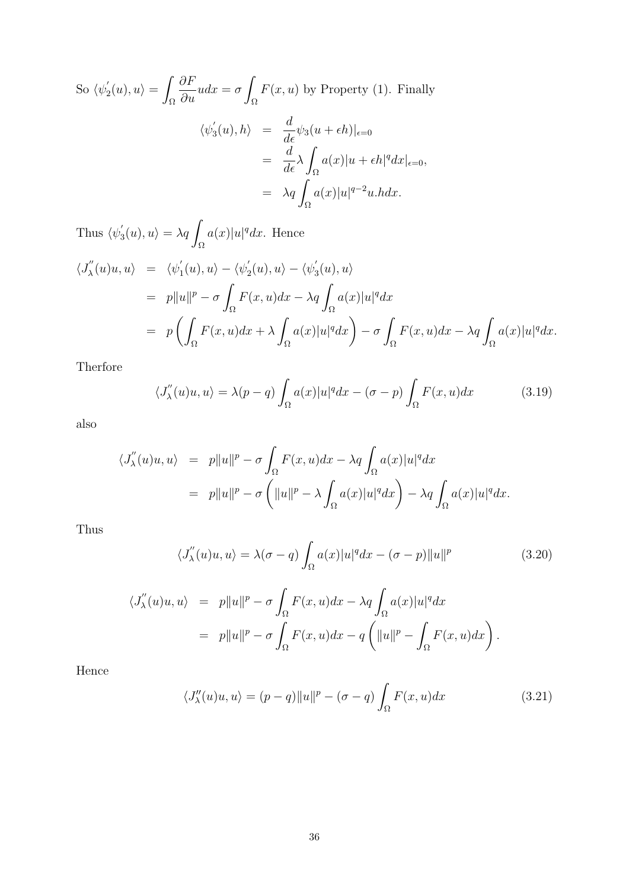So $\langle \psi_2^{'}(u), u\rangle = \displaystyle\int_\Omega \frac{\partial F}{\partial u} u dx = \sigma \int_\Omega F(x,u)$ by Property (1). Finally

$$
\begin{aligned}
\langle \psi_3^{'}(u), h\rangle &= \frac{d}{d\epsilon}\psi_3(u+\epsilon h)|_{\epsilon=0} \\
&= \frac{d}{d\epsilon}\lambda \int_\Omega a(x)|u+\epsilon h|^q dx|_{\epsilon=0}, \\
&= \lambda q \int_\Omega a(x)|u|^{q-2}u.h dx.
\end{aligned}
$$

Thus $\langle \psi_3^{'}(u), u\rangle = \lambda q \displaystyle\int_\Omega a(x)|u|^q dx$. Hence

$$
\begin{aligned}
\langle J_\lambda^{''}(u)u, u\rangle &= \langle \psi_1^{'}(u), u\rangle - \langle \psi_2^{'}(u), u\rangle - \langle \psi_3^{'}(u), u\rangle \\
&= p\|u\|^p - \sigma \int_\Omega F(x,u)dx - \lambda q \int_\Omega a(x)|u|^q dx \\
&= p\left(\int_\Omega F(x,u)dx + \lambda \int_\Omega a(x)|u|^q dx\right) - \sigma \int_\Omega F(x,u)dx - \lambda q \int_\Omega a(x)|u|^q dx.
\end{aligned}
$$

Therfore

$$
\langle J_\lambda^{''}(u)u, u\rangle = \lambda(p-q)\int_\Omega a(x)|u|^q dx - (\sigma - p)\int_\Omega F(x,u)dx \tag{3.19}
$$

also

$$
\begin{aligned}
\langle J_\lambda^{''}(u)u, u\rangle &= p\|u\|^p - \sigma \int_\Omega F(x,u)dx - \lambda q \int_\Omega a(x)|u|^q dx \\
&= p\|u\|^p - \sigma\left(\|u\|^p - \lambda \int_\Omega a(x)|u|^q dx\right) - \lambda q \int_\Omega a(x)|u|^q dx.
\end{aligned}
$$

Thus

$$
\langle J_\lambda^{''}(u)u, u\rangle = \lambda(\sigma - q)\int_\Omega a(x)|u|^q dx - (\sigma - p)\|u\|^p \tag{3.20}
$$

$$
\begin{aligned}
\langle J_\lambda^{''}(u)u, u\rangle &= p\|u\|^p - \sigma \int_\Omega F(x,u)dx - \lambda q \int_\Omega a(x)|u|^q dx \\
&= p\|u\|^p - \sigma \int_\Omega F(x,u)dx - q\left(\|u\|^p - \int_\Omega F(x,u)dx\right).
\end{aligned}
$$

Hence

$$
\langle J_\lambda^{''}(u)u, u\rangle = (p-q)\|u\|^p - (\sigma - q)\int_\Omega F(x,u)dx \tag{3.21}
$$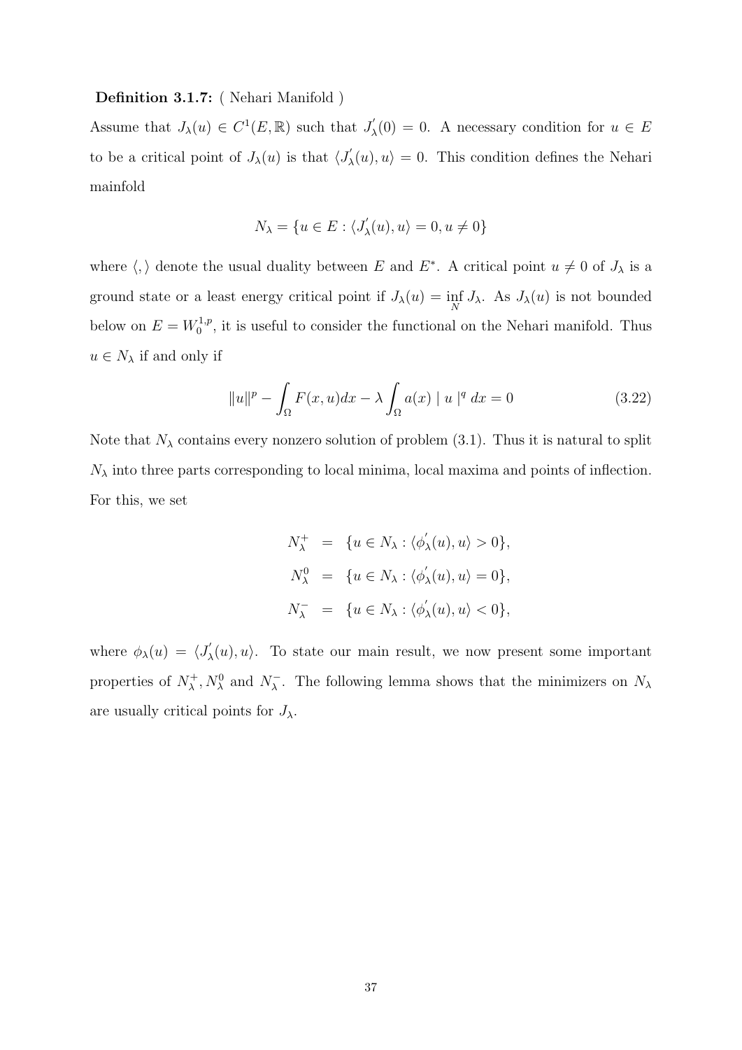**Definition 3.1.7:** ( Nehari Manifold )

Assume that $J_\lambda(u) \in C^1(E, \mathbb{R})$ such that $J_\lambda^{'}(0) = 0$. A necessary condition for $u \in E$ to be a critical point of $J_\lambda(u)$ is that $\langle J_\lambda^{'}(u), u\rangle = 0$. This condition defines the Nehari mainfold

$$N_\lambda = \{u \in E : \langle J_\lambda^{'}(u), u\rangle = 0, u \neq 0\}$$

where $\langle , \rangle$ denote the usual duality between $E$ and $E^*$. A critical point $u \neq 0$ of $J_\lambda$ is a ground state or a least energy critical point if $J_\lambda(u) = \inf_N J_\lambda$. As $J_\lambda(u)$ is not bounded below on $E = W_0^{1,p}$, it is useful to consider the functional on the Nehari manifold. Thus $u \in N_\lambda$ if and only if

$$\|u\|^p - \int_\Omega F(x, u)dx - \lambda \int_\Omega a(x) \mid u \mid^q dx = 0 \tag{3.22}$$

Note that $N_\lambda$ contains every nonzero solution of problem (3.1). Thus it is natural to split $N_\lambda$ into three parts corresponding to local minima, local maxima and points of inflection. For this, we set

$$\begin{aligned}
N_\lambda^+ &= \{u \in N_\lambda : \langle \phi_\lambda^{'}(u), u\rangle > 0\}, \\
N_\lambda^0 &= \{u \in N_\lambda : \langle \phi_\lambda^{'}(u), u\rangle = 0\}, \\
N_\lambda^- &= \{u \in N_\lambda : \langle \phi_\lambda^{'}(u), u\rangle < 0\},
\end{aligned}$$

where $\phi_\lambda(u) = \langle J_\lambda^{'}(u), u\rangle$. To state our main result, we now present some important properties of $N_\lambda^+, N_\lambda^0$ and $N_\lambda^-$. The following lemma shows that the minimizers on $N_\lambda$ are usually critical points for $J_\lambda$.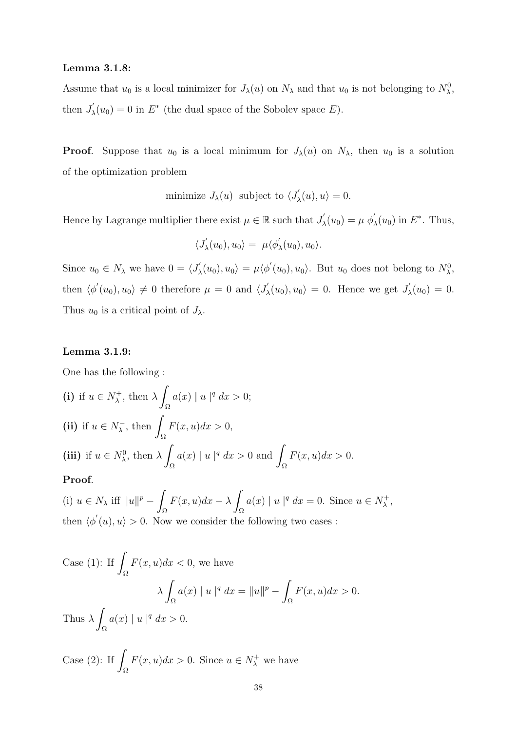**Lemma 3.1.8:**

Assume that $u_0$ is a local minimizer for $J_\lambda(u)$ on $N_\lambda$ and that $u_0$ is not belonging to $N_\lambda^0$, then $J_\lambda^{'}(u_0) = 0$ in $E^*$ (the dual space of the Sobolev space $E$).

**Proof**. Suppose that $u_0$ is a local minimum for $J_\lambda(u)$ on $N_\lambda$, then $u_0$ is a solution of the optimization problem

$$\text{minimize } J_\lambda(u) \text{ subject to } \langle J_\lambda^{'}(u), u\rangle = 0.$$

Hence by Lagrange multiplier there exist $\mu \in \mathbb{R}$ such that $J_\lambda^{'}(u_0) = \mu\ \phi_\lambda^{'}(u_0)$ in $E^*$. Thus,

$$\langle J_\lambda^{'}(u_0), u_0\rangle = \ \mu\langle \phi_\lambda^{'}(u_0), u_0\rangle.$$

Since $u_0 \in N_\lambda$ we have $0 = \langle J_\lambda^{'}(u_0), u_0\rangle = \mu\langle \phi^{'}(u_0), u_0\rangle$. But $u_0$ does not belong to $N_\lambda^0$, then $\langle \phi^{'}(u_0), u_0\rangle \neq 0$ therefore $\mu = 0$ and $\langle J_\lambda^{'}(u_0), u_0\rangle = 0$. Hence we get $J_\lambda^{'}(u_0) = 0$. Thus $u_0$ is a critical point of $J_\lambda$.

**Lemma 3.1.9:**

One has the following :

**(i)** if $u \in N_\lambda^+$, then $\lambda \displaystyle\int_\Omega a(x) \mid u \mid^q dx > 0$;

**(ii)** if $u \in N_\lambda^-$, then $\displaystyle\int_\Omega F(x,u)dx > 0$,

**(iii)** if $u \in N_\lambda^0$, then $\lambda \displaystyle\int_\Omega a(x) \mid u \mid^q dx > 0$ and $\displaystyle\int_\Omega F(x,u)dx > 0$.

**Proof**.

(i) $u \in N_\lambda$ iff $\|u\|^p - \displaystyle\int_\Omega F(x,u)dx - \lambda \int_\Omega a(x) \mid u \mid^q dx = 0$. Since $u \in N_\lambda^+$, then $\langle \phi^{'}(u), u\rangle > 0$. Now we consider the following two cases :

Case (1): If $\displaystyle\int_\Omega F(x,u)dx < 0$, we have

$$\lambda \int_\Omega a(x) \mid u \mid^q dx = \|u\|^p - \int_\Omega F(x,u)dx > 0.$$

Thus $\lambda \displaystyle\int_\Omega a(x) \mid u \mid^q dx > 0$.

Case (2): If $\displaystyle\int_\Omega F(x,u)dx > 0$. Since $u \in N_\lambda^+$ we have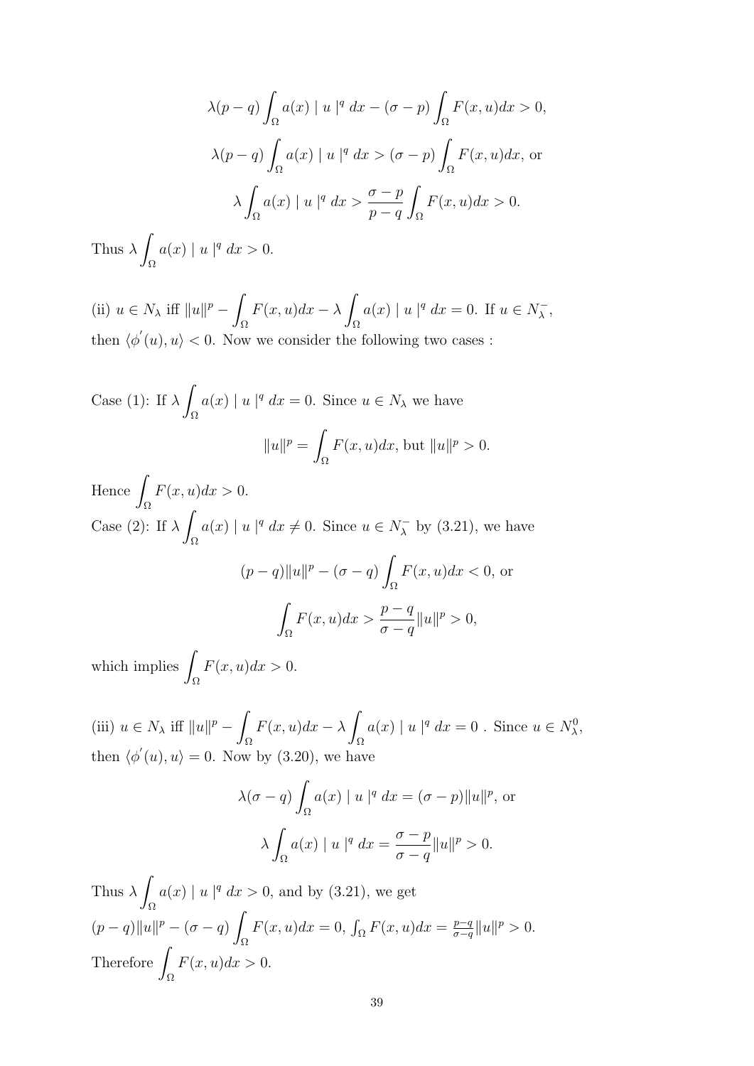$$\lambda(p-q)\int_\Omega a(x) \mid u \mid^q dx - (\sigma - p)\int_\Omega F(x,u)dx > 0,$$

$$\lambda(p-q)\int_\Omega a(x) \mid u \mid^q dx > (\sigma - p)\int_\Omega F(x,u)dx, \text{ or}$$

$$\lambda\int_\Omega a(x) \mid u \mid^q dx > \frac{\sigma-p}{p-q}\int_\Omega F(x,u)dx > 0.$$

Thus $\lambda\int_\Omega a(x) \mid u \mid^q dx > 0.$

(ii) $u \in N_\lambda$ iff $\|u\|^p - \int_\Omega F(x,u)dx - \lambda\int_\Omega a(x) \mid u \mid^q dx = 0$. If $u \in N_\lambda^-$, then $\langle \phi^{'}(u), u\rangle < 0$. Now we consider the following two cases :

Case (1): If $\lambda\int_\Omega a(x) \mid u \mid^q dx = 0$. Since $u \in N_\lambda$ we have

$$\|u\|^p = \int_\Omega F(x,u)dx, \text{ but } \|u\|^p > 0.$$

Hence $\int_\Omega F(x,u)dx > 0$.

Case (2): If $\lambda\int_\Omega a(x) \mid u \mid^q dx \neq 0$. Since $u \in N_\lambda^-$ by (3.21), we have

$$(p-q)\|u\|^p - (\sigma - q)\int_\Omega F(x,u)dx < 0, \text{ or}$$

$$\int_\Omega F(x,u)dx > \frac{p-q}{\sigma-q}\|u\|^p > 0,$$

which implies $\int_\Omega F(x,u)dx > 0$.

(iii) $u \in N_\lambda$ iff $\|u\|^p - \int_\Omega F(x,u)dx - \lambda\int_\Omega a(x) \mid u \mid^q dx = 0$ . Since $u \in N_\lambda^0$, then $\langle \phi^{'}(u), u\rangle = 0$. Now by (3.20), we have

$$\lambda(\sigma-q)\int_\Omega a(x) \mid u \mid^q dx = (\sigma - p)\|u\|^p, \text{ or}$$

$$\lambda\int_\Omega a(x) \mid u \mid^q dx = \frac{\sigma-p}{\sigma-q}\|u\|^p > 0.$$

Thus $\lambda\int_\Omega a(x) \mid u \mid^q dx > 0$, and by (3.21), we get
$(p-q)\|u\|^p - (\sigma-q)\int_\Omega F(x,u)dx = 0$, $\int_\Omega F(x,u)dx = \frac{p-q}{\sigma-q}\|u\|^p > 0$.
Therefore $\int_\Omega F(x,u)dx > 0$.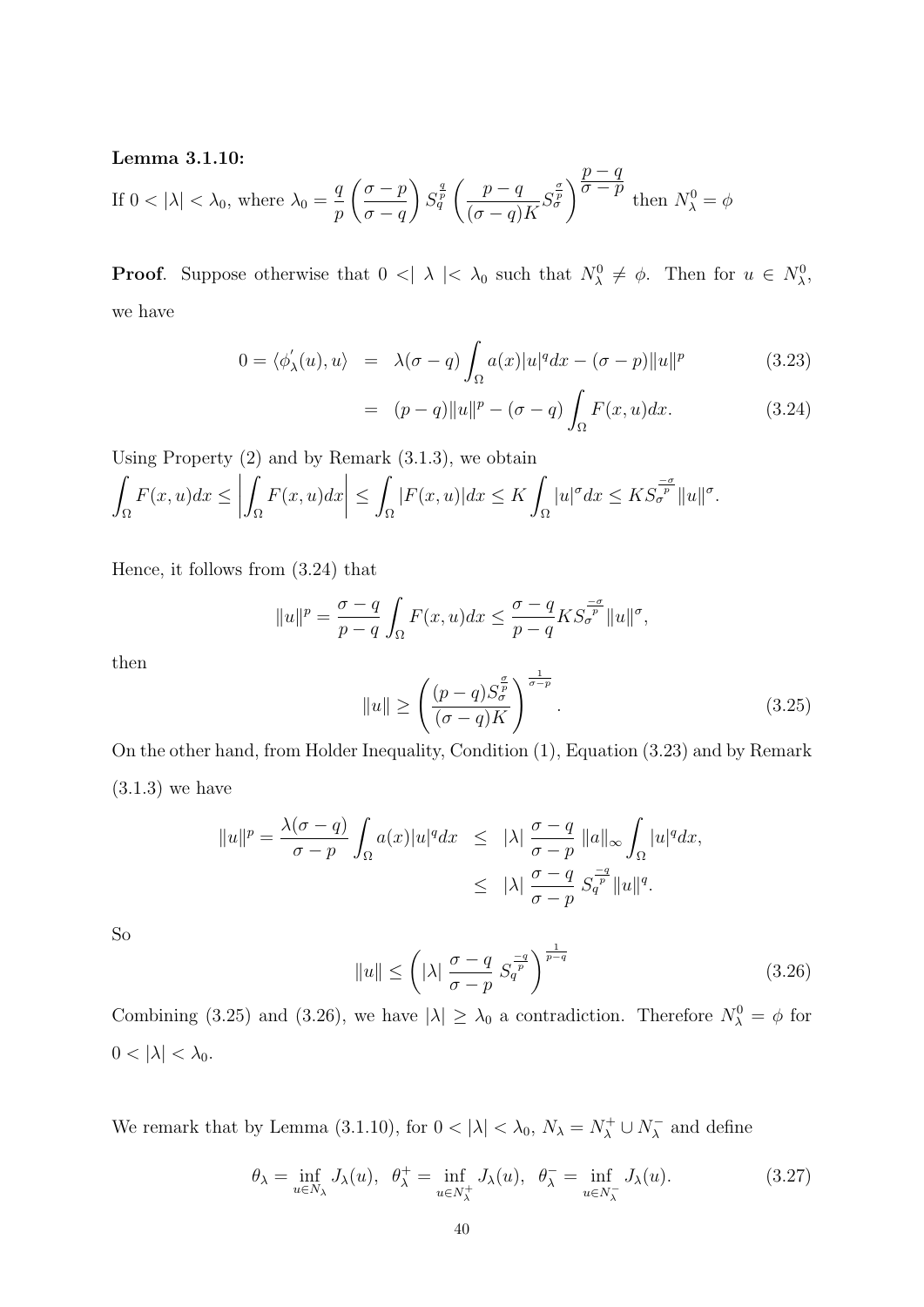**Lemma 3.1.10:**

If $0 < |\lambda| < \lambda_0$, where $\lambda_0 = \dfrac{q}{p}\left(\dfrac{\sigma - p}{\sigma - q}\right) S_q^{\frac{q}{p}} \left(\dfrac{p-q}{(\sigma - q)K} S_\sigma^{\frac{\sigma}{p}}\right)^{\dfrac{p-q}{\sigma - p}}$ then $N_\lambda^0 = \phi$

**Proof**. Suppose otherwise that $0 <| \lambda |< \lambda_0$ such that $N_\lambda^0 \neq \phi$. Then for $u \in N_\lambda^0$, we have

$$0 = \langle \phi_\lambda^{'}(u), u \rangle = \lambda(\sigma - q)\int_\Omega a(x)|u|^q dx - (\sigma - p)\|u\|^p \tag{3.23}$$

$$= (p-q)\|u\|^p - (\sigma - q)\int_\Omega F(x,u)dx. \tag{3.24}$$

Using Property (2) and by Remark (3.1.3), we obtain
$\displaystyle\int_\Omega F(x,u)dx \leq \left|\int_\Omega F(x,u)dx\right| \leq \int_\Omega |F(x,u)|dx \leq K\int_\Omega |u|^\sigma dx \leq KS_\sigma^{\frac{-\sigma}{p}}\|u\|^\sigma.$

Hence, it follows from (3.24) that

$$\|u\|^p = \frac{\sigma - q}{p-q}\int_\Omega F(x,u)dx \leq \frac{\sigma - q}{p-q} KS_\sigma^{\frac{-\sigma}{p}}\|u\|^\sigma,$$

then

$$\|u\| \geq \left(\frac{(p-q)S_\sigma^{\frac{\sigma}{p}}}{(\sigma - q)K}\right)^{\frac{1}{\sigma - p}}. \tag{3.25}$$

On the other hand, from Holder Inequality, Condition (1), Equation (3.23) and by Remark (3.1.3) we have

$$\|u\|^p = \frac{\lambda(\sigma - q)}{\sigma - p}\int_\Omega a(x)|u|^q dx \leq |\lambda| \ \frac{\sigma - q}{\sigma - p}\ \|a\|_\infty \int_\Omega |u|^q dx,$$
$$\leq |\lambda| \ \frac{\sigma - q}{\sigma - p}\ S_q^{\frac{-q}{p}}\|u\|^q.$$

So

$$\|u\| \leq \left(|\lambda| \ \frac{\sigma - q}{\sigma - p}\ S_q^{\frac{-q}{p}}\right)^{\frac{1}{p-q}} \tag{3.26}$$

Combining (3.25) and (3.26), we have $|\lambda| \geq \lambda_0$ a contradiction. Therefore $N_\lambda^0 = \phi$ for $0 < |\lambda| < \lambda_0$.

We remark that by Lemma (3.1.10), for $0 < |\lambda| < \lambda_0$, $N_\lambda = N_\lambda^+ \cup N_\lambda^-$ and define

$$\theta_\lambda = \inf_{u \in N_\lambda} J_\lambda(u), \ \ \theta_\lambda^+ = \inf_{u \in N_\lambda^+} J_\lambda(u), \ \ \theta_\lambda^- = \inf_{u \in N_\lambda^-} J_\lambda(u). \tag{3.27}$$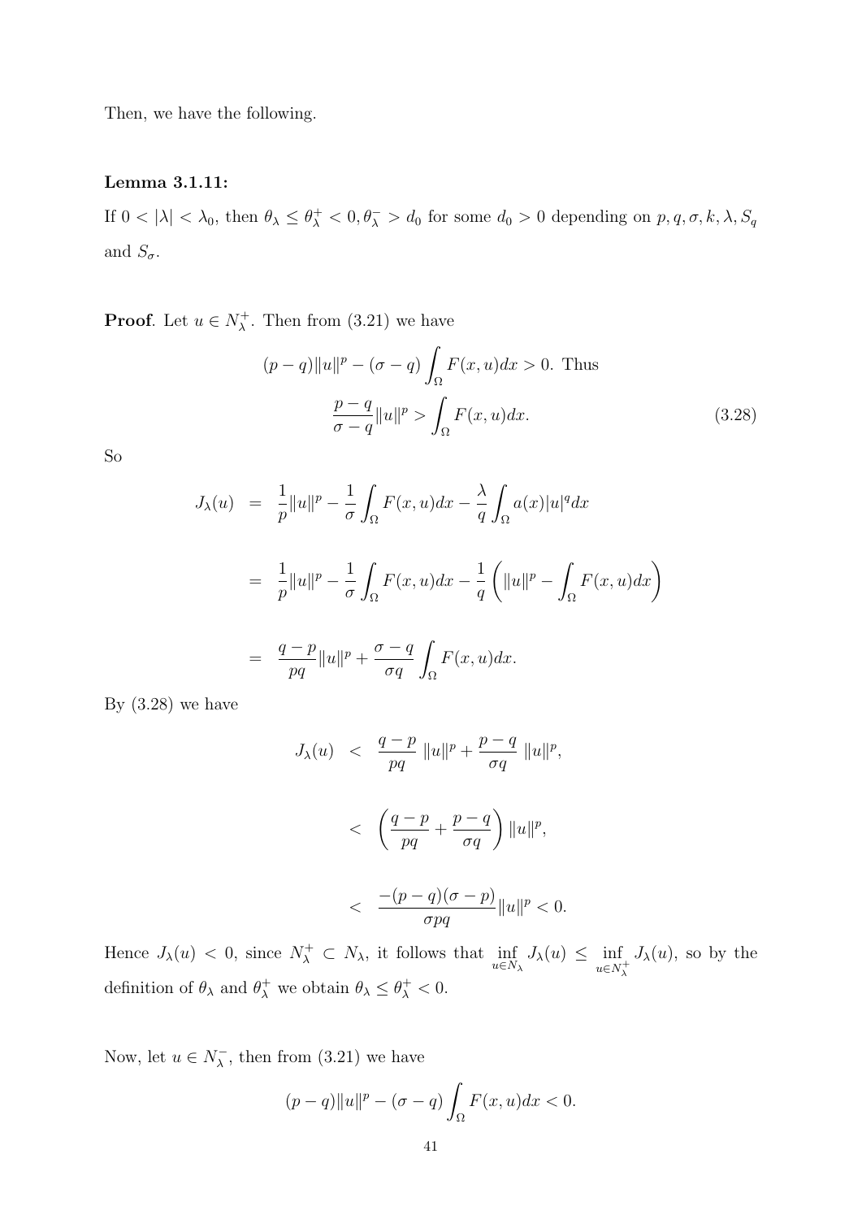Then, we have the following.

**Lemma 3.1.11:**

If $0 < |\lambda| < \lambda_0$, then $\theta_\lambda \leq \theta_\lambda^+ < 0, \theta_\lambda^- > d_0$ for some $d_0 > 0$ depending on $p, q, \sigma, k, \lambda, S_q$ and $S_\sigma$.

**Proof**. Let $u \in N_\lambda^+$. Then from (3.21) we have

$$(p-q)\|u\|^p - (\sigma - q)\int_\Omega F(x,u)dx > 0. \text{ Thus}$$

$$\frac{p-q}{\sigma - q}\|u\|^p > \int_\Omega F(x,u)dx. \tag{3.28}$$

So

$$\begin{aligned}
J_\lambda(u) &= \frac{1}{p}\|u\|^p - \frac{1}{\sigma}\int_\Omega F(x,u)dx - \frac{\lambda}{q}\int_\Omega a(x)|u|^q dx \\
&= \frac{1}{p}\|u\|^p - \frac{1}{\sigma}\int_\Omega F(x,u)dx - \frac{1}{q}\left(\|u\|^p - \int_\Omega F(x,u)dx\right) \\
&= \frac{q-p}{pq}\|u\|^p + \frac{\sigma - q}{\sigma q}\int_\Omega F(x,u)dx.
\end{aligned}$$

By (3.28) we have

$$\begin{aligned}
J_\lambda(u) &< \frac{q-p}{pq}\ \|u\|^p + \frac{p-q}{\sigma q}\ \|u\|^p, \\
&< \left(\frac{q-p}{pq} + \frac{p-q}{\sigma q}\right)\|u\|^p, \\
&< \frac{-(p-q)(\sigma - p)}{\sigma p q}\|u\|^p < 0.
\end{aligned}$$

Hence $J_\lambda(u) < 0$, since $N_\lambda^+ \subset N_\lambda$, it follows that $\inf\limits_{u \in N_\lambda} J_\lambda(u) \leq \inf\limits_{u \in N_\lambda^+} J_\lambda(u)$, so by the definition of $\theta_\lambda$ and $\theta_\lambda^+$ we obtain $\theta_\lambda \leq \theta_\lambda^+ < 0$.

Now, let $u \in N_\lambda^-$, then from (3.21) we have

$$(p-q)\|u\|^p - (\sigma - q)\int_\Omega F(x,u)dx < 0.$$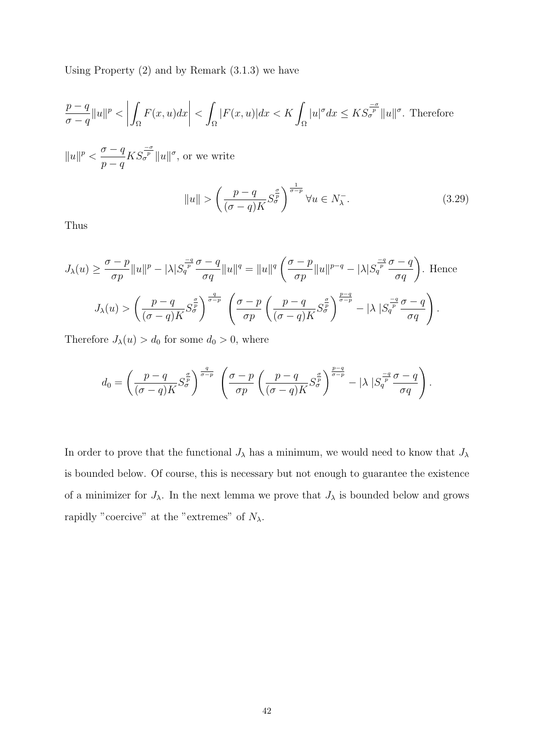Using Property (2) and by Remark (3.1.3) we have

$$\frac{p-q}{\sigma-q}\|u\|^p < \left|\int_\Omega F(x,u)dx\right| < \int_\Omega |F(x,u)|dx < K\int_\Omega |u|^\sigma dx \leq K S_\sigma^{\frac{-\sigma}{p}}\|u\|^\sigma. \text{ Therefore}$$

$\|u\|^p < \dfrac{\sigma-q}{p-q} K S_\sigma^{\frac{-\sigma}{p}}\|u\|^\sigma$, or we write

$$\|u\| > \left(\frac{p-q}{(\sigma-q)K} S_\sigma^{\frac{\sigma}{p}}\right)^{\frac{1}{\sigma-p}} \forall u \in N_\lambda^-. \tag{3.29}$$

Thus

$$J_\lambda(u) \geq \frac{\sigma-p}{\sigma p}\|u\|^p - |\lambda| S_q^{\frac{-q}{p}} \frac{\sigma-q}{\sigma q}\|u\|^q = \|u\|^q\left(\frac{\sigma-p}{\sigma p}\|u\|^{p-q} - |\lambda| S_q^{\frac{-q}{p}}\frac{\sigma-q}{\sigma q}\right). \text{ Hence}$$

$$J_\lambda(u) > \left(\frac{p-q}{(\sigma-q)K} S_\sigma^{\frac{\sigma}{p}}\right)^{\frac{q}{\sigma-p}} \left(\frac{\sigma-p}{\sigma p}\left(\frac{p-q}{(\sigma-q)K} S_\sigma^{\frac{\sigma}{p}}\right)^{\frac{p-q}{\sigma-p}} - |\lambda| S_q^{\frac{-q}{p}}\frac{\sigma-q}{\sigma q}\right).$$

Therefore $J_\lambda(u) > d_0$ for some $d_0 > 0$, where

$$d_0 = \left(\frac{p-q}{(\sigma-q)K} S_\sigma^{\frac{\sigma}{p}}\right)^{\frac{q}{\sigma-p}} \left(\frac{\sigma-p}{\sigma p}\left(\frac{p-q}{(\sigma-q)K} S_\sigma^{\frac{\sigma}{p}}\right)^{\frac{p-q}{\sigma-p}} - |\lambda| S_q^{\frac{-q}{p}}\frac{\sigma-q}{\sigma q}\right).$$

In order to prove that the functional $J_\lambda$ has a minimum, we would need to know that $J_\lambda$ is bounded below. Of course, this is necessary but not enough to guarantee the existence of a minimizer for $J_\lambda$. In the next lemma we prove that $J_\lambda$ is bounded below and grows rapidly "coercive" at the "extremes" of $N_\lambda$.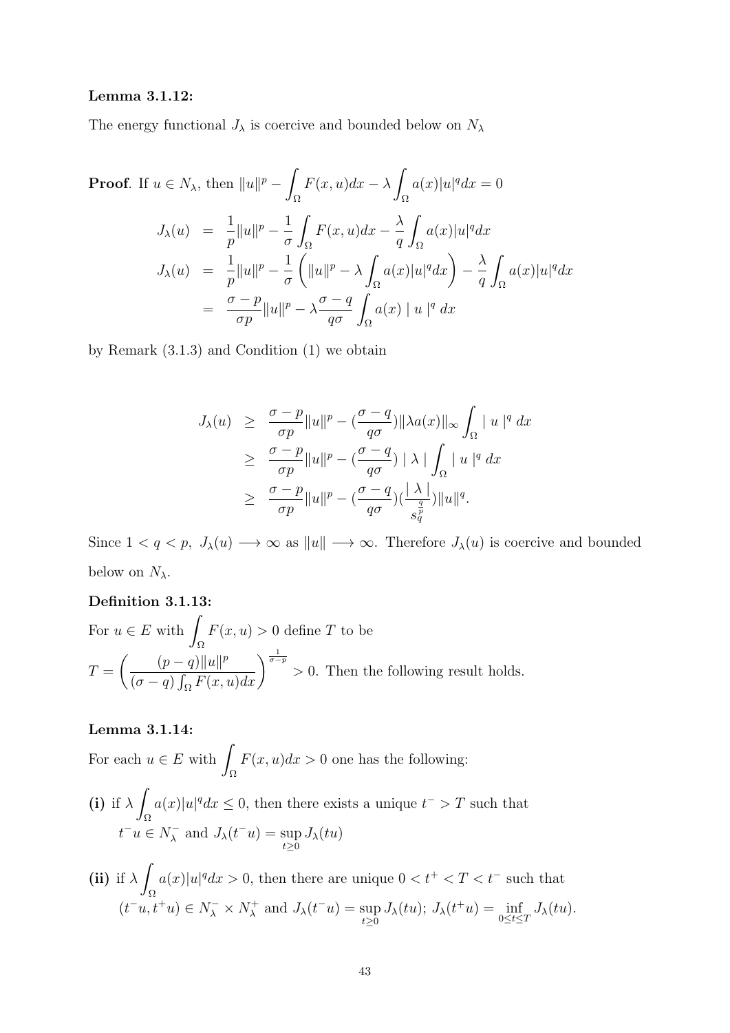**Lemma 3.1.12:**

The energy functional $J_\lambda$ is coercive and bounded below on $N_\lambda$

**Proof**. If $u \in N_\lambda$, then $\|u\|^p - \int_\Omega F(x,u)dx - \lambda \int_\Omega a(x)|u|^q dx = 0$

$$
\begin{aligned}
J_\lambda(u) &= \frac{1}{p}\|u\|^p - \frac{1}{\sigma}\int_\Omega F(x,u)dx - \frac{\lambda}{q}\int_\Omega a(x)|u|^q dx \\
J_\lambda(u) &= \frac{1}{p}\|u\|^p - \frac{1}{\sigma}\left(\|u\|^p - \lambda\int_\Omega a(x)|u|^q dx\right) - \frac{\lambda}{q}\int_\Omega a(x)|u|^q dx \\
&= \frac{\sigma - p}{\sigma p}\|u\|^p - \lambda\frac{\sigma - q}{q\sigma}\int_\Omega a(x) \mid u \mid^q dx
\end{aligned}
$$

by Remark (3.1.3) and Condition (1) we obtain

$$
\begin{aligned}
J_\lambda(u) &\geq \frac{\sigma - p}{\sigma p}\|u\|^p - (\frac{\sigma - q}{q\sigma})\|\lambda a(x)\|_\infty \int_\Omega \mid u \mid^q dx \\
&\geq \frac{\sigma - p}{\sigma p}\|u\|^p - (\frac{\sigma - q}{q\sigma}) \mid \lambda \mid \int_\Omega \mid u \mid^q dx \\
&\geq \frac{\sigma - p}{\sigma p}\|u\|^p - (\frac{\sigma - q}{q\sigma})(\frac{\mid \lambda \mid}{s_q^{\frac{q}{p}}})\|u\|^q.
\end{aligned}
$$

Since $1 < q < p$, $J_\lambda(u) \longrightarrow \infty$ as $\|u\| \longrightarrow \infty$. Therefore $J_\lambda(u)$ is coercive and bounded below on $N_\lambda$.

**Definition 3.1.13:**

For $u \in E$ with $\int_\Omega F(x,u) > 0$ define $T$ to be
$T = \left(\frac{(p-q)\|u\|^p}{(\sigma - q)\int_\Omega F(x,u)dx}\right)^{\frac{1}{\sigma - p}} > 0$. Then the following result holds.

**Lemma 3.1.14:**

For each $u \in E$ with $\int_\Omega F(x,u)dx > 0$ one has the following:

**(i)** if $\lambda \int_\Omega a(x)|u|^q dx \leq 0$, then there exists a unique $t^- > T$ such that $t^- u \in N_\lambda^-$ and $J_\lambda(t^- u) = \sup_{t \geq 0} J_\lambda(tu)$

**(ii)** if $\lambda \int_\Omega a(x)|u|^q dx > 0$, then there are unique $0 < t^+ < T < t^-$ such that $(t^- u, t^+ u) \in N_\lambda^- \times N_\lambda^+$ and $J_\lambda(t^- u) = \sup_{t \geq 0} J_\lambda(tu)$; $J_\lambda(t^+ u) = \inf_{0 \leq t \leq T} J_\lambda(tu)$.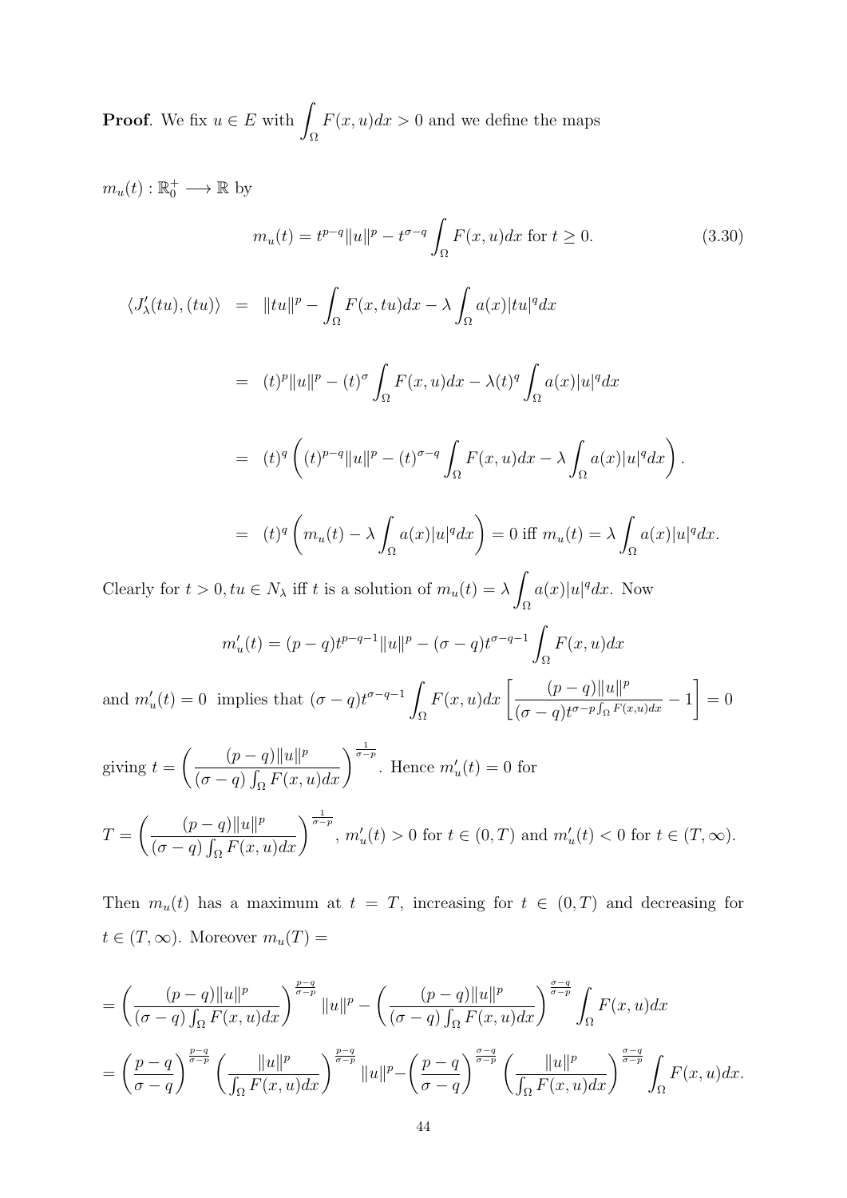**Proof**. We fix $u \in E$ with $\displaystyle\int_\Omega F(x,u)dx > 0$ and we define the maps

$m_u(t) : \mathbb{R}_0^+ \longrightarrow \mathbb{R}$ by

$$m_u(t) = t^{p-q}\|u\|^p - t^{\sigma-q}\int_\Omega F(x,u)dx \text{ for } t \geq 0. \tag{3.30}$$

$$\begin{aligned}
\langle J'_\lambda(tu),(tu)\rangle &= \|tu\|^p - \int_\Omega F(x,tu)dx - \lambda\int_\Omega a(x)|tu|^q dx \\
&= (t)^p\|u\|^p - (t)^\sigma\int_\Omega F(x,u)dx - \lambda(t)^q\int_\Omega a(x)|u|^q dx \\
&= (t)^q\left((t)^{p-q}\|u\|^p - (t)^{\sigma-q}\int_\Omega F(x,u)dx - \lambda\int_\Omega a(x)|u|^q dx\right). \\
&= (t)^q\left(m_u(t) - \lambda\int_\Omega a(x)|u|^q dx\right) = 0 \text{ iff } m_u(t) = \lambda\int_\Omega a(x)|u|^q dx.
\end{aligned}$$

Clearly for $t > 0, tu \in N_\lambda$ iff $t$ is a solution of $m_u(t) = \lambda\displaystyle\int_\Omega a(x)|u|^q dx$. Now

$$m'_u(t) = (p-q)t^{p-q-1}\|u\|^p - (\sigma-q)t^{\sigma-q-1}\int_\Omega F(x,u)dx$$

and $m'_u(t) = 0$ implies that $(\sigma-q)t^{\sigma-q-1}\displaystyle\int_\Omega F(x,u)dx\left[\frac{(p-q)\|u\|^p}{(\sigma-q)t^{\sigma-p}\int_\Omega F(x,u)dx} - 1\right] = 0$

giving $t = \left(\dfrac{(p-q)\|u\|^p}{(\sigma-q)\int_\Omega F(x,u)dx}\right)^{\frac{1}{\sigma-p}}$. Hence $m'_u(t) = 0$ for

$T = \left(\dfrac{(p-q)\|u\|^p}{(\sigma-q)\int_\Omega F(x,u)dx}\right)^{\frac{1}{\sigma-p}}$, $m'_u(t) > 0$ for $t \in (0,T)$ and $m'_u(t) < 0$ for $t \in (T,\infty)$.

Then $m_u(t)$ has a maximum at $t = T$, increasing for $t \in (0,T)$ and decreasing for $t \in (T,\infty)$. Moreover $m_u(T) =$

$$\begin{aligned}
&= \left(\frac{(p-q)\|u\|^p}{(\sigma-q)\int_\Omega F(x,u)dx}\right)^{\frac{p-q}{\sigma-p}}\|u\|^p - \left(\frac{(p-q)\|u\|^p}{(\sigma-q)\int_\Omega F(x,u)dx}\right)^{\frac{\sigma-q}{\sigma-p}}\int_\Omega F(x,u)dx \\
&= \left(\frac{p-q}{\sigma-q}\right)^{\frac{p-q}{\sigma-p}}\left(\frac{\|u\|^p}{\int_\Omega F(x,u)dx}\right)^{\frac{p-q}{\sigma-p}}\|u\|^p - \left(\frac{p-q}{\sigma-q}\right)^{\frac{\sigma-q}{\sigma-p}}\left(\frac{\|u\|^p}{\int_\Omega F(x,u)dx}\right)^{\frac{\sigma-q}{\sigma-p}}\int_\Omega F(x,u)dx.
\end{aligned}$$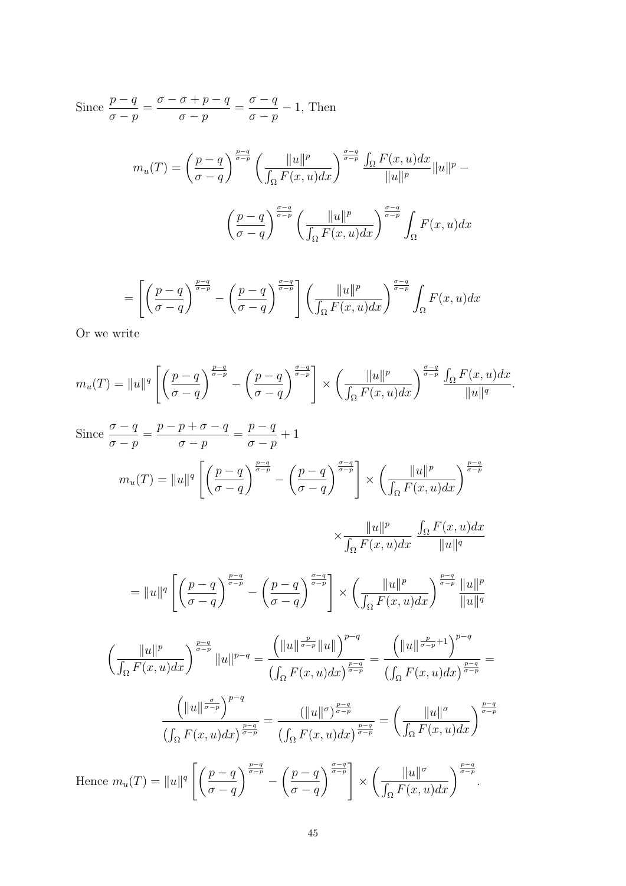Since $\dfrac{p-q}{\sigma-p} = \dfrac{\sigma-\sigma+p-q}{\sigma-p} = \dfrac{\sigma-q}{\sigma-p} - 1$, Then

$$m_u(T) = \left(\frac{p-q}{\sigma-q}\right)^{\frac{p-q}{\sigma-p}} \left(\frac{\|u\|^p}{\int_\Omega F(x,u)dx}\right)^{\frac{\sigma-q}{\sigma-p}} \frac{\int_\Omega F(x,u)dx}{\|u\|^p}\|u\|^p -$$

$$\left(\frac{p-q}{\sigma-q}\right)^{\frac{\sigma-q}{\sigma-p}} \left(\frac{\|u\|^p}{\int_\Omega F(x,u)dx}\right)^{\frac{\sigma-q}{\sigma-p}} \int_\Omega F(x,u)dx$$

$$= \left[\left(\frac{p-q}{\sigma-q}\right)^{\frac{p-q}{\sigma-p}} - \left(\frac{p-q}{\sigma-q}\right)^{\frac{\sigma-q}{\sigma-p}}\right] \left(\frac{\|u\|^p}{\int_\Omega F(x,u)dx}\right)^{\frac{\sigma-q}{\sigma-p}} \int_\Omega F(x,u)dx$$

Or we write

$$m_u(T) = \|u\|^q \left[\left(\frac{p-q}{\sigma-q}\right)^{\frac{p-q}{\sigma-p}} - \left(\frac{p-q}{\sigma-q}\right)^{\frac{\sigma-q}{\sigma-p}}\right] \times \left(\frac{\|u\|^p}{\int_\Omega F(x,u)dx}\right)^{\frac{\sigma-q}{\sigma-p}} \frac{\int_\Omega F(x,u)dx}{\|u\|^q}.$$

Since $\dfrac{\sigma-q}{\sigma-p} = \dfrac{p-p+\sigma-q}{\sigma-p} = \dfrac{p-q}{\sigma-p} + 1$

$$m_u(T) = \|u\|^q \left[\left(\frac{p-q}{\sigma-q}\right)^{\frac{p-q}{\sigma-p}} - \left(\frac{p-q}{\sigma-q}\right)^{\frac{\sigma-q}{\sigma-p}}\right] \times \left(\frac{\|u\|^p}{\int_\Omega F(x,u)dx}\right)^{\frac{p-q}{\sigma-p}}$$

$$\times \frac{\|u\|^p}{\int_\Omega F(x,u)dx} \, \frac{\int_\Omega F(x,u)dx}{\|u\|^q}$$

$$= \|u\|^q \left[\left(\frac{p-q}{\sigma-q}\right)^{\frac{p-q}{\sigma-p}} - \left(\frac{p-q}{\sigma-q}\right)^{\frac{\sigma-q}{\sigma-p}}\right] \times \left(\frac{\|u\|^p}{\int_\Omega F(x,u)dx}\right)^{\frac{p-q}{\sigma-p}} \frac{\|u\|^p}{\|u\|^q}$$

$$\left(\frac{\|u\|^p}{\int_\Omega F(x,u)dx}\right)^{\frac{p-q}{\sigma-p}} \|u\|^{p-q} = \frac{\left(\|u\|^{\frac{p}{\sigma-p}}\|u\|\right)^{p-q}}{\left(\int_\Omega F(x,u)dx\right)^{\frac{p-q}{\sigma-p}}} = \frac{\left(\|u\|^{\frac{p}{\sigma-p}+1}\right)^{p-q}}{\left(\int_\Omega F(x,u)dx\right)^{\frac{p-q}{\sigma-p}}} =$$

$$\frac{\left(\|u\|^{\frac{\sigma}{\sigma-p}}\right)^{p-q}}{\left(\int_\Omega F(x,u)dx\right)^{\frac{p-q}{\sigma-p}}} = \frac{\left(\|u\|^{\sigma}\right)^{\frac{p-q}{\sigma-p}}}{\left(\int_\Omega F(x,u)dx\right)^{\frac{p-q}{\sigma-p}}} = \left(\frac{\|u\|^\sigma}{\int_\Omega F(x,u)dx}\right)^{\frac{p-q}{\sigma-p}}$$

Hence $m_u(T) = \|u\|^q \left[\left(\dfrac{p-q}{\sigma-q}\right)^{\frac{p-q}{\sigma-p}} - \left(\dfrac{p-q}{\sigma-q}\right)^{\frac{\sigma-q}{\sigma-p}}\right] \times \left(\dfrac{\|u\|^\sigma}{\int_\Omega F(x,u)dx}\right)^{\frac{p-q}{\sigma-p}}.$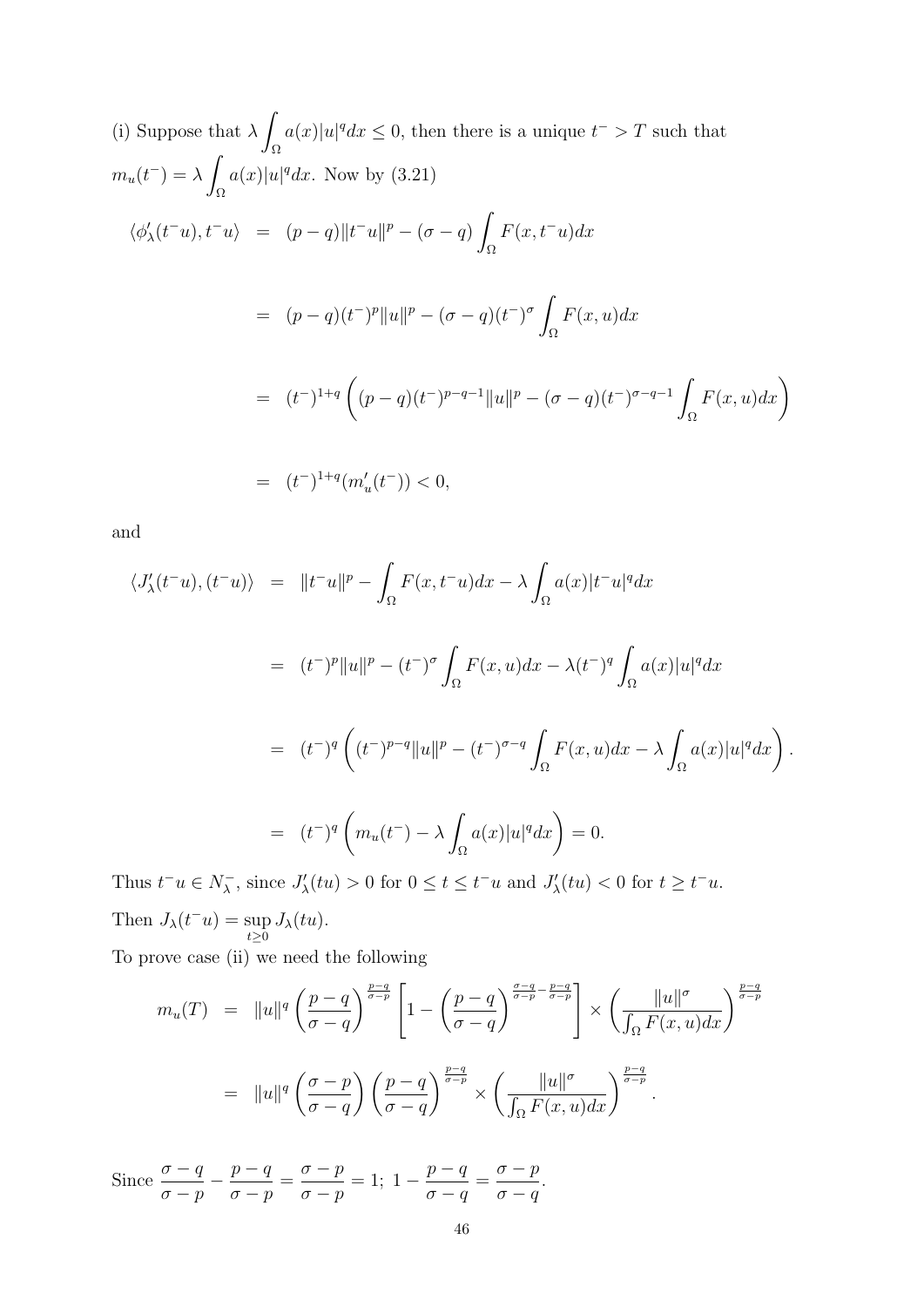(i) Suppose that $\lambda \int_\Omega a(x)|u|^q dx \leq 0$, then there is a unique $t^- > T$ such that $m_u(t^-) = \lambda \int_\Omega a(x)|u|^q dx$. Now by (3.21)

$$
\begin{aligned}
\langle \phi'_\lambda(t^-u), t^-u \rangle &= (p-q)\|t^-u\|^p - (\sigma - q)\int_\Omega F(x, t^-u)dx \\
&= (p-q)(t^-)^p\|u\|^p - (\sigma - q)(t^-)^\sigma \int_\Omega F(x,u)dx \\
&= (t^-)^{1+q}\left((p-q)(t^-)^{p-q-1}\|u\|^p - (\sigma-q)(t^-)^{\sigma-q-1}\int_\Omega F(x,u)dx\right) \\
&= (t^-)^{1+q}(m'_u(t^-)) < 0,
\end{aligned}
$$

and

$$
\begin{aligned}
\langle J'_\lambda(t^-u), (t^-u) \rangle &= \|t^-u\|^p - \int_\Omega F(x, t^-u)dx - \lambda \int_\Omega a(x)|t^-u|^q dx \\
&= (t^-)^p\|u\|^p - (t^-)^\sigma \int_\Omega F(x,u)dx - \lambda (t^-)^q \int_\Omega a(x)|u|^q dx \\
&= (t^-)^q\left((t^-)^{p-q}\|u\|^p - (t^-)^{\sigma-q}\int_\Omega F(x,u)dx - \lambda\int_\Omega a(x)|u|^q dx\right). \\
&= (t^-)^q\left(m_u(t^-) - \lambda \int_\Omega a(x)|u|^q dx\right) = 0.
\end{aligned}
$$

Thus $t^-u \in N^-_\lambda$, since $J'_\lambda(tu) > 0$ for $0 \leq t \leq t^-u$ and $J'_\lambda(tu) < 0$ for $t \geq t^-u$.

Then $J_\lambda(t^-u) = \sup_{t\geq 0} J_\lambda(tu)$.

To prove case (ii) we need the following

$$
\begin{aligned}
m_u(T) &= \|u\|^q\left(\frac{p-q}{\sigma-q}\right)^{\frac{p-q}{\sigma-p}}\left[1 - \left(\frac{p-q}{\sigma-q}\right)^{\frac{\sigma-q}{\sigma-p}-\frac{p-q}{\sigma-p}}\right] \times \left(\frac{\|u\|^\sigma}{\int_\Omega F(x,u)dx}\right)^{\frac{p-q}{\sigma-p}} \\
&= \|u\|^q\left(\frac{\sigma-p}{\sigma-q}\right)\left(\frac{p-q}{\sigma-q}\right)^{\frac{p-q}{\sigma-p}} \times \left(\frac{\|u\|^\sigma}{\int_\Omega F(x,u)dx}\right)^{\frac{p-q}{\sigma-p}}.
\end{aligned}
$$

Since $\dfrac{\sigma-q}{\sigma-p} - \dfrac{p-q}{\sigma-p} = \dfrac{\sigma-p}{\sigma-p} = 1;\ 1 - \dfrac{p-q}{\sigma-q} = \dfrac{\sigma-p}{\sigma-q}$.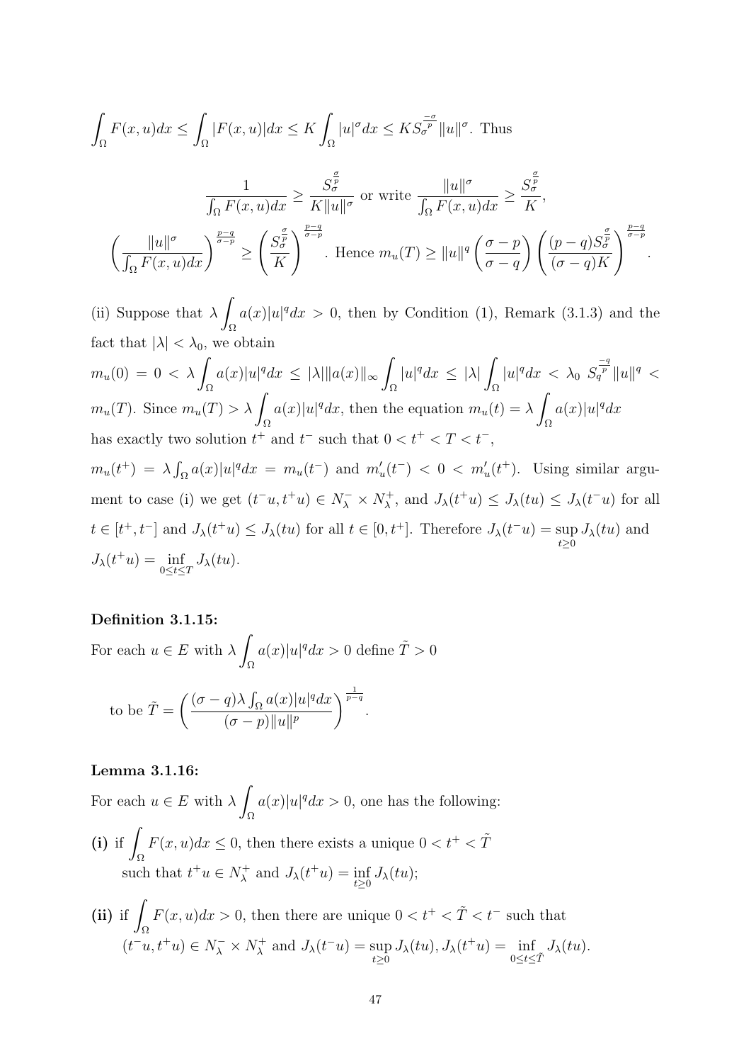$\int_\Omega F(x,u)dx \leq \int_\Omega |F(x,u)|dx \leq K \int_\Omega |u|^\sigma dx \leq K S_\sigma^{\frac{-\sigma}{p}} \|u\|^\sigma$. Thus

$$\frac{1}{\int_\Omega F(x,u)dx} \geq \frac{S_\sigma^{\frac{\sigma}{p}}}{K\|u\|^\sigma} \text{ or write } \frac{\|u\|^\sigma}{\int_\Omega F(x,u)dx} \geq \frac{S_\sigma^{\frac{\sigma}{p}}}{K},$$

$$\left(\frac{\|u\|^\sigma}{\int_\Omega F(x,u)dx}\right)^{\frac{p-q}{\sigma-p}} \geq \left(\frac{S_\sigma^{\frac{\sigma}{p}}}{K}\right)^{\frac{p-q}{\sigma-p}}. \text{ Hence } m_u(T) \geq \|u\|^q \left(\frac{\sigma-p}{\sigma-q}\right)\left(\frac{(p-q)S_\sigma^{\frac{\sigma}{p}}}{(\sigma-q)K}\right)^{\frac{p-q}{\sigma-p}}.$$

(ii) Suppose that $\lambda \int_\Omega a(x)|u|^q dx > 0$, then by Condition (1), Remark (3.1.3) and the fact that $|\lambda| < \lambda_0$, we obtain

$m_u(0) = 0 < \lambda \int_\Omega a(x)|u|^q dx \leq |\lambda| \|a(x)\|_\infty \int_\Omega |u|^q dx \leq |\lambda| \int_\Omega |u|^q dx < \lambda_0 \ S_q^{\frac{-q}{p}} \|u\|^q < m_u(T)$. Since $m_u(T) > \lambda \int_\Omega a(x)|u|^q dx$, then the equation $m_u(t) = \lambda \int_\Omega a(x)|u|^q dx$ has exactly two solution $t^+$ and $t^-$ such that $0 < t^+ < T < t^-$,

$m_u(t^+) = \lambda \int_\Omega a(x)|u|^q dx = m_u(t^-)$ and $m_u'(t^-) < 0 < m_u'(t^+)$. Using similar argument to case (i) we get $(t^-u, t^+u) \in N_\lambda^- \times N_\lambda^+$, and $J_\lambda(t^+u) \leq J_\lambda(tu) \leq J_\lambda(t^-u)$ for all $t \in [t^+, t^-]$ and $J_\lambda(t^+u) \leq J_\lambda(tu)$ for all $t \in [0, t^+]$. Therefore $J_\lambda(t^-u) = \sup_{t\geq 0} J_\lambda(tu)$ and $J_\lambda(t^+u) = \inf_{0\leq t\leq T} J_\lambda(tu)$.

**Definition 3.1.15:**

For each $u \in E$ with $\lambda \int_\Omega a(x)|u|^q dx > 0$ define $\tilde{T} > 0$

to be $\tilde{T} = \left(\frac{(\sigma-q)\lambda \int_\Omega a(x)|u|^q dx}{(\sigma-p)\|u\|^p}\right)^{\frac{1}{p-q}}$.

**Lemma 3.1.16:**

For each $u \in E$ with $\lambda \int_\Omega a(x)|u|^q dx > 0$, one has the following:

**(i)** if $\int_\Omega F(x,u)dx \leq 0$, then there exists a unique $0 < t^+ < \tilde{T}$ such that $t^+u \in N_\lambda^+$ and $J_\lambda(t^+u) = \inf_{t\geq 0} J_\lambda(tu)$;

**(ii)** if $\int_\Omega F(x,u)dx > 0$, then there are unique $0 < t^+ < \tilde{T} < t^-$ such that $(t^-u, t^+u) \in N_\lambda^- \times N_\lambda^+$ and $J_\lambda(t^-u) = \sup_{t\geq 0} J_\lambda(tu), J_\lambda(t^+u) = \inf_{0\leq t\leq \tilde{T}} J_\lambda(tu)$.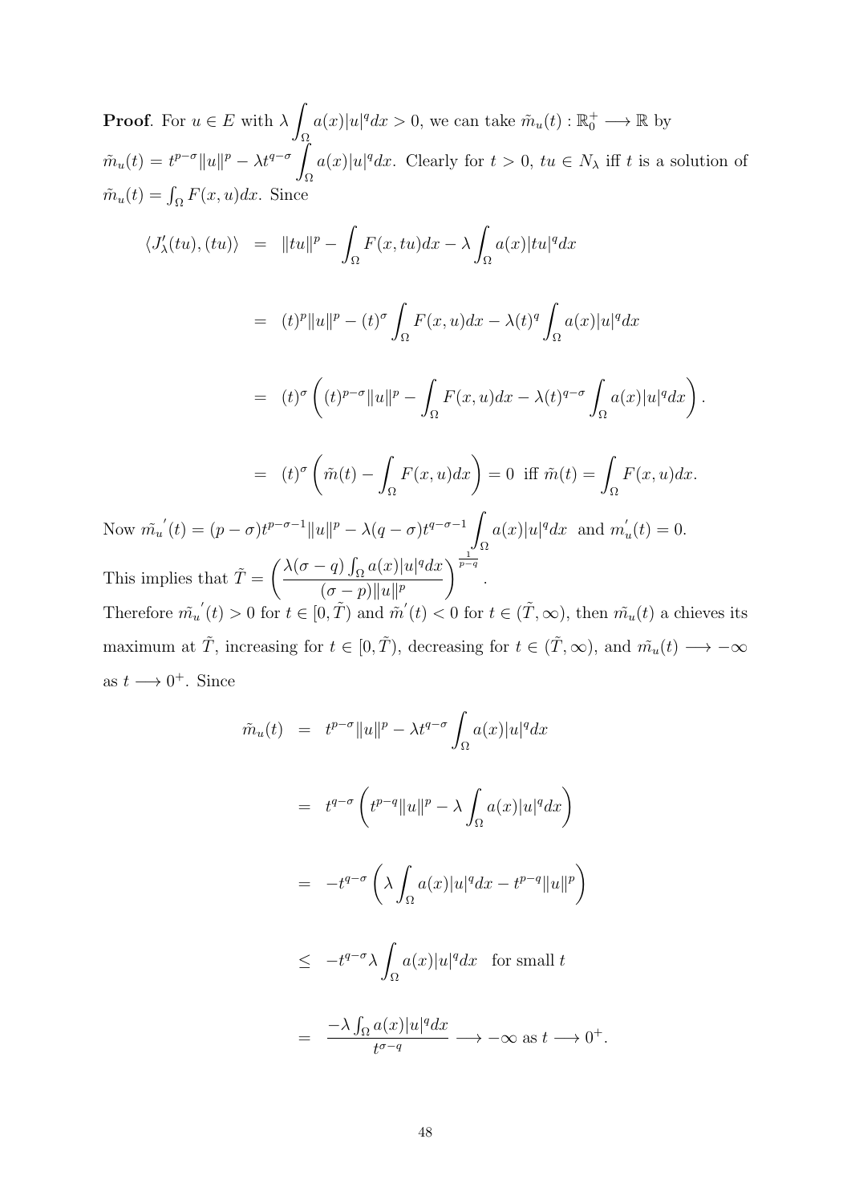**Proof**. For $u \in E$ with $\lambda \int_\Omega a(x)|u|^q dx > 0$, we can take $\tilde{m}_u(t) : \mathbb{R}_0^+ \longrightarrow \mathbb{R}$ by $\tilde{m}_u(t) = t^{p-\sigma}\|u\|^p - \lambda t^{q-\sigma} \int_\Omega a(x)|u|^q dx$. Clearly for $t > 0$, $tu \in N_\lambda$ iff $t$ is a solution of $\tilde{m}_u(t) = \int_\Omega F(x,u)dx$. Since

$$
\begin{aligned}
\langle J_\lambda'(tu), (tu)\rangle &= \|tu\|^p - \int_\Omega F(x,tu)dx - \lambda \int_\Omega a(x)|tu|^q dx \\
&= (t)^p\|u\|^p - (t)^\sigma \int_\Omega F(x,u)dx - \lambda (t)^q \int_\Omega a(x)|u|^q dx \\
&= (t)^\sigma \left( (t)^{p-\sigma}\|u\|^p - \int_\Omega F(x,u)dx - \lambda (t)^{q-\sigma} \int_\Omega a(x)|u|^q dx \right). \\
&= (t)^\sigma \left( \tilde{m}(t) - \int_\Omega F(x,u)dx \right) = 0 \text{ iff } \tilde{m}(t) = \int_\Omega F(x,u)dx.
\end{aligned}
$$

Now $\tilde{m_u}'(t) = (p-\sigma)t^{p-\sigma-1}\|u\|^p - \lambda(q-\sigma)t^{q-\sigma-1} \int_\Omega a(x)|u|^q dx$ and $m_u'(t) = 0$.

This implies that $\tilde{T} = \left( \dfrac{\lambda(\sigma - q)\int_\Omega a(x)|u|^q dx}{(\sigma - p)\|u\|^p} \right)^{\frac{1}{p-q}}$.

Therefore $\tilde{m_u}'(t) > 0$ for $t \in [0, \tilde{T})$ and $\tilde{m}'(t) < 0$ for $t \in (\tilde{T}, \infty)$, then $\tilde{m}_u(t)$ a chieves its maximum at $\tilde{T}$, increasing for $t \in [0, \tilde{T})$, decreasing for $t \in (\tilde{T}, \infty)$, and $\tilde{m}_u(t) \longrightarrow -\infty$ as $t \longrightarrow 0^+$. Since

$$
\begin{aligned}
\tilde{m}_u(t) &= t^{p-\sigma}\|u\|^p - \lambda t^{q-\sigma} \int_\Omega a(x)|u|^q dx \\
&= t^{q-\sigma} \left( t^{p-q}\|u\|^p - \lambda \int_\Omega a(x)|u|^q dx \right) \\
&= -t^{q-\sigma} \left( \lambda \int_\Omega a(x)|u|^q dx - t^{p-q}\|u\|^p \right) \\
&\leq -t^{q-\sigma}\lambda \int_\Omega a(x)|u|^q dx \quad \text{for small } t \\
&= \frac{-\lambda \int_\Omega a(x)|u|^q dx}{t^{\sigma - q}} \longrightarrow -\infty \text{ as } t \longrightarrow 0^+.
\end{aligned}
$$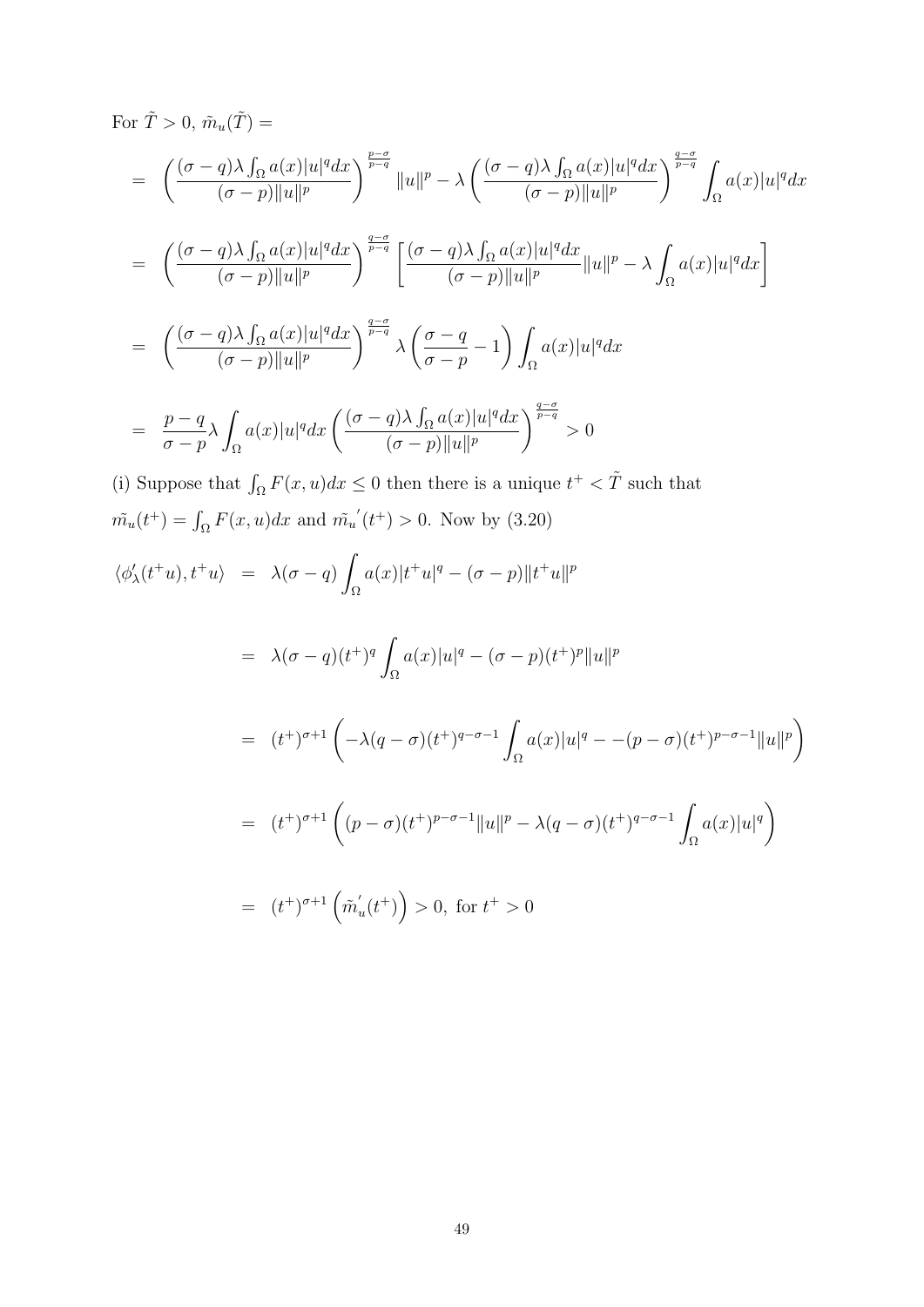For $\tilde{T} > 0$, $\tilde{m}_u(\tilde{T}) =$

$$
\begin{aligned}
&= \left(\frac{(\sigma-q)\lambda\int_\Omega a(x)|u|^q dx}{(\sigma-p)\|u\|^p}\right)^{\frac{p-\sigma}{p-q}} \|u\|^p - \lambda\left(\frac{(\sigma-q)\lambda\int_\Omega a(x)|u|^q dx}{(\sigma-p)\|u\|^p}\right)^{\frac{q-\sigma}{p-q}} \int_\Omega a(x)|u|^q dx \\
&= \left(\frac{(\sigma-q)\lambda\int_\Omega a(x)|u|^q dx}{(\sigma-p)\|u\|^p}\right)^{\frac{q-\sigma}{p-q}} \left[\frac{(\sigma-q)\lambda\int_\Omega a(x)|u|^q dx}{(\sigma-p)\|u\|^p}\|u\|^p - \lambda\int_\Omega a(x)|u|^q dx\right] \\
&= \left(\frac{(\sigma-q)\lambda\int_\Omega a(x)|u|^q dx}{(\sigma-p)\|u\|^p}\right)^{\frac{q-\sigma}{p-q}} \lambda\left(\frac{\sigma-q}{\sigma-p}-1\right)\int_\Omega a(x)|u|^q dx \\
&= \frac{p-q}{\sigma-p}\lambda\int_\Omega a(x)|u|^q dx \left(\frac{(\sigma-q)\lambda\int_\Omega a(x)|u|^q dx}{(\sigma-p)\|u\|^p}\right)^{\frac{q-\sigma}{p-q}} > 0
\end{aligned}
$$

(i) Suppose that $\int_\Omega F(x,u)dx \leq 0$ then there is a unique $t^+ < \tilde{T}$ such that $\tilde{m_u}(t^+) = \int_\Omega F(x,u)dx$ and $\tilde{m_u}'(t^+) > 0$. Now by (3.20)

$$
\begin{aligned}
\langle \phi_\lambda'(t^+u), t^+u\rangle &= \lambda(\sigma-q)\int_\Omega a(x)|t^+u|^q - (\sigma-p)\|t^+u\|^p \\
&= \lambda(\sigma-q)(t^+)^q\int_\Omega a(x)|u|^q - (\sigma-p)(t^+)^p\|u\|^p \\
&= (t^+)^{\sigma+1}\left(-\lambda(q-\sigma)(t^+)^{q-\sigma-1}\int_\Omega a(x)|u|^q - -(p-\sigma)(t^+)^{p-\sigma-1}\|u\|^p\right) \\
&= (t^+)^{\sigma+1}\left((p-\sigma)(t^+)^{p-\sigma-1}\|u\|^p - \lambda(q-\sigma)(t^+)^{q-\sigma-1}\int_\Omega a(x)|u|^q\right) \\
&= (t^+)^{\sigma+1}\left(\tilde{m}_u'(t^+)\right) > 0, \text{ for } t^+ > 0
\end{aligned}
$$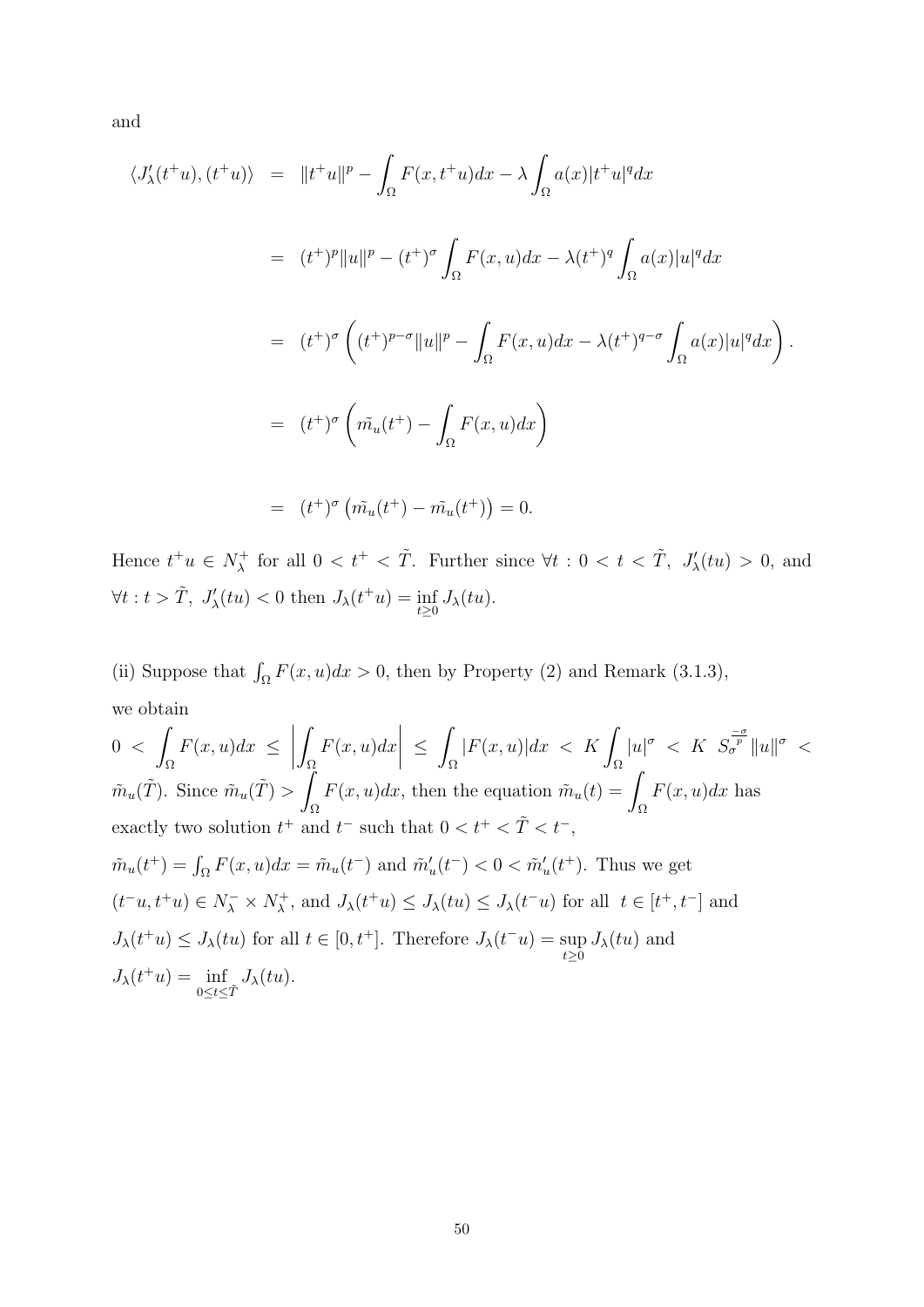and

$$
\begin{aligned}
\langle J'_\lambda(t^+u),(t^+u)\rangle &= \|t^+u\|^p - \int_\Omega F(x,t^+u)dx - \lambda\int_\Omega a(x)|t^+u|^q dx \\
&= (t^+)^p\|u\|^p - (t^+)^\sigma \int_\Omega F(x,u)dx - \lambda(t^+)^q\int_\Omega a(x)|u|^q dx \\
&= (t^+)^\sigma\left((t^+)^{p-\sigma}\|u\|^p - \int_\Omega F(x,u)dx - \lambda(t^+)^{q-\sigma}\int_\Omega a(x)|u|^q dx\right). \\
&= (t^+)^\sigma\left(\tilde{m_u}(t^+) - \int_\Omega F(x,u)dx\right) \\
&= (t^+)^\sigma\left(\tilde{m_u}(t^+) - \tilde{m_u}(t^+)\right) = 0.
\end{aligned}
$$

Hence $t^+u \in N_\lambda^+$ for all $0 < t^+ < \tilde{T}$. Further since $\forall t : 0 < t < \tilde{T},\ J'_\lambda(tu) > 0$, and $\forall t : t > \tilde{T},\ J'_\lambda(tu) < 0$ then $J_\lambda(t^+u) = \inf\limits_{t\geq 0} J_\lambda(tu)$.

(ii) Suppose that $\int_\Omega F(x,u)dx > 0$, then by Property (2) and Remark (3.1.3), we obtain
$0 < \int_\Omega F(x,u)dx \leq \left|\int_\Omega F(x,u)dx\right| \leq \int_\Omega |F(x,u)|dx < K\int_\Omega |u|^\sigma < K\ S_\sigma^{\frac{-\sigma}{p}}\|u\|^\sigma < \tilde{m}_u(\tilde{T})$. Since $\tilde{m}_u(\tilde{T}) > \int_\Omega F(x,u)dx$, then the equation $\tilde{m}_u(t) = \int_\Omega F(x,u)dx$ has exactly two solution $t^+$ and $t^-$ such that $0 < t^+ < \tilde{T} < t^-$,
$\tilde{m}_u(t^+) = \int_\Omega F(x,u)dx = \tilde{m}_u(t^-)$ and $\tilde{m}'_u(t^-) < 0 < \tilde{m}'_u(t^+)$. Thus we get $(t^-u, t^+u) \in N_\lambda^- \times N_\lambda^+$, and $J_\lambda(t^+u) \leq J_\lambda(tu) \leq J_\lambda(t^-u)$ for all $t \in [t^+, t^-]$ and $J_\lambda(t^+u) \leq J_\lambda(tu)$ for all $t \in [0, t^+]$. Therefore $J_\lambda(t^-u) = \sup\limits_{t\geq 0} J_\lambda(tu)$ and $J_\lambda(t^+u) = \inf\limits_{0\leq t\leq \tilde{T}} J_\lambda(tu)$.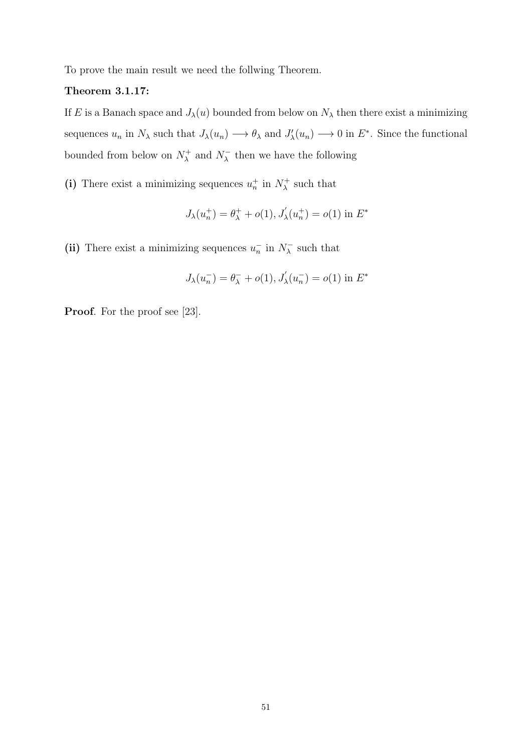To prove the main result we need the follwing Theorem.

**Theorem 3.1.17:**

If $E$ is a Banach space and $J_\lambda(u)$ bounded from below on $N_\lambda$ then there exist a minimizing sequences $u_n$ in $N_\lambda$ such that $J_\lambda(u_n) \longrightarrow \theta_\lambda$ and $J'_\lambda(u_n) \longrightarrow 0$ in $E^*$. Since the functional bounded from below on $N_\lambda^+$ and $N_\lambda^-$ then we have the following

**(i)** There exist a minimizing sequences $u_n^+$ in $N_\lambda^+$ such that

$$J_\lambda(u_n^+) = \theta_\lambda^+ + o(1), J_\lambda^{'}(u_n^+) = o(1) \text{ in } E^*$$

**(ii)** There exist a minimizing sequences $u_n^-$ in $N_\lambda^-$ such that

$$J_\lambda(u_n^-) = \theta_\lambda^- + o(1), J_\lambda^{'}(u_n^-) = o(1) \text{ in } E^*$$

**Proof**. For the proof see [23].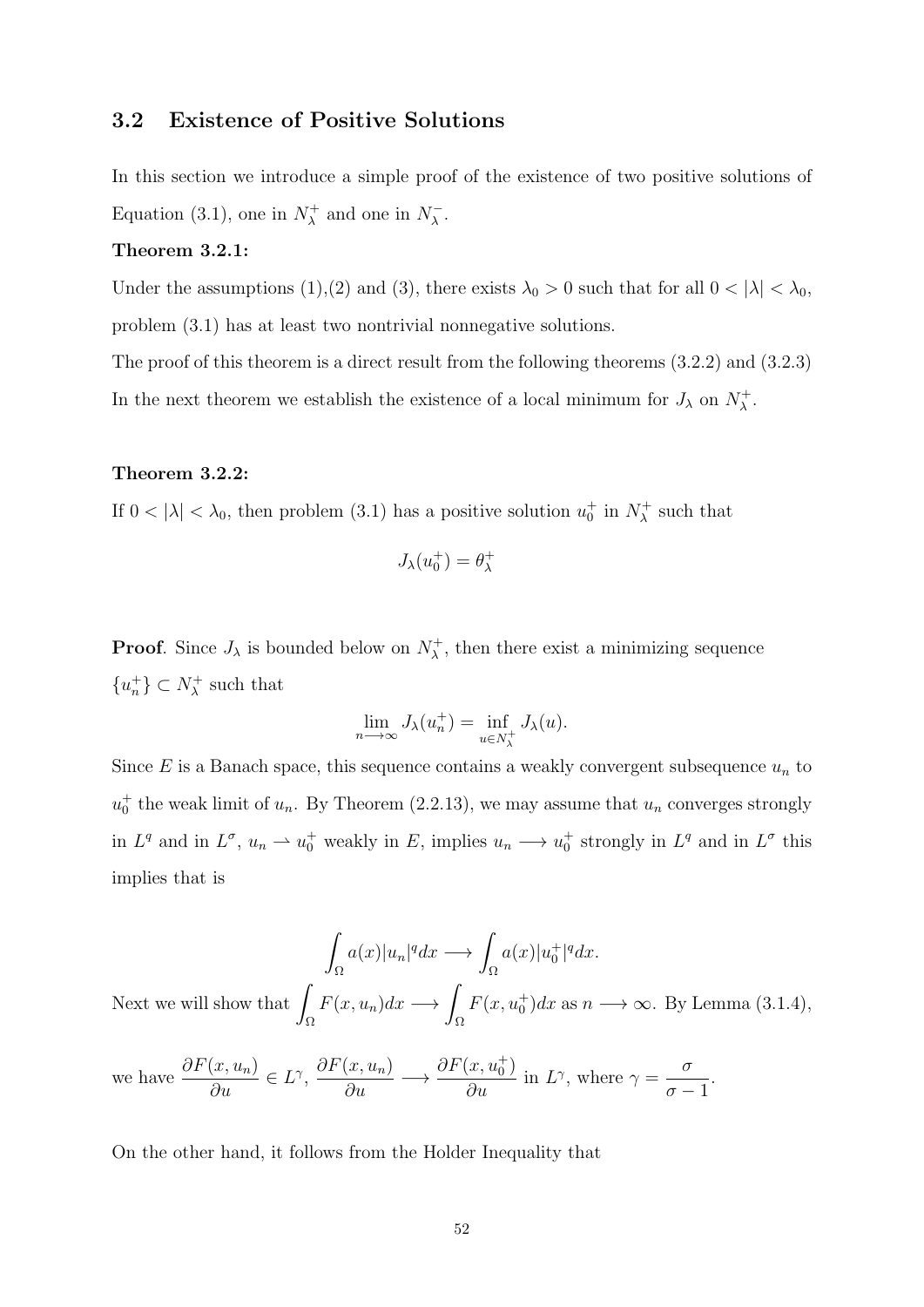## 3.2 Existence of Positive Solutions

In this section we introduce a simple proof of the existence of two positive solutions of Equation (3.1), one in $N_\lambda^+$ and one in $N_\lambda^-$.

**Theorem 3.2.1:**

Under the assumptions (1),(2) and (3), there exists $\lambda_0 > 0$ such that for all $0 < |\lambda| < \lambda_0$, problem (3.1) has at least two nontrivial nonnegative solutions.

The proof of this theorem is a direct result from the following theorems (3.2.2) and (3.2.3)

In the next theorem we establish the existence of a local minimum for $J_\lambda$ on $N_\lambda^+$.

**Theorem 3.2.2:**

If $0 < |\lambda| < \lambda_0$, then problem (3.1) has a positive solution $u_0^+$ in $N_\lambda^+$ such that

$$J_\lambda(u_0^+) = \theta_\lambda^+$$

**Proof**. Since $J_\lambda$ is bounded below on $N_\lambda^+$, then there exist a minimizing sequence $\{u_n^+\} \subset N_\lambda^+$ such that

$$\lim_{n \longrightarrow \infty} J_\lambda(u_n^+) = \inf_{u \in N_\lambda^+} J_\lambda(u).$$

Since $E$ is a Banach space, this sequence contains a weakly convergent subsequence $u_n$ to $u_0^+$ the weak limit of $u_n$. By Theorem (2.2.13), we may assume that $u_n$ converges strongly in $L^q$ and in $L^\sigma$, $u_n \rightharpoonup u_0^+$ weakly in $E$, implies $u_n \longrightarrow u_0^+$ strongly in $L^q$ and in $L^\sigma$ this implies that is

$$\int_\Omega a(x)|u_n|^q dx \longrightarrow \int_\Omega a(x)|u_0^+|^q dx.$$

Next we will show that $\displaystyle\int_\Omega F(x, u_n) dx \longrightarrow \int_\Omega F(x, u_0^+) dx$ as $n \longrightarrow \infty$. By Lemma (3.1.4), we have $\dfrac{\partial F(x, u_n)}{\partial u} \in L^\gamma$, $\dfrac{\partial F(x, u_n)}{\partial u} \longrightarrow \dfrac{\partial F(x, u_0^+)}{\partial u}$ in $L^\gamma$, where $\gamma = \dfrac{\sigma}{\sigma - 1}$.

On the other hand, it follows from the Holder Inequality that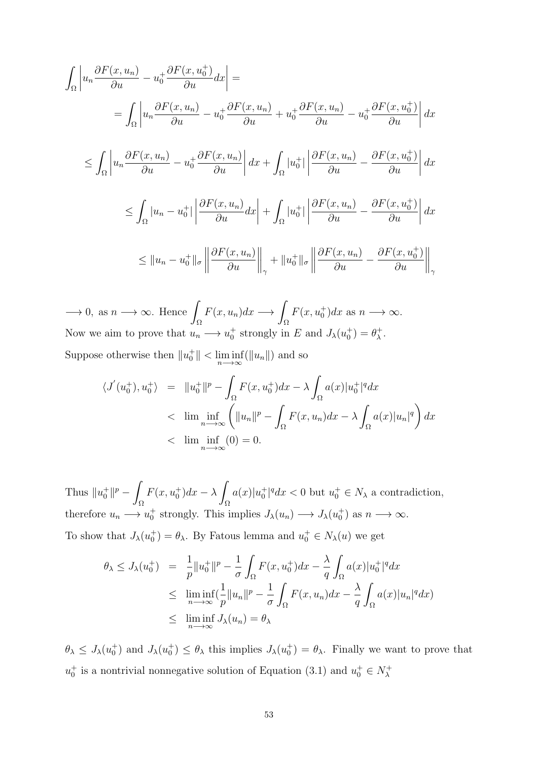$$
\int_{\Omega}\left|u_n\frac{\partial F(x,u_n)}{\partial u}-u_0^+\frac{\partial F(x,u_0^+)}{\partial u}dx\right| =
$$

$$
= \int_{\Omega}\left|u_n\frac{\partial F(x,u_n)}{\partial u}-u_0^+\frac{\partial F(x,u_n)}{\partial u}+u_0^+\frac{\partial F(x,u_n)}{\partial u}-u_0^+\frac{\partial F(x,u_0^+)}{\partial u}\right|dx
$$

$$
\leq \int_{\Omega}\left|u_n\frac{\partial F(x,u_n)}{\partial u}-u_0^+\frac{\partial F(x,u_n)}{\partial u}\right|dx+\int_{\Omega}|u_0^+|\left|\frac{\partial F(x,u_n)}{\partial u}-\frac{\partial F(x,u_0^+)}{\partial u}\right|dx
$$

$$
\leq \int_{\Omega}|u_n-u_0^+|\left|\frac{\partial F(x,u_n)}{\partial u}dx\right|+\int_{\Omega}|u_0^+|\left|\frac{\partial F(x,u_n)}{\partial u}-\frac{\partial F(x,u_0^+)}{\partial u}\right|dx
$$

$$
\leq \|u_n-u_0^+\|_{\sigma}\left\|\frac{\partial F(x,u_n)}{\partial u}\right\|_{\gamma}+\|u_0^+\|_{\sigma}\left\|\frac{\partial F(x,u_n)}{\partial u}-\frac{\partial F(x,u_0^+)}{\partial u}\right\|_{\gamma}
$$

$\longrightarrow 0,$ as $n \longrightarrow \infty$. Hence $\int_{\Omega} F(x,u_n)dx \longrightarrow \int_{\Omega} F(x,u_0^+)dx$ as $n \longrightarrow \infty$.

Now we aim to prove that $u_n \longrightarrow u_0^+$ strongly in $E$ and $J_\lambda(u_0^+) = \theta_\lambda^+$.

Suppose otherwise then $\|u_0^+\| < \liminf_{n\longrightarrow\infty}(\|u_n\|)$ and so

$$
\begin{aligned}
\langle J'(u_0^+),u_0^+\rangle &= \|u_0^+\|^p-\int_{\Omega}F(x,u_0^+)dx-\lambda\int_{\Omega}a(x)|u_0^+|^q dx\\
&< \lim\inf_{n\longrightarrow\infty}\left(\|u_n\|^p-\int_{\Omega}F(x,u_n)dx-\lambda\int_{\Omega}a(x)|u_n|^q\right)dx\\
&< \lim\inf_{n\longrightarrow\infty}(0)=0.
\end{aligned}
$$

Thus $\|u_0^+\|^p-\int_{\Omega}F(x,u_0^+)dx-\lambda\int_{\Omega}a(x)|u_0^+|^q dx<0$ but $u_0^+ \in N_\lambda$ a contradiction, therefore $u_n \longrightarrow u_0^+$ strongly. This implies $J_\lambda(u_n) \longrightarrow J_\lambda(u_0^+)$ as $n \longrightarrow \infty$.

To show that $J_\lambda(u_0^+) = \theta_\lambda$. By Fatous lemma and $u_0^+ \in N_\lambda(u)$ we get

$$
\begin{aligned}
\theta_\lambda \leq J_\lambda(u_0^+) &= \frac{1}{p}\|u_0^+\|^p-\frac{1}{\sigma}\int_{\Omega}F(x,u_0^+)dx-\frac{\lambda}{q}\int_{\Omega}a(x)|u_0^+|^q dx\\
&\leq \liminf_{n\longrightarrow\infty}\left(\frac{1}{p}\|u_n\|^p-\frac{1}{\sigma}\int_{\Omega}F(x,u_n)dx-\frac{\lambda}{q}\int_{\Omega}a(x)|u_n|^q dx\right)\\
&\leq \liminf_{n\longrightarrow\infty}J_\lambda(u_n)=\theta_\lambda
\end{aligned}
$$

$\theta_\lambda \leq J_\lambda(u_0^+)$ and $J_\lambda(u_0^+) \leq \theta_\lambda$ this implies $J_\lambda(u_0^+) = \theta_\lambda$. Finally we want to prove that $u_0^+$ is a nontrivial nonnegative solution of Equation (3.1) and $u_0^+ \in N_\lambda^+$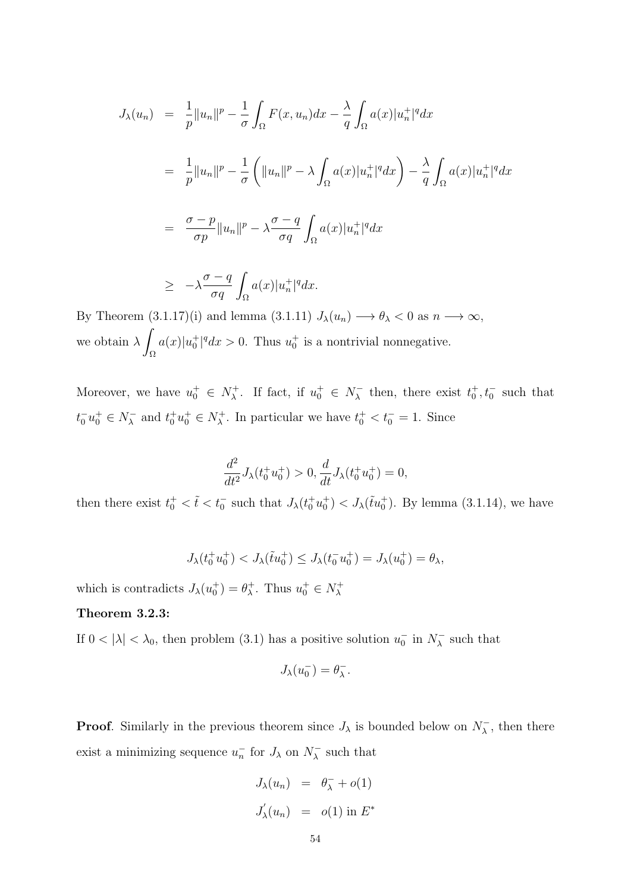$$
\begin{aligned}
J_\lambda(u_n) &= \frac{1}{p}\|u_n\|^p - \frac{1}{\sigma}\int_\Omega F(x,u_n)dx - \frac{\lambda}{q}\int_\Omega a(x)|u_n^+|^q dx \\
&= \frac{1}{p}\|u_n\|^p - \frac{1}{\sigma}\left(\|u_n\|^p - \lambda\int_\Omega a(x)|u_n^+|^q dx\right) - \frac{\lambda}{q}\int_\Omega a(x)|u_n^+|^q dx \\
&= \frac{\sigma - p}{\sigma p}\|u_n\|^p - \lambda\frac{\sigma - q}{\sigma q}\int_\Omega a(x)|u_n^+|^q dx \\
&\geq -\lambda\frac{\sigma - q}{\sigma q}\int_\Omega a(x)|u_n^+|^q dx.
\end{aligned}
$$

By Theorem (3.1.17)(i) and lemma (3.1.11) $J_\lambda(u_n) \longrightarrow \theta_\lambda < 0$ as $n \longrightarrow \infty$, we obtain $\lambda\displaystyle\int_\Omega a(x)|u_0^+|^q dx > 0$. Thus $u_0^+$ is a nontrivial nonnegative.

Moreover, we have $u_0^+ \in N_\lambda^+$. If fact, if $u_0^+ \in N_\lambda^-$ then, there exist $t_0^+, t_0^-$ such that $t_0^- u_0^+ \in N_\lambda^-$ and $t_0^+ u_0^+ \in N_\lambda^+$. In particular we have $t_0^+ < t_0^- = 1$. Since

$$
\frac{d^2}{dt^2}J_\lambda(t_0^+ u_0^+) > 0, \frac{d}{dt}J_\lambda(t_0^+ u_0^+) = 0,
$$

then there exist $t_0^+ < \tilde{t} < t_0^-$ such that $J_\lambda(t_0^+ u_0^+) < J_\lambda(\tilde{t} u_0^+)$. By lemma (3.1.14), we have

$$
J_\lambda(t_0^+ u_0^+) < J_\lambda(\tilde{t} u_0^+) \leq J_\lambda(t_0^- u_0^+) = J_\lambda(u_0^+) = \theta_\lambda,
$$

which is contradicts $J_\lambda(u_0^+) = \theta_\lambda^+$. Thus $u_0^+ \in N_\lambda^+$

**Theorem 3.2.3:**

If $0 < |\lambda| < \lambda_0$, then problem (3.1) has a positive solution $u_0^-$ in $N_\lambda^-$ such that

$$
J_\lambda(u_0^-) = \theta_\lambda^-.
$$

**Proof**. Similarly in the previous theorem since $J_\lambda$ is bounded below on $N_\lambda^-$, then there exist a minimizing sequence $u_n^-$ for $J_\lambda$ on $N_\lambda^-$ such that

$$
\begin{aligned}
J_\lambda(u_n) &= \theta_\lambda^- + o(1) \\
J_\lambda'(u_n) &= o(1) \text{ in } E^*
\end{aligned}
$$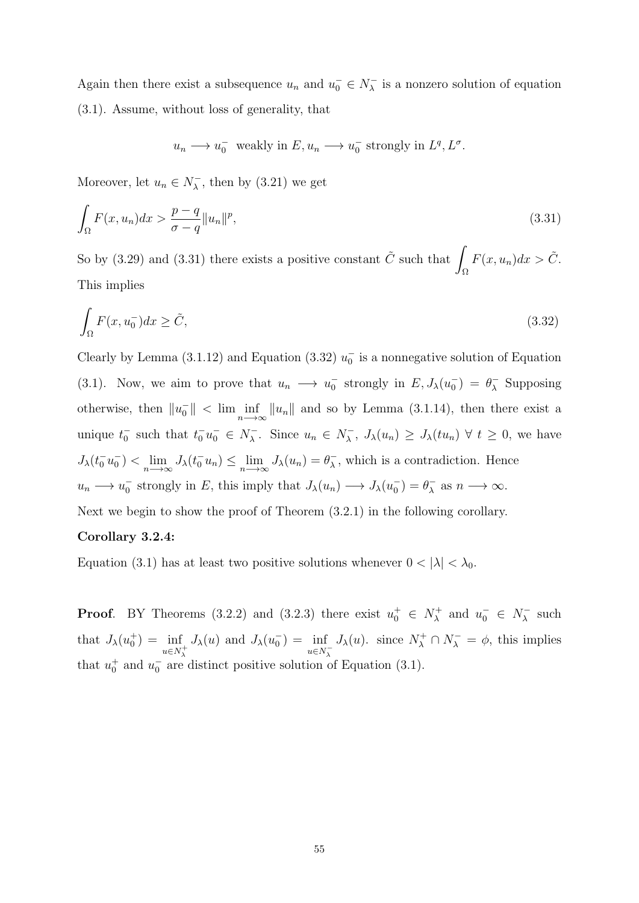Again then there exist a subsequence $u_n$ and $u_0^- \in N_\lambda^-$ is a nonzero solution of equation (3.1). Assume, without loss of generality, that

$$u_n \longrightarrow u_0^- \text{ weakly in } E, u_n \longrightarrow u_0^- \text{ strongly in } L^q, L^\sigma.$$

Moreover, let $u_n \in N_\lambda^-$, then by (3.21) we get

$$\int_\Omega F(x, u_n)dx > \frac{p-q}{\sigma - q}\|u_n\|^p, \tag{3.31}$$

So by (3.29) and (3.31) there exists a positive constant $\tilde{C}$ such that $\displaystyle\int_\Omega F(x, u_n)dx > \tilde{C}$. This implies

$$\int_\Omega F(x, u_0^-)dx \geq \tilde{C}, \tag{3.32}$$

Clearly by Lemma (3.1.12) and Equation (3.32) $u_0^-$ is a nonnegative solution of Equation (3.1). Now, we aim to prove that $u_n \longrightarrow u_0^-$ strongly in $E, J_\lambda(u_0^-) = \theta_\lambda^-$ Supposing otherwise, then $\|u_0^-\| < \lim\displaystyle\inf_{n\longrightarrow\infty} \|u_n\|$ and so by Lemma (3.1.14), then there exist a unique $t_0^-$ such that $t_0^- u_0^- \in N_\lambda^-$. Since $u_n \in N_\lambda^-$, $J_\lambda(u_n) \geq J_\lambda(tu_n)\ \forall\ t \geq 0$, we have $J_\lambda(t_0^- u_0^-) < \displaystyle\lim_{n\longrightarrow\infty} J_\lambda(t_0^- u_n) \leq \lim_{n\longrightarrow\infty} J_\lambda(u_n) = \theta_\lambda^-$, which is a contradiction. Hence $u_n \longrightarrow u_0^-$ strongly in $E$, this imply that $J_\lambda(u_n) \longrightarrow J_\lambda(u_0^-) = \theta_\lambda^-$ as $n \longrightarrow \infty$.

Next we begin to show the proof of Theorem (3.2.1) in the following corollary.

**Corollary 3.2.4:**

Equation (3.1) has at least two positive solutions whenever $0 < |\lambda| < \lambda_0$.

**Proof**. BY Theorems (3.2.2) and (3.2.3) there exist $u_0^+ \in N_\lambda^+$ and $u_0^- \in N_\lambda^-$ such that $J_\lambda(u_0^+) = \displaystyle\inf_{u\in N_\lambda^+} J_\lambda(u)$ and $J_\lambda(u_0^-) = \displaystyle\inf_{u\in N_\lambda^-} J_\lambda(u)$. since $N_\lambda^+ \cap N_\lambda^- = \phi$, this implies that $u_0^+$ and $u_0^-$ are distinct positive solution of Equation (3.1).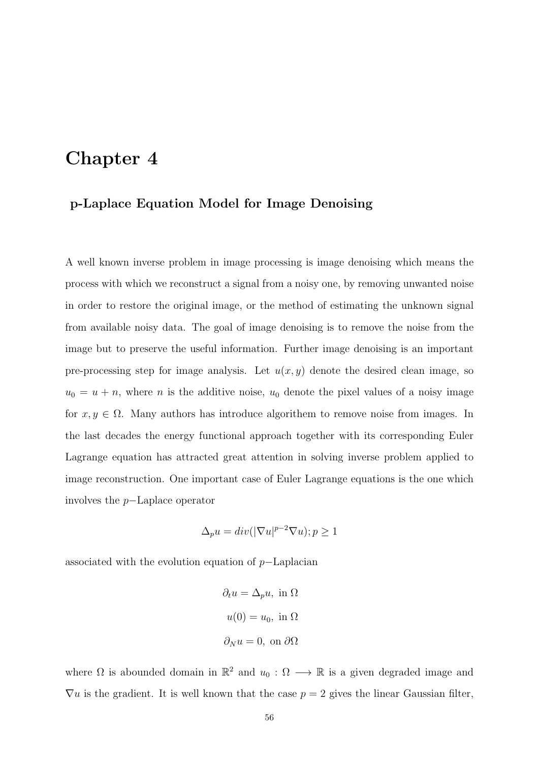# Chapter 4

## p-Laplace Equation Model for Image Denoising

A well known inverse problem in image processing is image denoising which means the process with which we reconstruct a signal from a noisy one, by removing unwanted noise in order to restore the original image, or the method of estimating the unknown signal from available noisy data. The goal of image denoising is to remove the noise from the image but to preserve the useful information. Further image denoising is an important pre-processing step for image analysis. Let $u(x, y)$ denote the desired clean image, so $u_0 = u + n$, where $n$ is the additive noise, $u_0$ denote the pixel values of a noisy image for $x, y \in \Omega$. Many authors has introduce algorithem to remove noise from images. In the last decades the energy functional approach together with its corresponding Euler Lagrange equation has attracted great attention in solving inverse problem applied to image reconstruction. One important case of Euler Lagrange equations is the one which involves the $p-$Laplace operator

$$\Delta_p u = div(|\nabla u|^{p-2}\nabla u); p \geq 1$$

associated with the evolution equation of $p-$Laplacian

$$\partial_t u = \Delta_p u, \text{ in } \Omega$$

$$u(0) = u_0, \text{ in } \Omega$$

$$\partial_N u = 0, \text{ on } \partial\Omega$$

where $\Omega$ is abounded domain in $\mathbb{R}^2$ and $u_0 : \Omega \longrightarrow \mathbb{R}$ is a given degraded image and $\nabla u$ is the gradient. It is well known that the case $p = 2$ gives the linear Gaussian filter,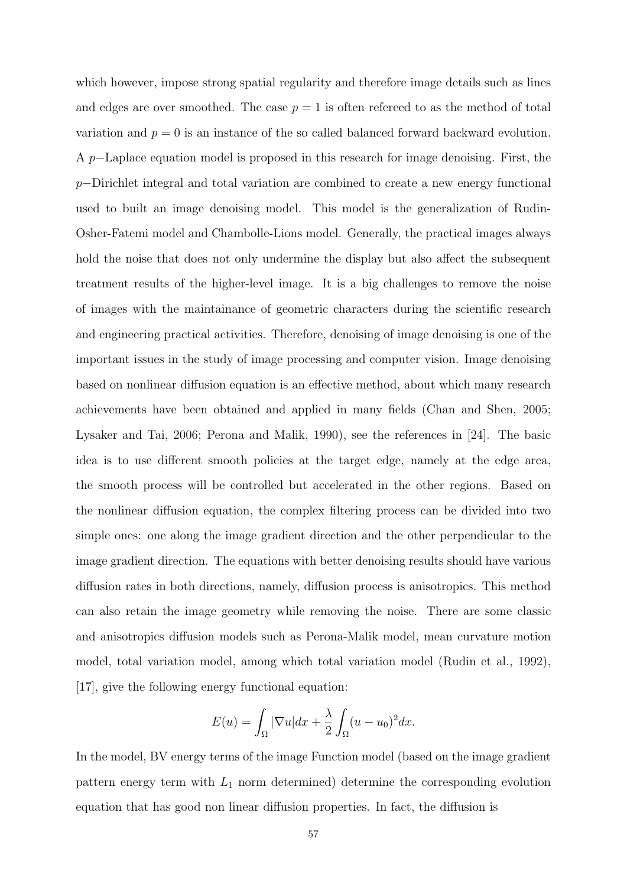which however, impose strong spatial regularity and therefore image details such as lines and edges are over smoothed. The case $p = 1$ is often refereed to as the method of total variation and $p = 0$ is an instance of the so called balanced forward backward evolution. A $p-$Laplace equation model is proposed in this research for image denoising. First, the $p-$Dirichlet integral and total variation are combined to create a new energy functional used to built an image denoising model. This model is the generalization of Rudin-Osher-Fatemi model and Chambolle-Lions model. Generally, the practical images always hold the noise that does not only undermine the display but also affect the subsequent treatment results of the higher-level image. It is a big challenges to remove the noise of images with the maintainance of geometric characters during the scientific research and engineering practical activities. Therefore, denoising of image denoising is one of the important issues in the study of image processing and computer vision. Image denoising based on nonlinear diffusion equation is an effective method, about which many research achievements have been obtained and applied in many fields (Chan and Shen, 2005; Lysaker and Tai, 2006; Perona and Malik, 1990), see the references in [24]. The basic idea is to use different smooth policies at the target edge, namely at the edge area, the smooth process will be controlled but accelerated in the other regions. Based on the nonlinear diffusion equation, the complex filtering process can be divided into two simple ones: one along the image gradient direction and the other perpendicular to the image gradient direction. The equations with better denoising results should have various diffusion rates in both directions, namely, diffusion process is anisotropics. This method can also retain the image geometry while removing the noise. There are some classic and anisotropics diffusion models such as Perona-Malik model, mean curvature motion model, total variation model, among which total variation model (Rudin et al., 1992), [17], give the following energy functional equation:

$$E(u) = \int_{\Omega} |\nabla u| dx + \frac{\lambda}{2} \int_{\Omega} (u - u_0)^2 dx.$$

In the model, BV energy terms of the image Function model (based on the image gradient pattern energy term with $L_1$ norm determined) determine the corresponding evolution equation that has good non linear diffusion properties. In fact, the diffusion is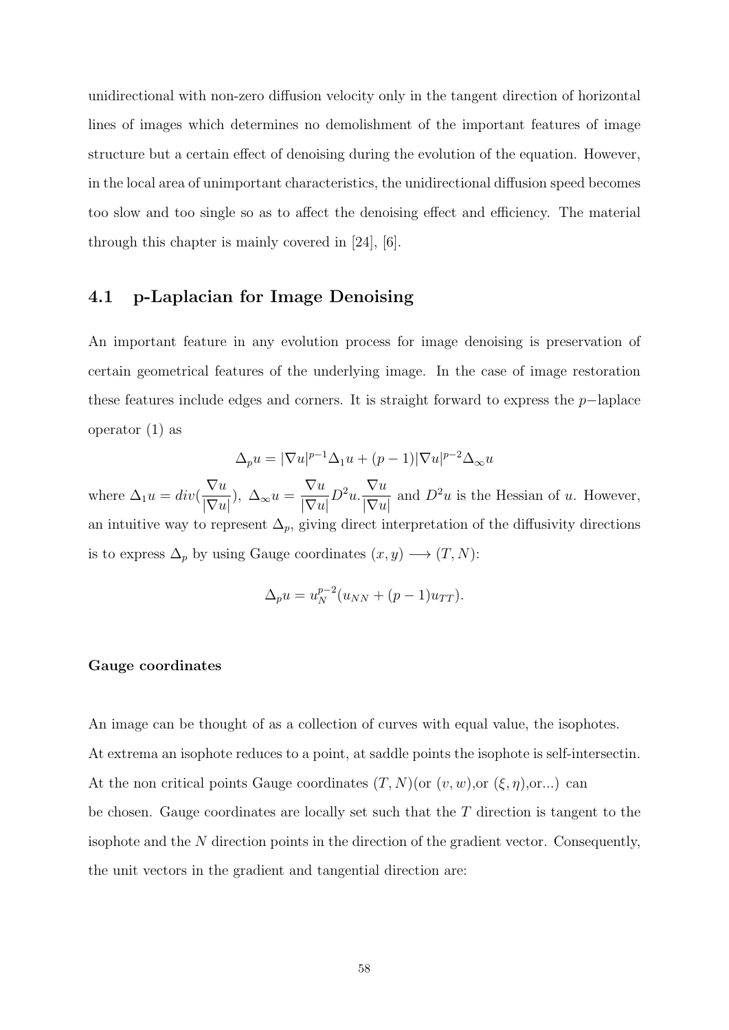unidirectional with non-zero diffusion velocity only in the tangent direction of horizontal lines of images which determines no demolishment of the important features of image structure but a certain effect of denoising during the evolution of the equation. However, in the local area of unimportant characteristics, the unidirectional diffusion speed becomes too slow and too single so as to affect the denoising effect and efficiency. The material through this chapter is mainly covered in [24], [6].

## 4.1 p-Laplacian for Image Denoising

An important feature in any evolution process for image denoising is preservation of certain geometrical features of the underlying image. In the case of image restoration these features include edges and corners. It is straight forward to express the $p-$laplace operator (1) as

$$\Delta_p u = |\nabla u|^{p-1}\Delta_1 u + (p-1)|\nabla u|^{p-2}\Delta_\infty u$$

where $\Delta_1 u = div(\dfrac{\nabla u}{|\nabla u|})$, $\Delta_\infty u = \dfrac{\nabla u}{|\nabla u|}D^2 u.\dfrac{\nabla u}{|\nabla u|}$ and $D^2 u$ is the Hessian of $u$. However, an intuitive way to represent $\Delta_p$, giving direct interpretation of the diffusivity directions is to express $\Delta_p$ by using Gauge coordinates $(x, y) \longrightarrow (T, N)$:

$$\Delta_p u = u_N^{p-2}(u_{NN} + (p-1)u_{TT}).$$

**Gauge coordinates**

An image can be thought of as a collection of curves with equal value, the isophotes. At extrema an isophote reduces to a point, at saddle points the isophote is self-intersectin. At the non critical points Gauge coordinates $(T, N)$(or $(v, w)$,or $(\xi, \eta)$,or...) can be chosen. Gauge coordinates are locally set such that the $T$ direction is tangent to the isophote and the $N$ direction points in the direction of the gradient vector. Consequently, the unit vectors in the gradient and tangential direction are: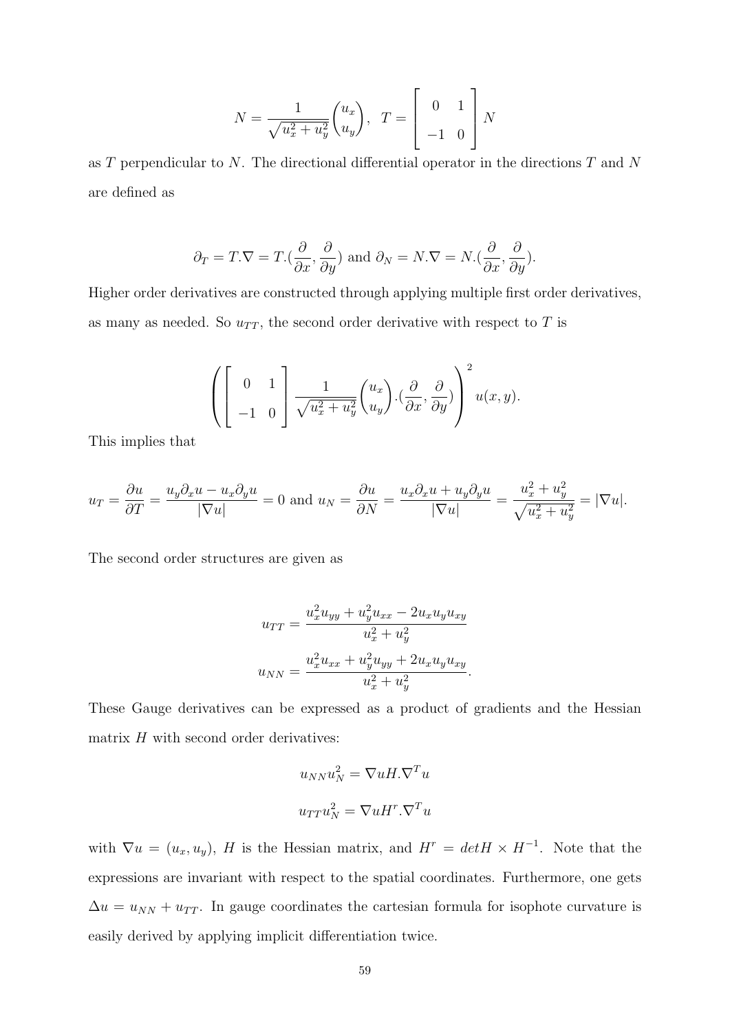$$N = \frac{1}{\sqrt{u_x^2 + u_y^2}} \begin{pmatrix} u_x \\ u_y \end{pmatrix}, \ \ T = \begin{bmatrix} 0 & 1 \\ -1 & 0 \end{bmatrix} N$$

as $T$ perpendicular to $N$. The directional differential operator in the directions $T$ and $N$ are defined as

$$\partial_T = T.\nabla = T.(\frac{\partial}{\partial x}, \frac{\partial}{\partial y}) \text{ and } \partial_N = N.\nabla = N.(\frac{\partial}{\partial x}, \frac{\partial}{\partial y}).$$

Higher order derivatives are constructed through applying multiple first order derivatives, as many as needed. So $u_{TT}$, the second order derivative with respect to $T$ is

$$\left( \begin{bmatrix} 0 & 1 \\ -1 & 0 \end{bmatrix} \frac{1}{\sqrt{u_x^2 + u_y^2}} \begin{pmatrix} u_x \\ u_y \end{pmatrix} . (\frac{\partial}{\partial x}, \frac{\partial}{\partial y}) \right)^2 u(x, y).$$

This implies that

$$u_T = \frac{\partial u}{\partial T} = \frac{u_y \partial_x u - u_x \partial_y u}{|\nabla u|} = 0 \text{ and } u_N = \frac{\partial u}{\partial N} = \frac{u_x \partial_x u + u_y \partial_y u}{|\nabla u|} = \frac{u_x^2 + u_y^2}{\sqrt{u_x^2 + u_y^2}} = |\nabla u|.$$

The second order structures are given as

$$u_{TT} = \frac{u_x^2 u_{yy} + u_y^2 u_{xx} - 2u_x u_y u_{xy}}{u_x^2 + u_y^2}$$

$$u_{NN} = \frac{u_x^2 u_{xx} + u_y^2 u_{yy} + 2u_x u_y u_{xy}}{u_x^2 + u_y^2}.$$

These Gauge derivatives can be expressed as a product of gradients and the Hessian matrix $H$ with second order derivatives:

$$u_{NN} u_N^2 = \nabla u H . \nabla^T u$$

$$u_{TT} u_N^2 = \nabla u H^r . \nabla^T u$$

with $\nabla u = (u_x, u_y)$, $H$ is the Hessian matrix, and $H^r = detH \times H^{-1}$. Note that the expressions are invariant with respect to the spatial coordinates. Furthermore, one gets $\Delta u = u_{NN} + u_{TT}$. In gauge coordinates the cartesian formula for isophote curvature is easily derived by applying implicit differentiation twice.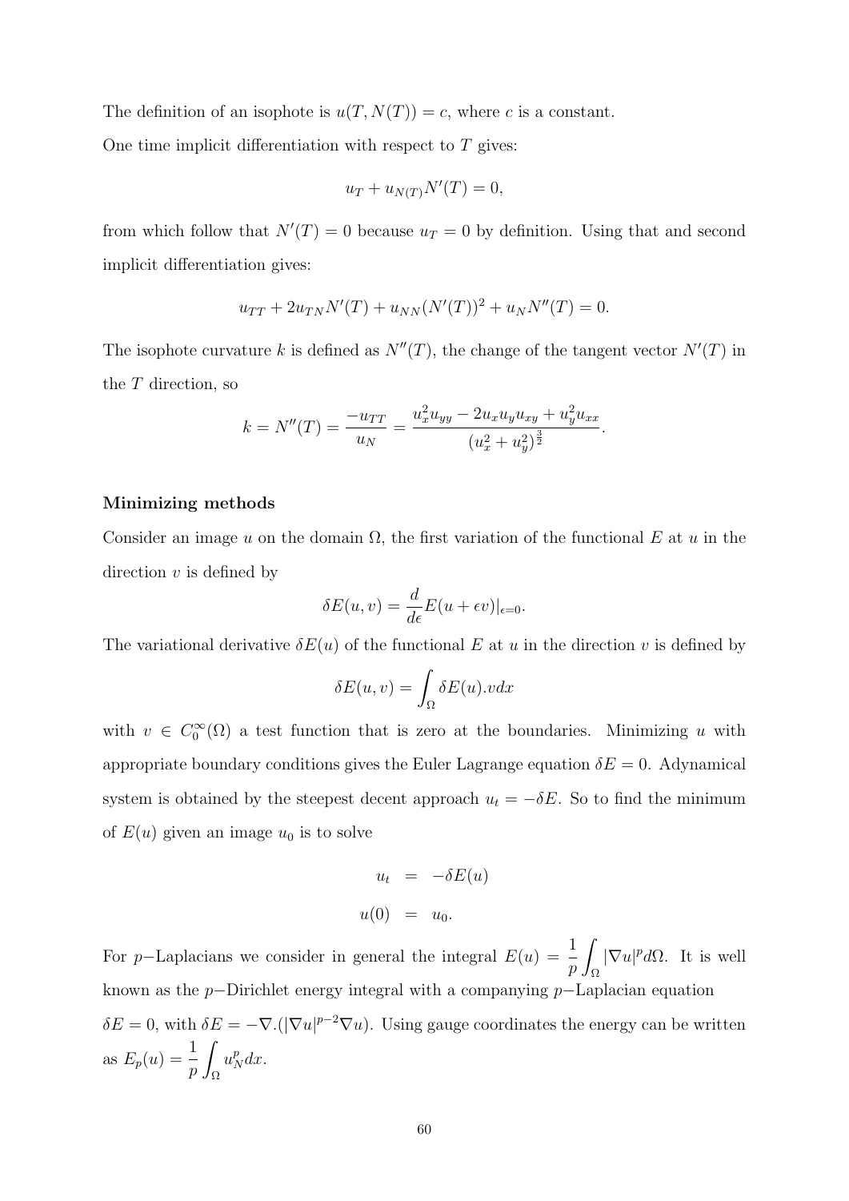The definition of an isophote is $u(T, N(T)) = c$, where $c$ is a constant.

One time implicit differentiation with respect to $T$ gives:

$$u_T + u_{N(T)} N'(T) = 0,$$

from which follow that $N'(T) = 0$ because $u_T = 0$ by definition. Using that and second implicit differentiation gives:

$$u_{TT} + 2u_{TN}N'(T) + u_{NN}(N'(T))^2 + u_N N''(T) = 0.$$

The isophote curvature $k$ is defined as $N''(T)$, the change of the tangent vector $N'(T)$ in the $T$ direction, so

$$k = N''(T) = \frac{-u_{TT}}{u_N} = \frac{u_x^2 u_{yy} - 2u_x u_y u_{xy} + u_y^2 u_{xx}}{(u_x^2 + u_y^2)^{\frac{3}{2}}}.$$

**Minimizing methods**

Consider an image $u$ on the domain $\Omega$, the first variation of the functional $E$ at $u$ in the direction $v$ is defined by

$$\delta E(u, v) = \frac{d}{d\epsilon} E(u + \epsilon v)|_{\epsilon=0}.$$

The variational derivative $\delta E(u)$ of the functional $E$ at $u$ in the direction $v$ is defined by

$$\delta E(u, v) = \int_\Omega \delta E(u).v dx$$

with $v \in C_0^\infty(\Omega)$ a test function that is zero at the boundaries. Minimizing $u$ with appropriate boundary conditions gives the Euler Lagrange equation $\delta E = 0$. Adynamical system is obtained by the steepest decent approach $u_t = -\delta E$. So to find the minimum of $E(u)$ given an image $u_0$ is to solve

$$\begin{aligned} u_t &= -\delta E(u) \\ u(0) &= u_0. \end{aligned}$$

For $p-$Laplacians we consider in general the integral $E(u) = \dfrac{1}{p} \displaystyle\int_\Omega |\nabla u|^p d\Omega$. It is well known as the $p-$Dirichlet energy integral with a companying $p-$Laplacian equation $\delta E = 0$, with $\delta E = -\nabla.(|\nabla u|^{p-2} \nabla u)$. Using gauge coordinates the energy can be written as $E_p(u) = \dfrac{1}{p} \displaystyle\int_\Omega u_N^p dx$.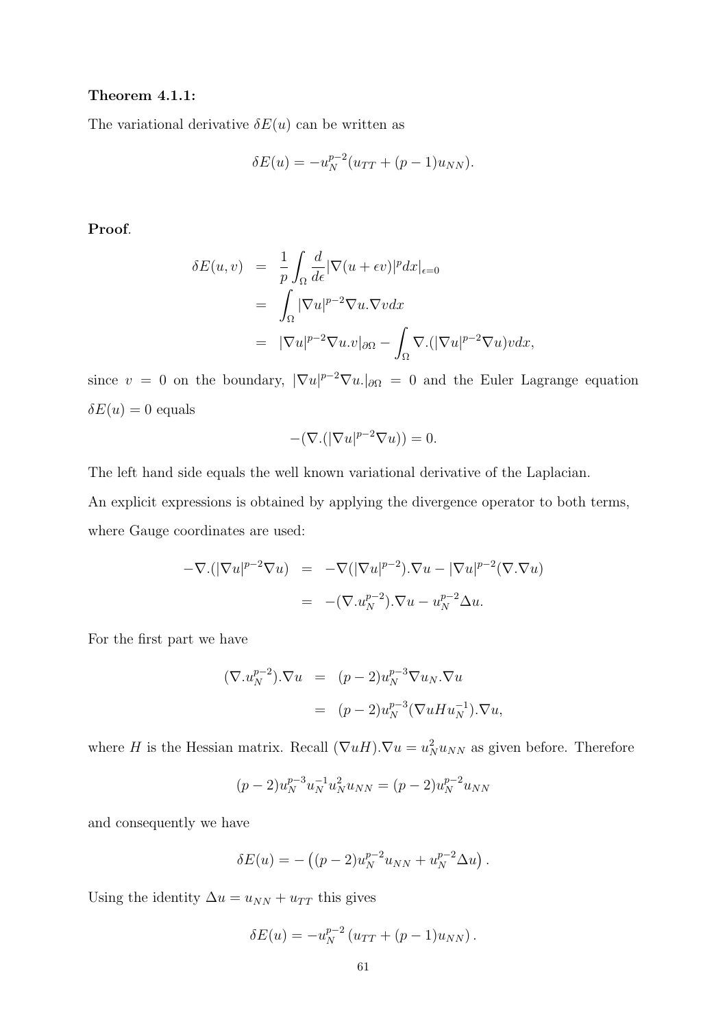**Theorem 4.1.1:**

The variational derivative $\delta E(u)$ can be written as

$$\delta E(u) = -u_N^{p-2}(u_{TT} + (p-1)u_{NN}).$$

**Proof**.

$$\begin{aligned}
\delta E(u,v) &= \frac{1}{p}\int_\Omega \frac{d}{d\epsilon}|\nabla(u+\epsilon v)|^p dx|_{\epsilon=0} \\
&= \int_\Omega |\nabla u|^{p-2}\nabla u.\nabla v dx \\
&= |\nabla u|^{p-2}\nabla u.v|_{\partial\Omega} - \int_\Omega \nabla.(|\nabla u|^{p-2}\nabla u)v dx,
\end{aligned}$$

since $v = 0$ on the boundary, $|\nabla u|^{p-2}\nabla u.|_{\partial\Omega} = 0$ and the Euler Lagrange equation $\delta E(u) = 0$ equals

$$-(\nabla.(|\nabla u|^{p-2}\nabla u)) = 0.$$

The left hand side equals the well known variational derivative of the Laplacian.

An explicit expressions is obtained by applying the divergence operator to both terms, where Gauge coordinates are used:

$$\begin{aligned}
-\nabla.(|\nabla u|^{p-2}\nabla u) &= -\nabla(|\nabla u|^{p-2}).\nabla u - |\nabla u|^{p-2}(\nabla.\nabla u) \\
&= -(\nabla.u_N^{p-2}).\nabla u - u_N^{p-2}\Delta u.
\end{aligned}$$

For the first part we have

$$\begin{aligned}
(\nabla.u_N^{p-2}).\nabla u &= (p-2)u_N^{p-3}\nabla u_N.\nabla u \\
&= (p-2)u_N^{p-3}(\nabla u H u_N^{-1}).\nabla u,
\end{aligned}$$

where $H$ is the Hessian matrix. Recall $(\nabla u H).\nabla u = u_N^2 u_{NN}$ as given before. Therefore

$$(p-2)u_N^{p-3}u_N^{-1}u_N^2 u_{NN} = (p-2)u_N^{p-2}u_{NN}$$

and consequently we have

$$\delta E(u) = -\left((p-2)u_N^{p-2}u_{NN} + u_N^{p-2}\Delta u\right).$$

Using the identity $\Delta u = u_{NN} + u_{TT}$ this gives

$$\delta E(u) = -u_N^{p-2}\left(u_{TT} + (p-1)u_{NN}\right).$$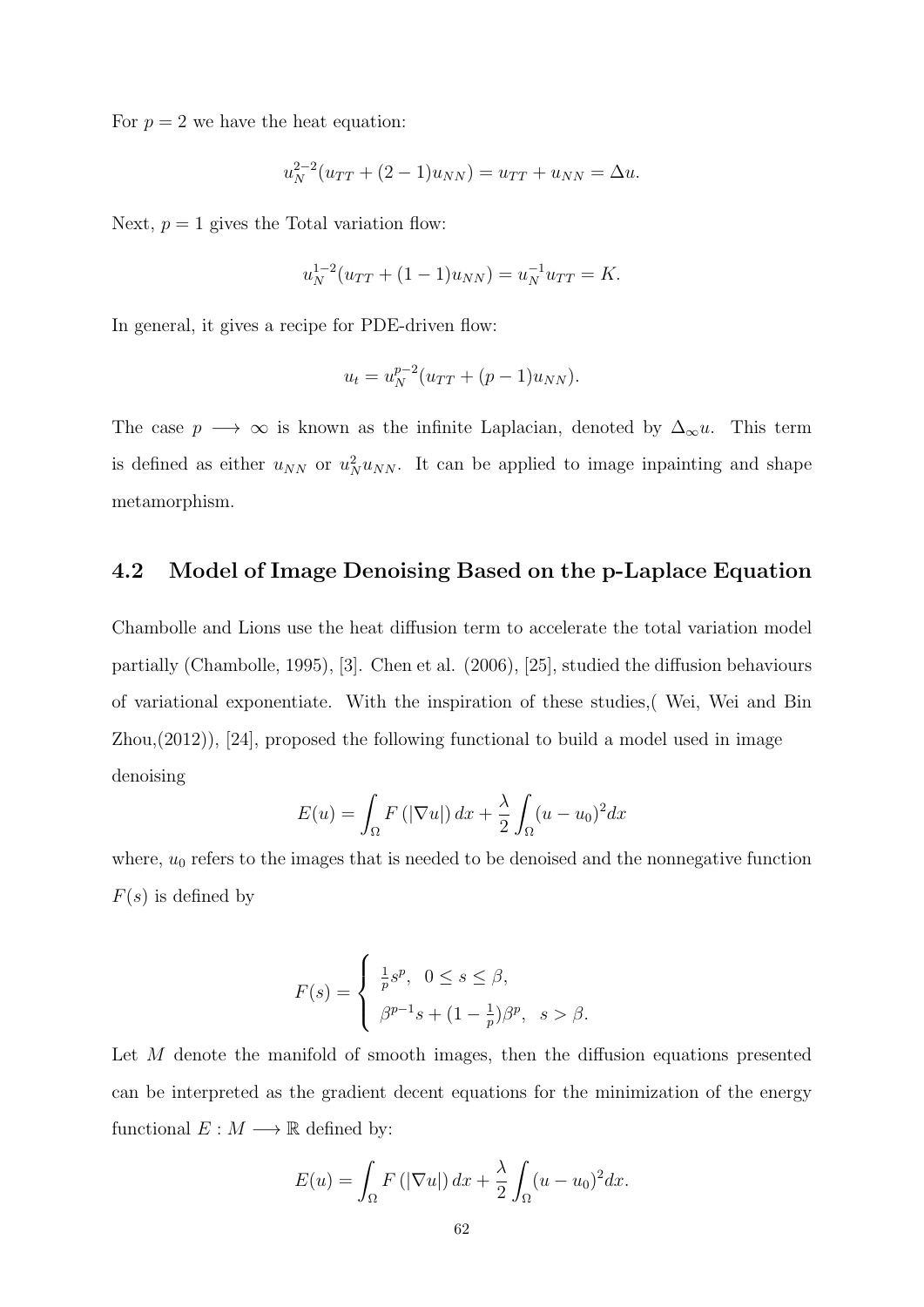For $p = 2$ we have the heat equation:

$$u_N^{2-2}(u_{TT} + (2-1)u_{NN}) = u_{TT} + u_{NN} = \Delta u.$$

Next, $p = 1$ gives the Total variation flow:

$$u_N^{1-2}(u_{TT} + (1-1)u_{NN}) = u_N^{-1}u_{TT} = K.$$

In general, it gives a recipe for PDE-driven flow:

$$u_t = u_N^{p-2}(u_{TT} + (p-1)u_{NN}).$$

The case $p \longrightarrow \infty$ is known as the infinite Laplacian, denoted by $\Delta_\infty u$. This term is defined as either $u_{NN}$ or $u_N^2 u_{NN}$. It can be applied to image inpainting and shape metamorphism.

## 4.2 Model of Image Denoising Based on the p-Laplace Equation

Chambolle and Lions use the heat diffusion term to accelerate the total variation model partially (Chambolle, 1995), [3]. Chen et al. (2006), [25], studied the diffusion behaviours of variational exponentiate. With the inspiration of these studies,( Wei, Wei and Bin Zhou,(2012)), [24], proposed the following functional to build a model used in image denoising

$$E(u) = \int_\Omega F(|\nabla u|)\, dx + \frac{\lambda}{2}\int_\Omega (u - u_0)^2 dx$$

where, $u_0$ refers to the images that is needed to be denoised and the nonnegative function $F(s)$ is defined by

$$F(s) = \begin{cases} \frac{1}{p}s^p, & 0 \le s \le \beta, \\ \beta^{p-1}s + (1 - \frac{1}{p})\beta^p, & s > \beta. \end{cases}$$

Let $M$ denote the manifold of smooth images, then the diffusion equations presented can be interpreted as the gradient decent equations for the minimization of the energy functional $E : M \longrightarrow \mathbb{R}$ defined by:

$$E(u) = \int_\Omega F(|\nabla u|)\, dx + \frac{\lambda}{2}\int_\Omega (u - u_0)^2 dx.$$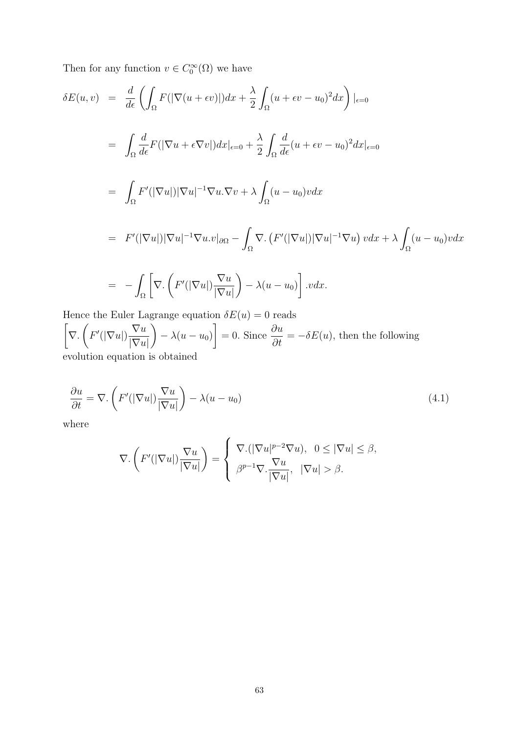Then for any function $v \in C_0^\infty(\Omega)$ we have

$$
\begin{aligned}
\delta E(u,v) &= \frac{d}{d\epsilon}\left(\int_\Omega F(|\nabla(u+\epsilon v)|)dx + \frac{\lambda}{2}\int_\Omega (u+\epsilon v - u_0)^2 dx\right)|_{\epsilon=0} \\
&= \int_\Omega \frac{d}{d\epsilon}F(|\nabla u + \epsilon \nabla v|)dx|_{\epsilon=0} + \frac{\lambda}{2}\int_\Omega \frac{d}{d\epsilon}(u+\epsilon v - u_0)^2 dx|_{\epsilon=0} \\
&= \int_\Omega F'(|\nabla u|)|\nabla u|^{-1}\nabla u.\nabla v + \lambda \int_\Omega (u-u_0)v dx \\
&= F'(|\nabla u|)|\nabla u|^{-1}\nabla u.v|_{\partial\Omega} - \int_\Omega \nabla.\left(F'(|\nabla u|)|\nabla u|^{-1}\nabla u\right) v dx + \lambda \int_\Omega (u-u_0)v dx \\
&= -\int_\Omega \left[\nabla.\left(F'(|\nabla u|)\frac{\nabla u}{|\nabla u|}\right) - \lambda(u-u_0)\right].v dx.
\end{aligned}
$$

Hence the Euler Lagrange equation $\delta E(u) = 0$ reads $\left[\nabla.\left(F'(|\nabla u|)\frac{\nabla u}{|\nabla u|}\right) - \lambda(u-u_0)\right] = 0$. Since $\frac{\partial u}{\partial t} = -\delta E(u)$, then the following evolution equation is obtained

$$
\frac{\partial u}{\partial t} = \nabla.\left(F'(|\nabla u|)\frac{\nabla u}{|\nabla u|}\right) - \lambda(u-u_0) \tag{4.1}
$$

where

$$
\nabla.\left(F'(|\nabla u|)\frac{\nabla u}{|\nabla u|}\right) = \begin{cases} \nabla.(|\nabla u|^{p-2}\nabla u), & 0 \le |\nabla u| \le \beta, \\ \beta^{p-1}\nabla.\dfrac{\nabla u}{|\nabla u|}, & |\nabla u| > \beta. \end{cases}
$$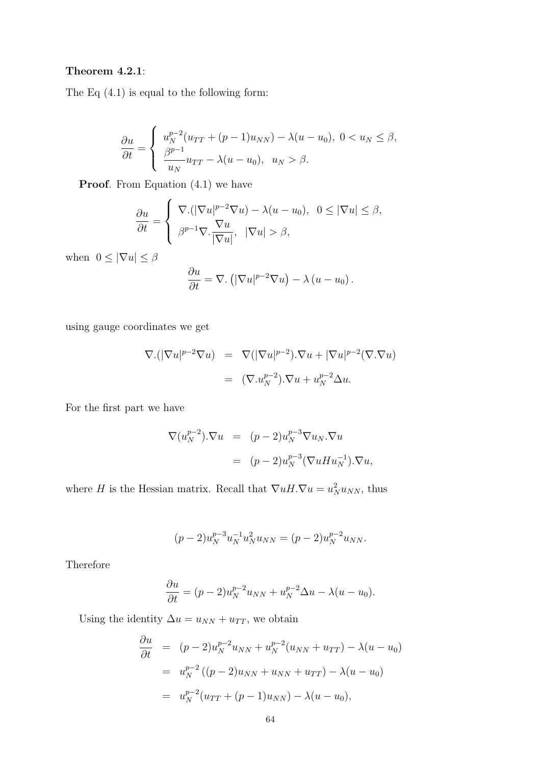**Theorem 4.2.1**:

The Eq (4.1) is equal to the following form:

$$\frac{\partial u}{\partial t} = \begin{cases} u_N^{p-2}(u_{TT} + (p-1)u_{NN}) - \lambda(u - u_0), \ 0 < u_N \leq \beta, \\ \dfrac{\beta^{p-1}}{u_N} u_{TT} - \lambda(u - u_0), \ \ u_N > \beta. \end{cases}$$

**Proof**. From Equation (4.1) we have

$$\frac{\partial u}{\partial t} = \begin{cases} \nabla.(|\nabla u|^{p-2}\nabla u) - \lambda(u - u_0), \ \ 0 \leq |\nabla u| \leq \beta, \\ \beta^{p-1}\nabla.\dfrac{\nabla u}{|\nabla u|}, \ \ |\nabla u| > \beta, \end{cases}$$

when $0 \leq |\nabla u| \leq \beta$

$$\frac{\partial u}{\partial t} = \nabla.\left(|\nabla u|^{p-2}\nabla u\right) - \lambda\left(u - u_0\right).$$

using gauge coordinates we get

$$\begin{aligned} \nabla.(|\nabla u|^{p-2}\nabla u) &= \nabla(|\nabla u|^{p-2}).\nabla u + |\nabla u|^{p-2}(\nabla.\nabla u) \\ &= (\nabla.u_N^{p-2}).\nabla u + u_N^{p-2}\Delta u. \end{aligned}$$

For the first part we have

$$\begin{aligned} \nabla(u_N^{p-2}).\nabla u &= (p-2)u_N^{p-3}\nabla u_N.\nabla u \\ &= (p-2)u_N^{p-3}(\nabla u H u_N^{-1}).\nabla u, \end{aligned}$$

where $H$ is the Hessian matrix. Recall that $\nabla u H.\nabla u = u_N^2 u_{NN}$, thus

$$(p-2)u_N^{p-3}u_N^{-1}u_N^2 u_{NN} = (p-2)u_N^{p-2}u_{NN}.$$

Therefore

$$\frac{\partial u}{\partial t} = (p-2)u_N^{p-2}u_{NN} + u_N^{p-2}\Delta u - \lambda(u - u_0).$$

Using the identity $\Delta u = u_{NN} + u_{TT}$, we obtain

$$\begin{aligned} \frac{\partial u}{\partial t} &= (p-2)u_N^{p-2}u_{NN} + u_N^{p-2}(u_{NN} + u_{TT}) - \lambda(u - u_0) \\ &= u_N^{p-2}\left((p-2)u_{NN} + u_{NN} + u_{TT}\right) - \lambda(u - u_0) \\ &= u_N^{p-2}(u_{TT} + (p-1)u_{NN}) - \lambda(u - u_0), \end{aligned}$$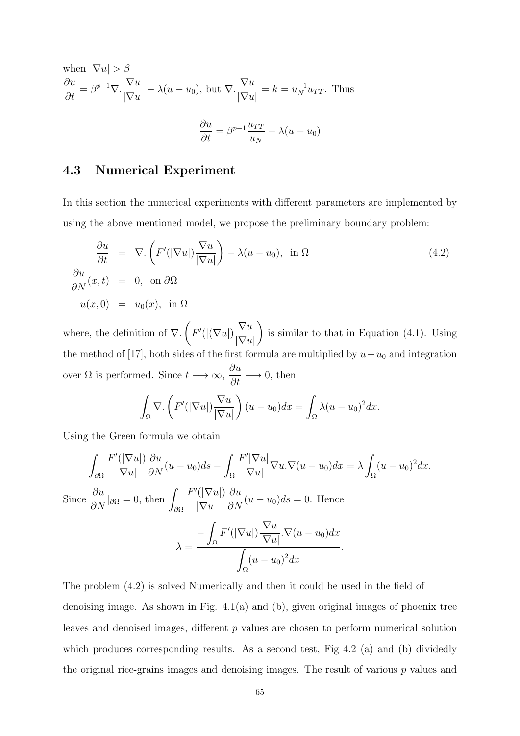when $|\nabla u| > \beta$

$\dfrac{\partial u}{\partial t} = \beta^{p-1}\nabla.\dfrac{\nabla u}{|\nabla u|} - \lambda(u-u_0)$, but $\nabla.\dfrac{\nabla u}{|\nabla u|} = k = u_N^{-1}u_{TT}$. Thus

$$\frac{\partial u}{\partial t} = \beta^{p-1}\frac{u_{TT}}{u_N} - \lambda(u-u_0)$$

## 4.3 Numerical Experiment

In this section the numerical experiments with different parameters are implemented by using the above mentioned model, we propose the preliminary boundary problem:

$$\begin{aligned}
\frac{\partial u}{\partial t} &= \nabla.\left(F'(|\nabla u|)\frac{\nabla u}{|\nabla u|}\right) - \lambda(u-u_0), \text{ in } \Omega \\
\frac{\partial u}{\partial N}(x,t) &= 0, \text{ on } \partial\Omega \\
u(x,0) &= u_0(x), \text{ in } \Omega
\end{aligned} \tag{4.2}$$

where, the definition of $\nabla.\left(F'(|(\nabla u|)\dfrac{\nabla u}{|\nabla u|}\right)$ is similar to that in Equation (4.1). Using the method of [17], both sides of the first formula are multiplied by $u-u_0$ and integration over $\Omega$ is performed. Since $t \longrightarrow \infty$, $\dfrac{\partial u}{\partial t} \longrightarrow 0$, then

$$\int_\Omega \nabla.\left(F'(|\nabla u|)\frac{\nabla u}{|\nabla u|}\right)(u-u_0)dx = \int_\Omega \lambda(u-u_0)^2 dx.$$

Using the Green formula we obtain

$$\int_{\partial\Omega} \frac{F'(|\nabla u|)}{|\nabla u|}\frac{\partial u}{\partial N}(u-u_0)ds - \int_\Omega \frac{F'|\nabla u|}{|\nabla u|}\nabla u.\nabla(u-u_0)dx = \lambda\int_\Omega (u-u_0)^2 dx.$$

Since $\dfrac{\partial u}{\partial N}|_{\partial\Omega} = 0$, then $\displaystyle\int_{\partial\Omega} \frac{F'(|\nabla u|)}{|\nabla u|}\frac{\partial u}{\partial N}(u-u_0)ds = 0$. Hence

$$\lambda = \frac{-\displaystyle\int_\Omega F'(|\nabla u|)\frac{\nabla u}{|\nabla u|}.\nabla(u-u_0)dx}{\displaystyle\int_\Omega (u-u_0)^2 dx}.$$

The problem (4.2) is solved Numerically and then it could be used in the field of denoising image. As shown in Fig. 4.1(a) and (b), given original images of phoenix tree leaves and denoised images, different $p$ values are chosen to perform numerical solution which produces corresponding results. As a second test, Fig 4.2 (a) and (b) dividedly the original rice-grains images and denoising images. The result of various $p$ values and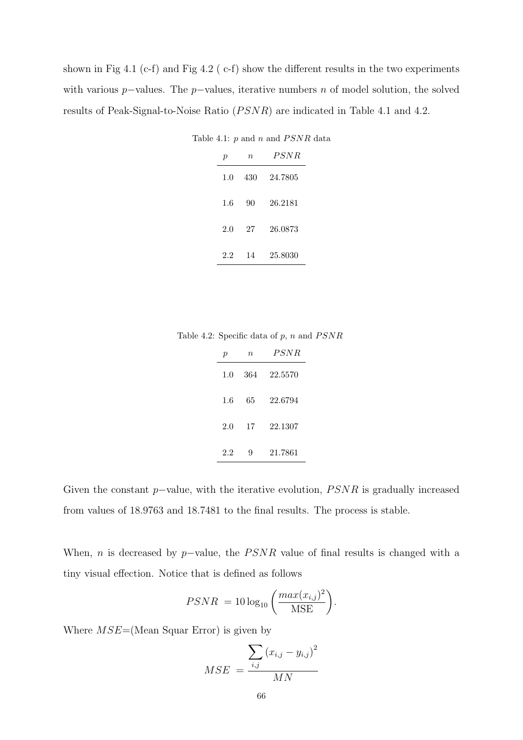shown in Fig 4.1 (c-f) and Fig 4.2 ( c-f) show the different results in the two experiments with various $p-$values. The $p-$values, iterative numbers $n$ of model solution, the solved results of Peak-Signal-to-Noise Ratio ($PSNR$) are indicated in Table 4.1 and 4.2.

Table 4.1: $p$ and $n$ and $PSNR$ data

| $p$ | $n$ | $PSNR$ |
|---|---|---|
| 1.0 | 430 | 24.7805 |
| 1.6 | 90 | 26.2181 |
| 2.0 | 27 | 26.0873 |
| 2.2 | 14 | 25.8030 |

Table 4.2: Specific data of $p$, $n$ and $PSNR$

| $p$ | $n$ | $PSNR$ |
|---|---|---|
| 1.0 | 364 | 22.5570 |
| 1.6 | 65 | 22.6794 |
| 2.0 | 17 | 22.1307 |
| 2.2 | 9 | 21.7861 |

Given the constant $p-$value, with the iterative evolution, $PSNR$ is gradually increased from values of 18.9763 and 18.7481 to the final results. The process is stable.

When, $n$ is decreased by $p-$value, the $PSNR$ value of final results is changed with a tiny visual effection. Notice that is defined as follows

$$PSNR \ = 10\log_{10}\left(\frac{max(x_{i,j})^2}{\text{MSE}}\right).$$

Where $MSE$=(Mean Squar Error) is given by

$$MSE \ = \frac{\sum_{i,j}\left(x_{i,j}-y_{i,j}\right)^2}{MN}$$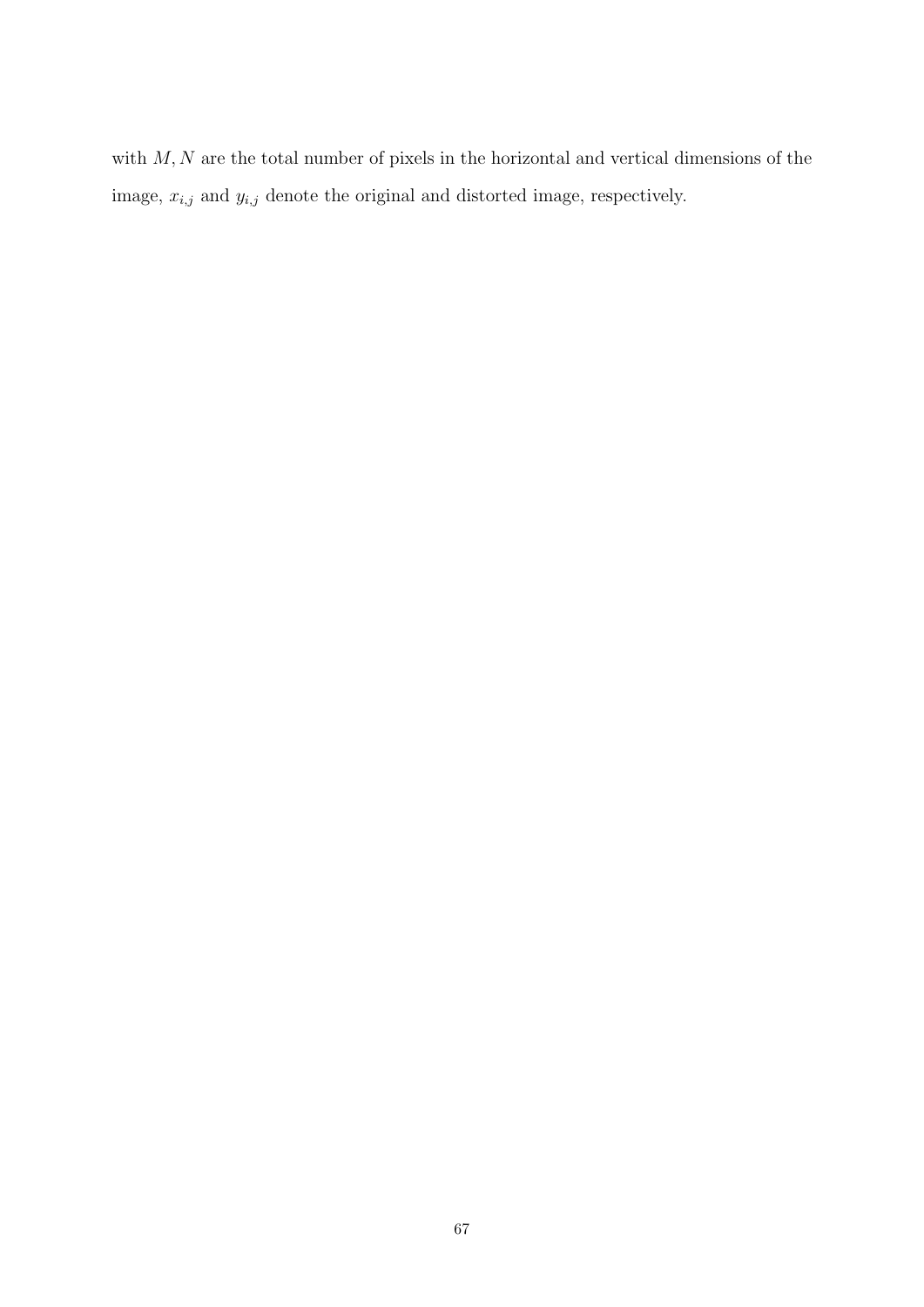with $M, N$ are the total number of pixels in the horizontal and vertical dimensions of the image, $x_{i,j}$ and $y_{i,j}$ denote the original and distorted image, respectively.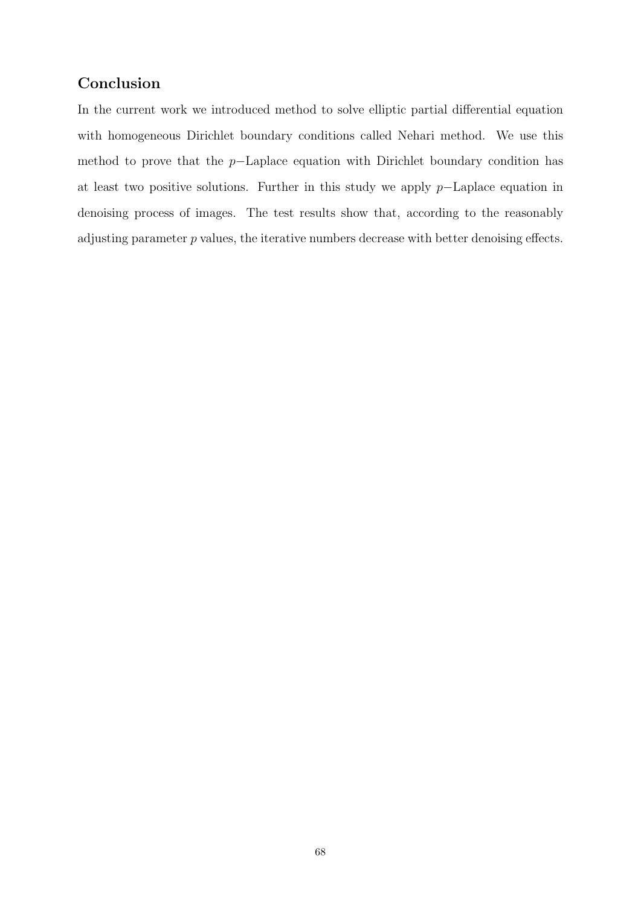## Conclusion

In the current work we introduced method to solve elliptic partial differential equation with homogeneous Dirichlet boundary conditions called Nehari method. We use this method to prove that the $p-$Laplace equation with Dirichlet boundary condition has at least two positive solutions. Further in this study we apply $p-$Laplace equation in denoising process of images. The test results show that, according to the reasonably adjusting parameter $p$ values, the iterative numbers decrease with better denoising effects.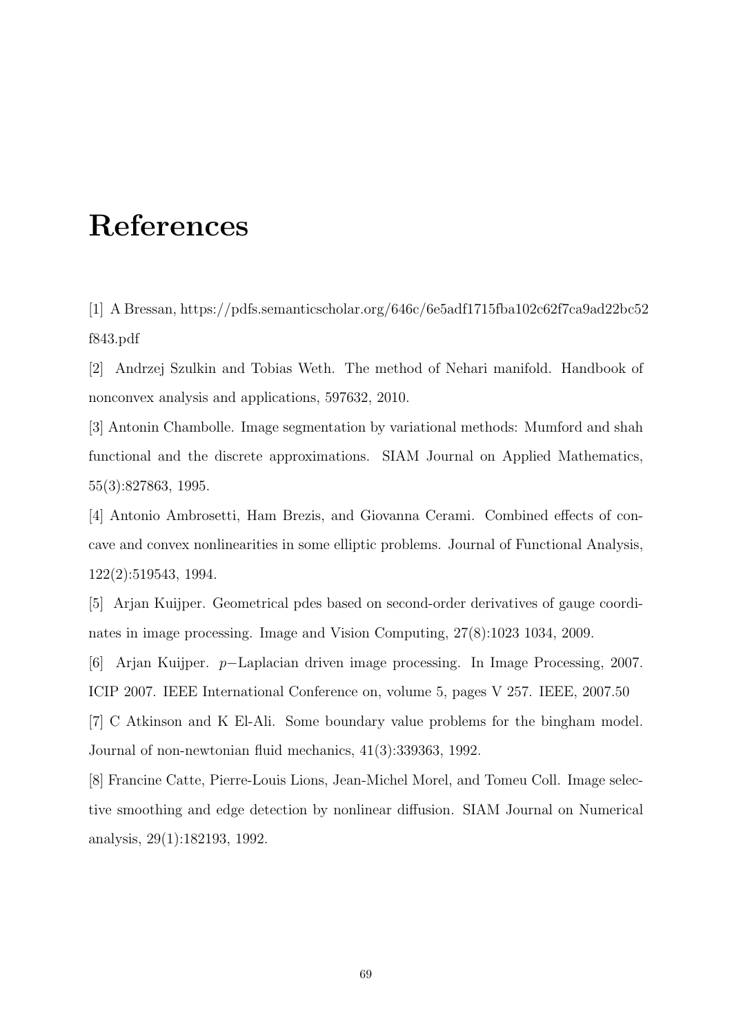# References

[1] A Bressan, https://pdfs.semanticscholar.org/646c/6e5adf1715fba102c62f7ca9ad22bc52 f843.pdf

[2] Andrzej Szulkin and Tobias Weth. The method of Nehari manifold. Handbook of nonconvex analysis and applications, 597632, 2010.

[3] Antonin Chambolle. Image segmentation by variational methods: Mumford and shah functional and the discrete approximations. SIAM Journal on Applied Mathematics, 55(3):827863, 1995.

[4] Antonio Ambrosetti, Ham Brezis, and Giovanna Cerami. Combined effects of concave and convex nonlinearities in some elliptic problems. Journal of Functional Analysis, 122(2):519543, 1994.

[5] Arjan Kuijper. Geometrical pdes based on second-order derivatives of gauge coordinates in image processing. Image and Vision Computing, 27(8):1023 1034, 2009.

[6] Arjan Kuijper. $p-$Laplacian driven image processing. In Image Processing, 2007. ICIP 2007. IEEE International Conference on, volume 5, pages V 257. IEEE, 2007.50

[7] C Atkinson and K El-Ali. Some boundary value problems for the bingham model. Journal of non-newtonian fluid mechanics, 41(3):339363, 1992.

[8] Francine Catte, Pierre-Louis Lions, Jean-Michel Morel, and Tomeu Coll. Image selective smoothing and edge detection by nonlinear diffusion. SIAM Journal on Numerical analysis, 29(1):182193, 1992.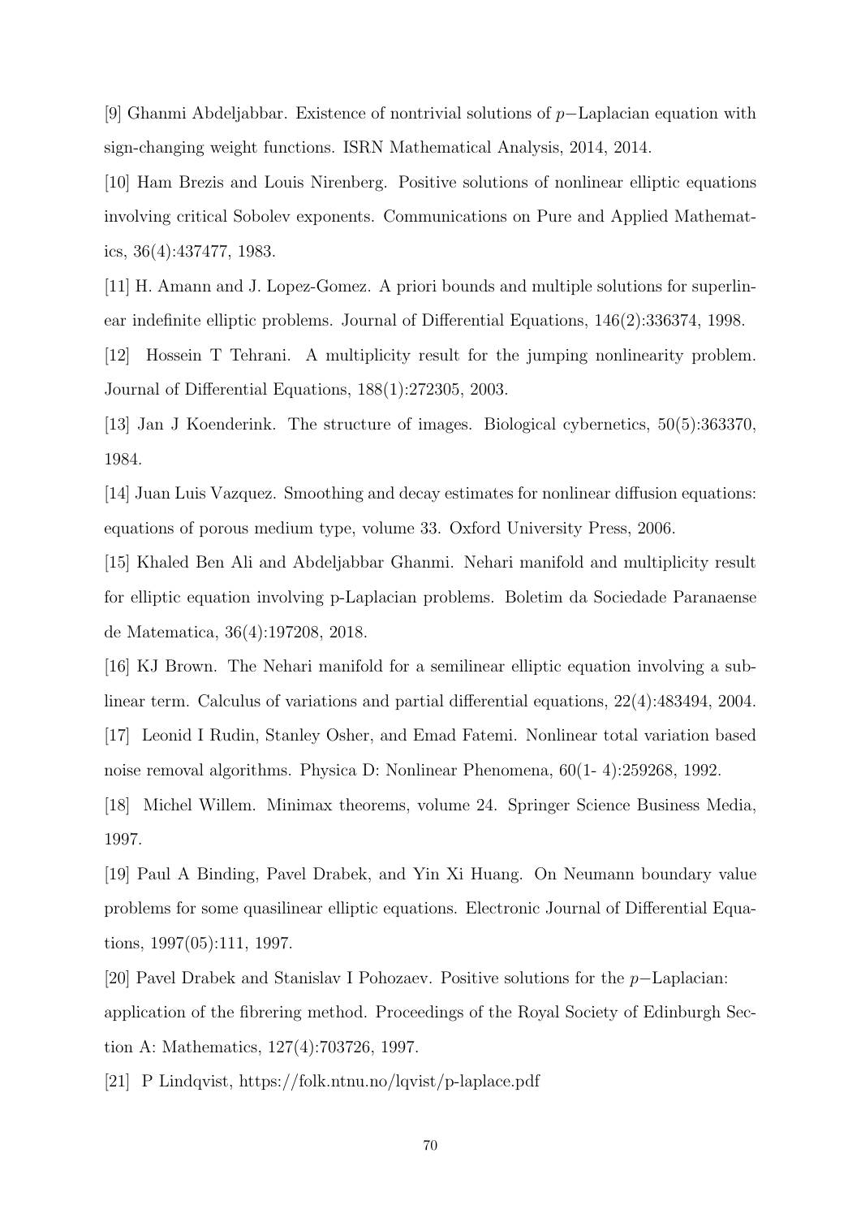[9] Ghanmi Abdeljabbar. Existence of nontrivial solutions of $p-$Laplacian equation with sign-changing weight functions. ISRN Mathematical Analysis, 2014, 2014.

[10] Ham Brezis and Louis Nirenberg. Positive solutions of nonlinear elliptic equations involving critical Sobolev exponents. Communications on Pure and Applied Mathematics, 36(4):437477, 1983.

[11] H. Amann and J. Lopez-Gomez. A priori bounds and multiple solutions for superlinear indefinite elliptic problems. Journal of Differential Equations, 146(2):336374, 1998.

[12] Hossein T Tehrani. A multiplicity result for the jumping nonlinearity problem. Journal of Differential Equations, 188(1):272305, 2003.

[13] Jan J Koenderink. The structure of images. Biological cybernetics, 50(5):363370, 1984.

[14] Juan Luis Vazquez. Smoothing and decay estimates for nonlinear diffusion equations: equations of porous medium type, volume 33. Oxford University Press, 2006.

[15] Khaled Ben Ali and Abdeljabbar Ghanmi. Nehari manifold and multiplicity result for elliptic equation involving p-Laplacian problems. Boletim da Sociedade Paranaense de Matematica, 36(4):197208, 2018.

[16] KJ Brown. The Nehari manifold for a semilinear elliptic equation involving a sublinear term. Calculus of variations and partial differential equations, 22(4):483494, 2004.

[17] Leonid I Rudin, Stanley Osher, and Emad Fatemi. Nonlinear total variation based noise removal algorithms. Physica D: Nonlinear Phenomena, 60(1- 4):259268, 1992.

[18] Michel Willem. Minimax theorems, volume 24. Springer Science Business Media, 1997.

[19] Paul A Binding, Pavel Drabek, and Yin Xi Huang. On Neumann boundary value problems for some quasilinear elliptic equations. Electronic Journal of Differential Equations, 1997(05):111, 1997.

[20] Pavel Drabek and Stanislav I Pohozaev. Positive solutions for the $p-$Laplacian: application of the fibrering method. Proceedings of the Royal Society of Edinburgh Section A: Mathematics, 127(4):703726, 1997.

[21] P Lindqvist, https://folk.ntnu.no/lqvist/p-laplace.pdf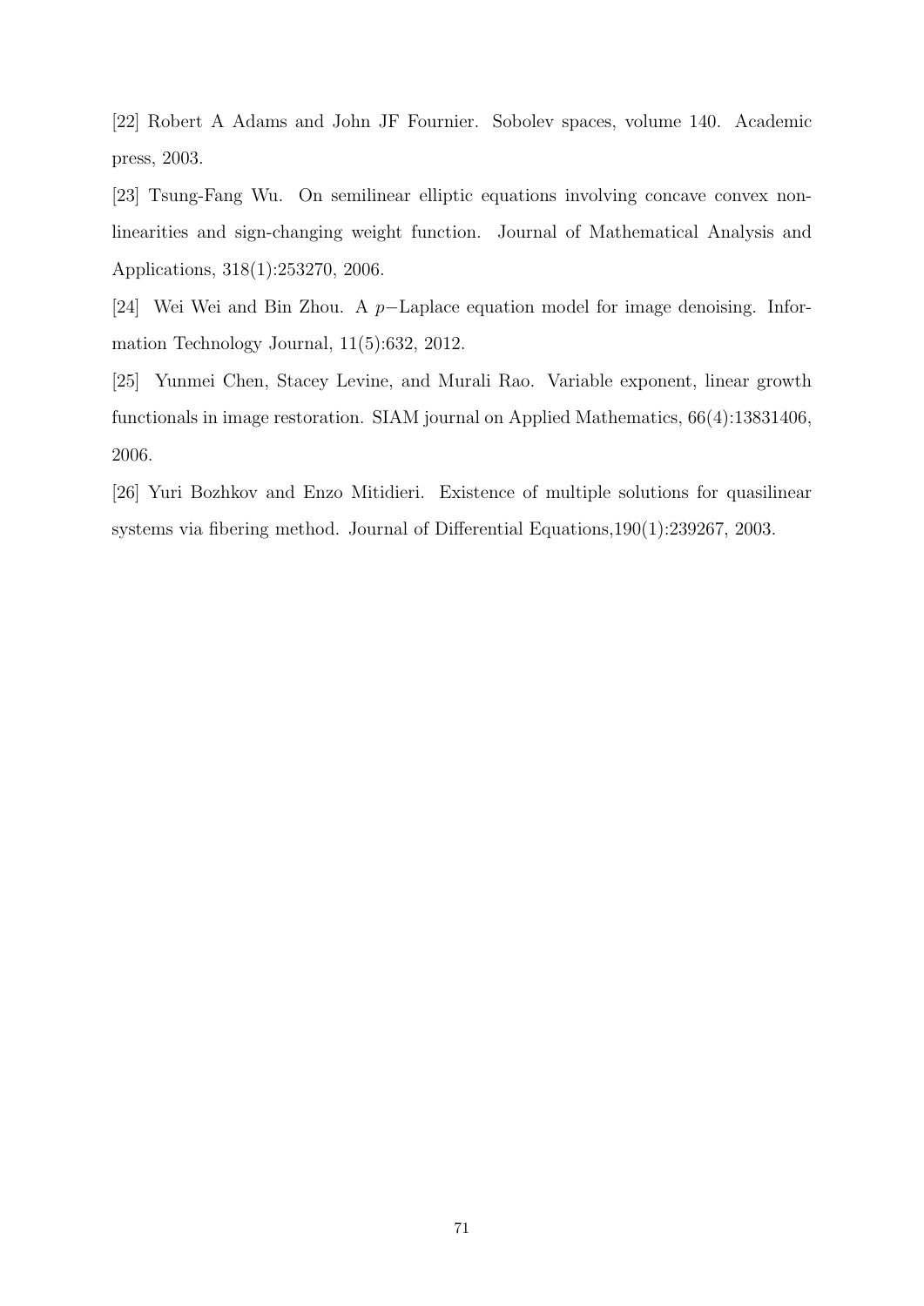[22] Robert A Adams and John JF Fournier. Sobolev spaces, volume 140. Academic press, 2003.

[23] Tsung-Fang Wu. On semilinear elliptic equations involving concave convex nonlinearities and sign-changing weight function. Journal of Mathematical Analysis and Applications, 318(1):253270, 2006.

[24] Wei Wei and Bin Zhou. A $p-$Laplace equation model for image denoising. Information Technology Journal, 11(5):632, 2012.

[25] Yunmei Chen, Stacey Levine, and Murali Rao. Variable exponent, linear growth functionals in image restoration. SIAM journal on Applied Mathematics, 66(4):13831406, 2006.

[26] Yuri Bozhkov and Enzo Mitidieri. Existence of multiple solutions for quasilinear systems via fibering method. Journal of Differential Equations,190(1):239267, 2003.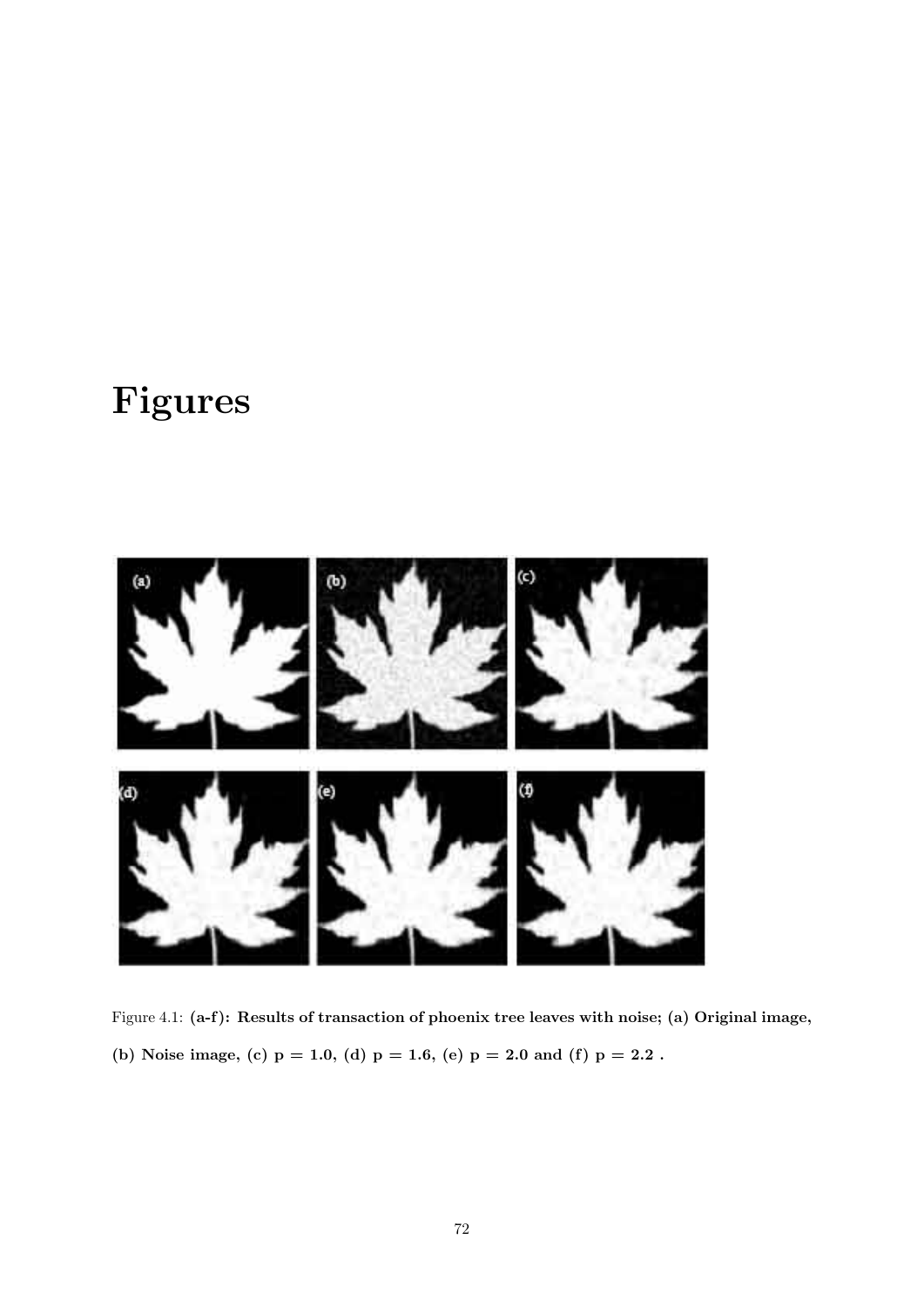# Figures

Figure 4.1: **(a-f): Results of transaction of phoenix tree leaves with noise; (a) Original image, (b) Noise image, (c) p = 1.0, (d) p = 1.6, (e) p = 2.0 and (f) p = 2.2 .**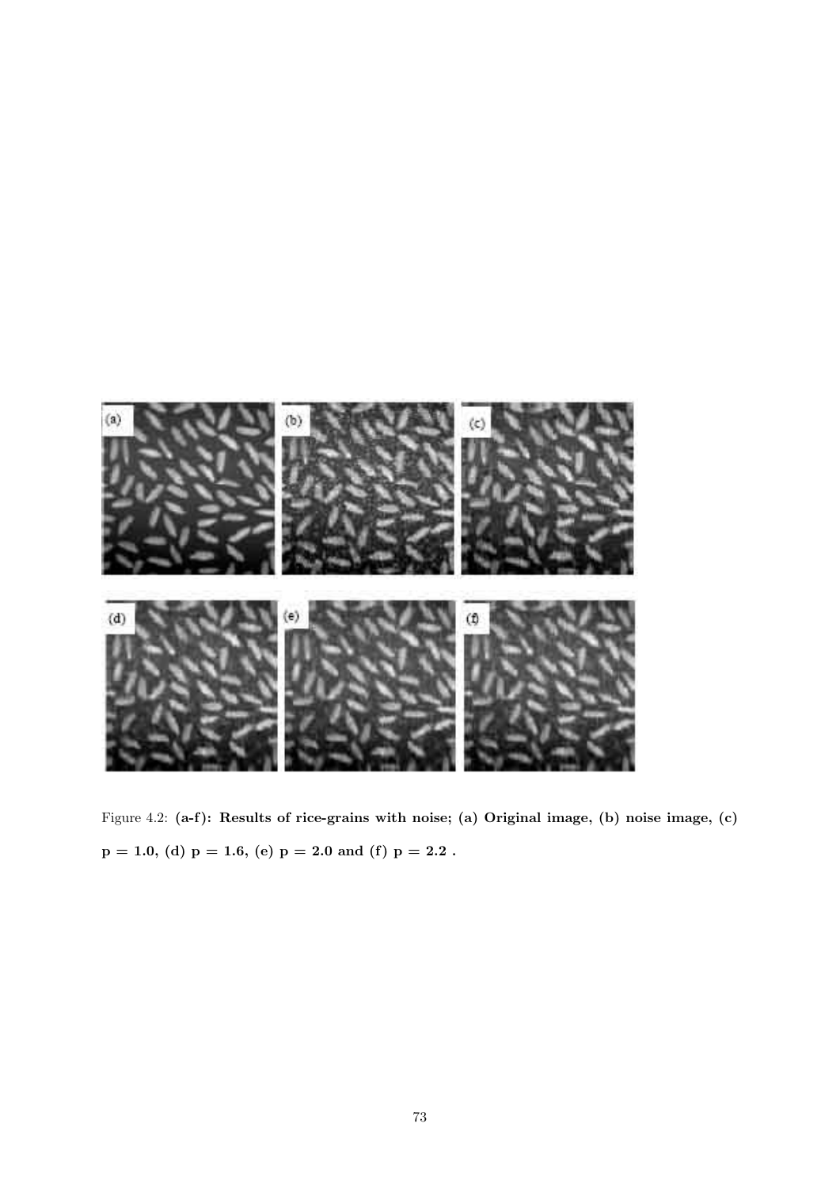Figure 4.2: **(a-f): Results of rice-grains with noise; (a) Original image, (b) noise image, (c) p = 1.0, (d) p = 1.6, (e) p = 2.0 and (f) p = 2.2 .**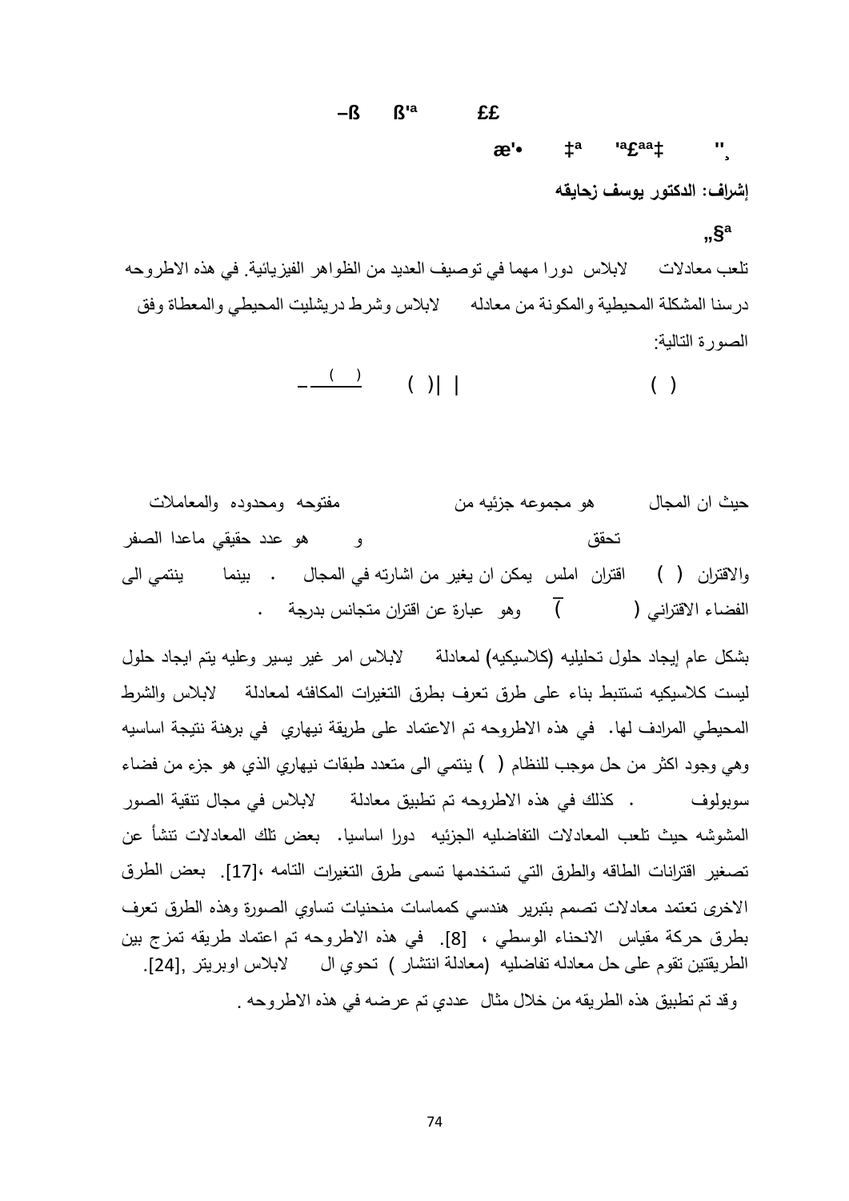**–ß ß'ª ££**

**æ'• ‡ª 'ª£ªª‡ "¸**

**إشراف: الدكتور يوسف زحايقه**

**„§ª**

تلعب معادلات لابلاس دورا مهما في توصيف العديد من الظواهر الفيزيائية. في هذه الاطروحه درسنا المشكلة المحيطية والمكونة من معادله لابلاس وشرط دريشليت المحيطي والمعطاة وفق الصورة التالية:

$$- \frac{( )}{} \quad ( )| | \qquad ( )$$

حيث ان المجال هو مجموعه جزئيه من مفتوحه ومحدوده والمعاملات تحقق و هو عدد حقيقي ماعدا الصفر والاقتران ( ) اقتران املس يمكن ان يغير من اشارته في المجال . بينما ينتمي الى الفضاء الاقتراني ( ) وهو عبارة عن اقتران متجانس بدرجة .

بشكل عام إيجاد حلول تحليليه (كلاسيكيه) لمعادلة لابلاس امر غير يسير وعليه يتم ايجاد حلول ليست كلاسيكيه تستنبط بناء على طرق تعرف بطرق التغيرات المكافئه لمعادلة لابلاس والشرط المحيطي المرادف لها. في هذه الاطروحه تم الاعتماد على طريقة نيهاري في برهنة نتيجة اساسيه وهي وجود اكثر من حل موجب للنظام ( ) ينتمي الى متعدد طبقات نيهاري الذي هو جزء من فضاء سوبولوف . كذلك في هذه الاطروحه تم تطبيق معادلة لابلاس في مجال تنقية الصور المشوشه حيث تلعب المعادلات التفاضليه الجزئيه دورا اساسيا. بعض تلك المعادلات تنشأ عن تصغير اقترانات الطاقه والطرق التي تستخدمها تسمى طرق التغيرات التامه ،[17]. بعض الطرق الاخرى تعتمد معادلات تصمم بتبرير هندسي كمماسات منحنيات تساوي الصورة وهذه الطرق تعرف بطرق حركة مقياس الانحناء الوسطي ، [8]. في هذه الاطروحه تم اعتماد طريقه تمزج بين الطريقتين تقوم على حل معادله تفاضليه (معادلة انتشار ) تحوي ال لابلاس اوبريتر ,[24].

وقد تم تطبيق هذه الطريقه من خلال مثال عددي تم عرضه في هذه الاطروحه .